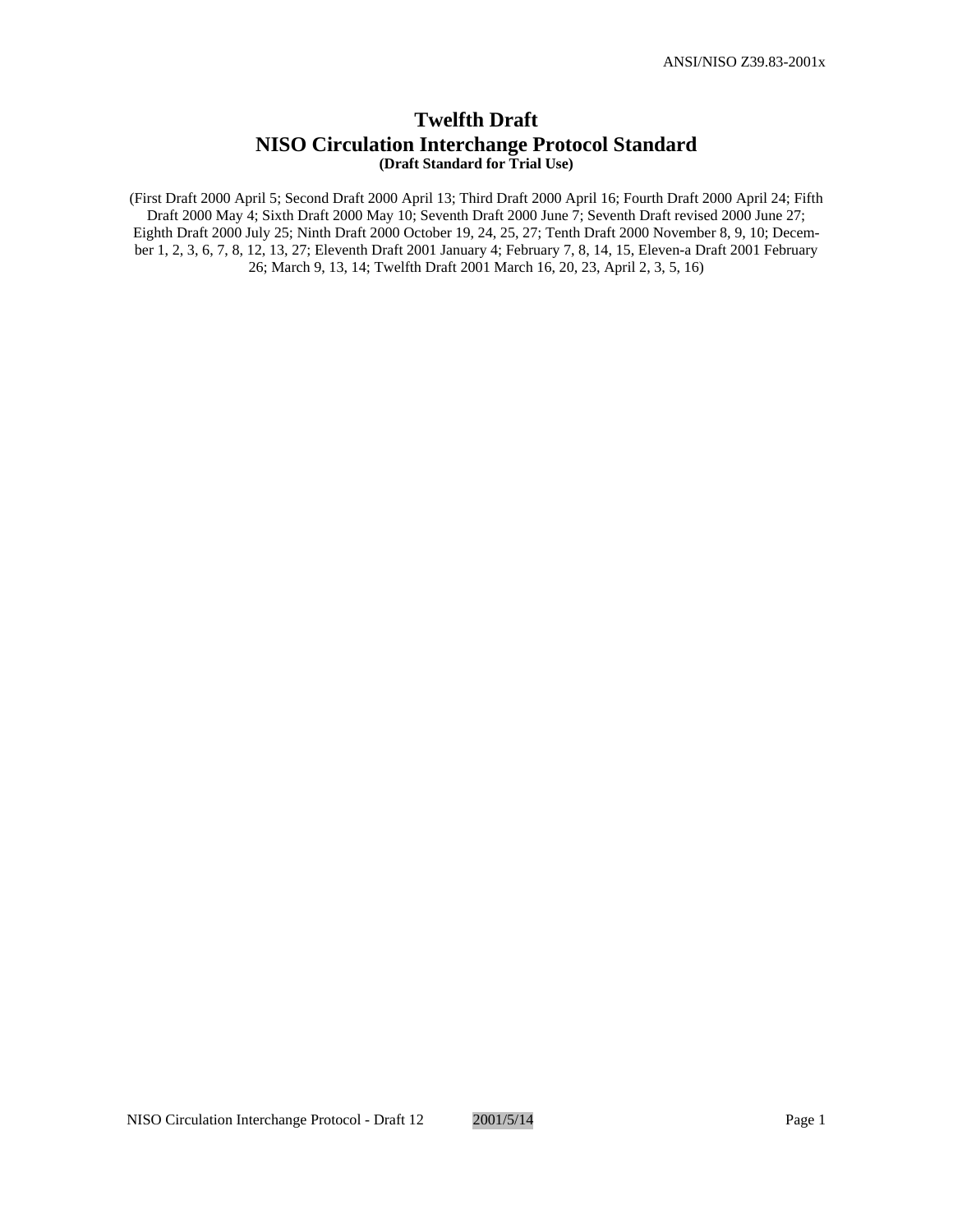# Twelfth Draft
# NISO Circulation Interchange Protocol Standard
**(Draft Standard for Trial Use)**

(First Draft 2000 April 5; Second Draft 2000 April 13; Third Draft 2000 April 16; Fourth Draft 2000 April 24; Fifth Draft 2000 May 4; Sixth Draft 2000 May 10; Seventh Draft 2000 June 7; Seventh Draft revised 2000 June 27; Eighth Draft 2000 July 25; Ninth Draft 2000 October 19, 24, 25, 27; Tenth Draft 2000 November 8, 9, 10; December 1, 2, 3, 6, 7, 8, 12, 13, 27; Eleventh Draft 2001 January 4; February 7, 8, 14, 15, Eleven-a Draft 2001 February 26; March 9, 13, 14; Twelfth Draft 2001 March 16, 20, 23, April 2, 3, 5, 16)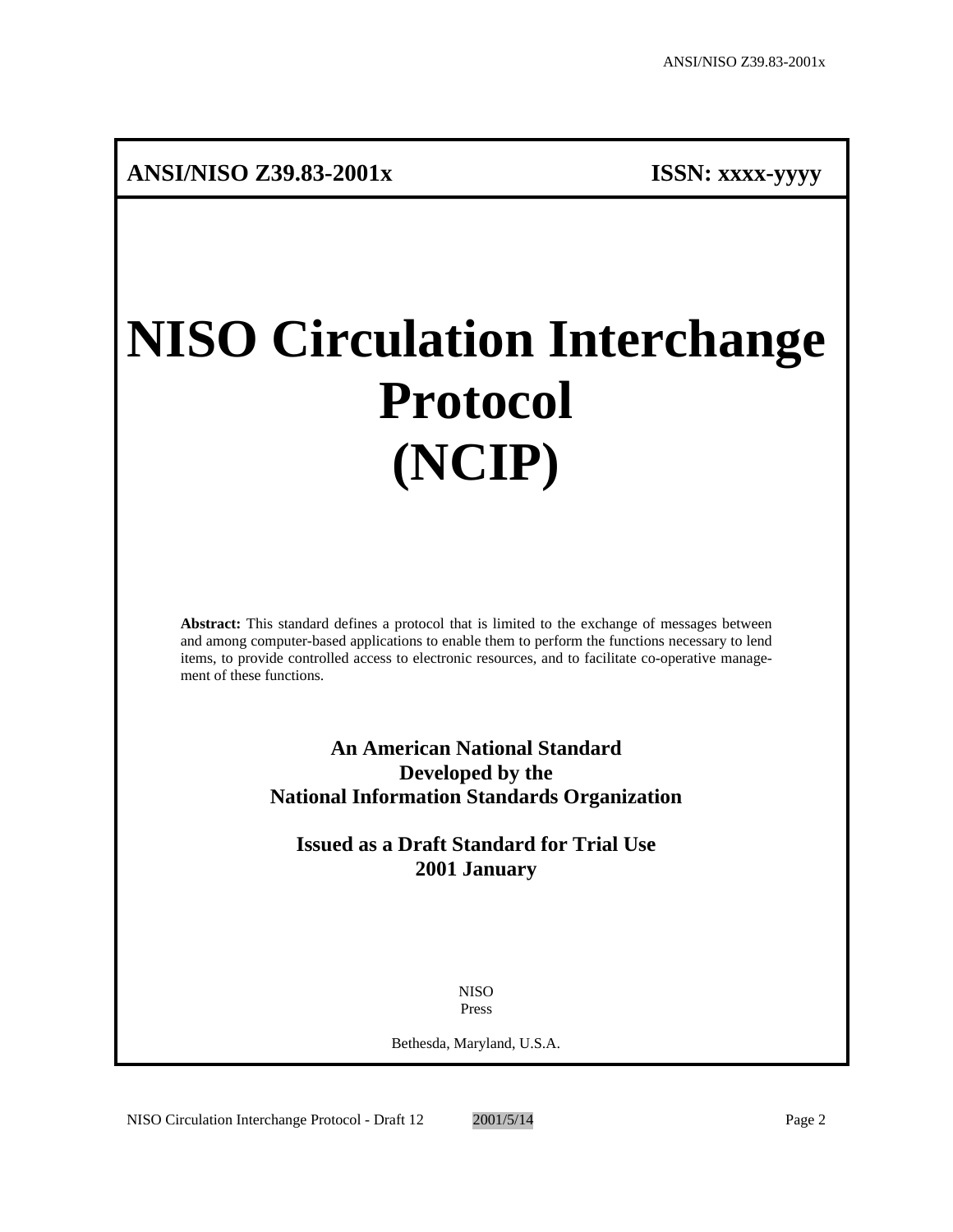**ANSI/NISO Z39.83-2001x** **ISSN: xxxx-yyyy**

# NISO Circulation Interchange Protocol (NCIP)

**Abstract:** This standard defines a protocol that is limited to the exchange of messages between and among computer-based applications to enable them to perform the functions necessary to lend items, to provide controlled access to electronic resources, and to facilitate co-operative management of these functions.

**An American National Standard**
**Developed by the**
**National Information Standards Organization**

**Issued as a Draft Standard for Trial Use**
**2001 January**

NISO
Press

Bethesda, Maryland, U.S.A.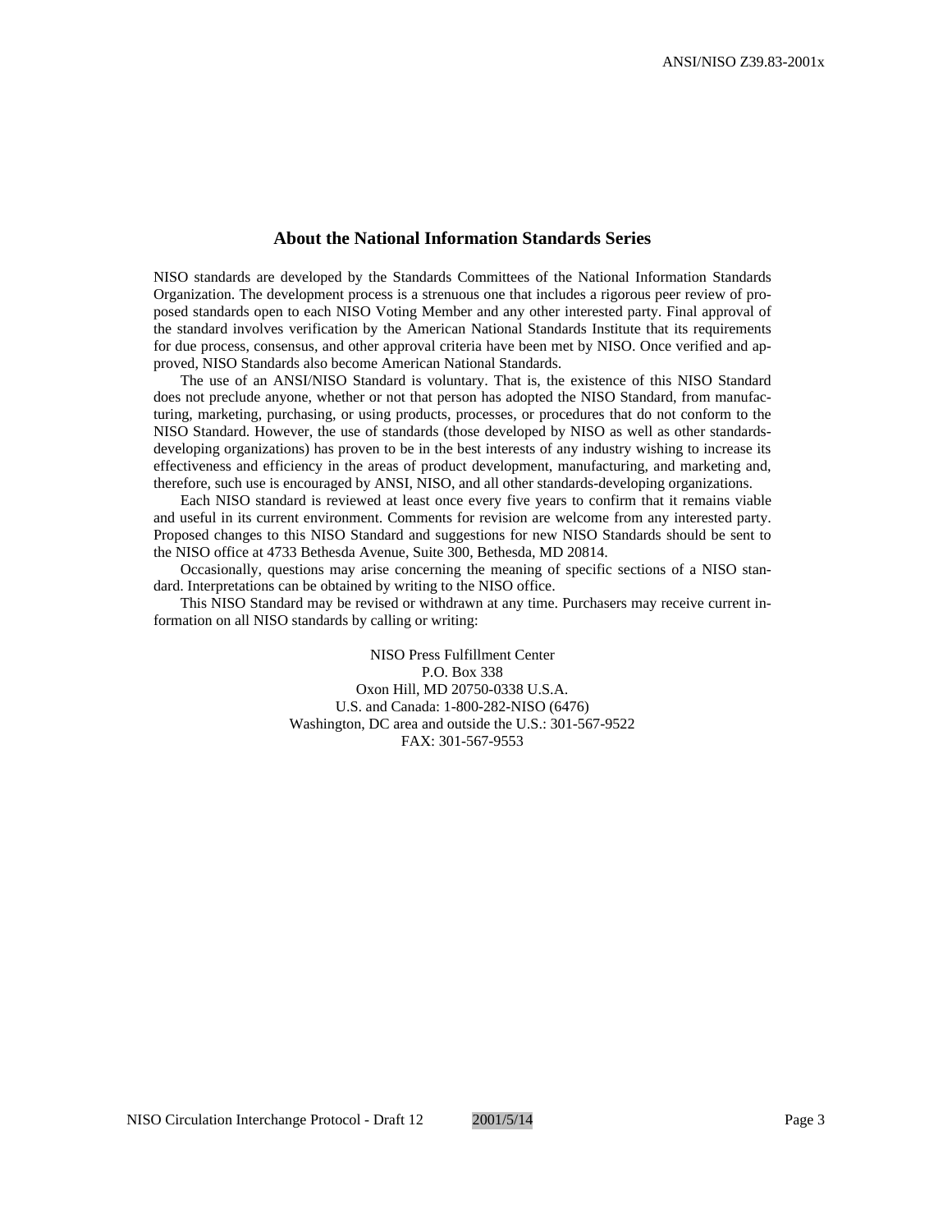## About the National Information Standards Series

NISO standards are developed by the Standards Committees of the National Information Standards Organization. The development process is a strenuous one that includes a rigorous peer review of proposed standards open to each NISO Voting Member and any other interested party. Final approval of the standard involves verification by the American National Standards Institute that its requirements for due process, consensus, and other approval criteria have been met by NISO. Once verified and approved, NISO Standards also become American National Standards.

The use of an ANSI/NISO Standard is voluntary. That is, the existence of this NISO Standard does not preclude anyone, whether or not that person has adopted the NISO Standard, from manufacturing, marketing, purchasing, or using products, processes, or procedures that do not conform to the NISO Standard. However, the use of standards (those developed by NISO as well as other standards-developing organizations) has proven to be in the best interests of any industry wishing to increase its effectiveness and efficiency in the areas of product development, manufacturing, and marketing and, therefore, such use is encouraged by ANSI, NISO, and all other standards-developing organizations.

Each NISO standard is reviewed at least once every five years to confirm that it remains viable and useful in its current environment. Comments for revision are welcome from any interested party. Proposed changes to this NISO Standard and suggestions for new NISO Standards should be sent to the NISO office at 4733 Bethesda Avenue, Suite 300, Bethesda, MD 20814.

Occasionally, questions may arise concerning the meaning of specific sections of a NISO standard. Interpretations can be obtained by writing to the NISO office.

This NISO Standard may be revised or withdrawn at any time. Purchasers may receive current information on all NISO standards by calling or writing:

NISO Press Fulfillment Center
P.O. Box 338
Oxon Hill, MD 20750-0338 U.S.A.
U.S. and Canada: 1-800-282-NISO (6476)
Washington, DC area and outside the U.S.: 301-567-9522
FAX: 301-567-9553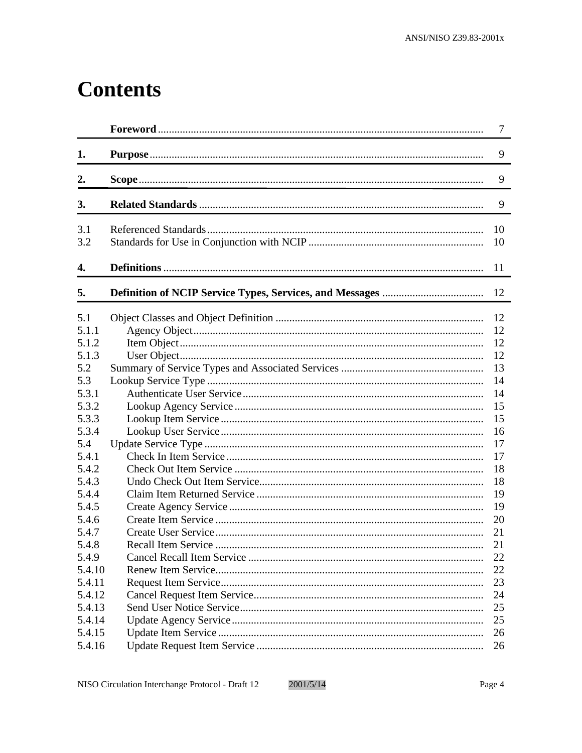# Contents

| | | |
|---|---|---|
| | **Foreword** | 7 |
| **1.** | **Purpose** | 9 |
| **2.** | **Scope** | 9 |
| **3.** | **Related Standards** | 9 |
| 3.1 | Referenced Standards | 10 |
| 3.2 | Standards for Use in Conjunction with NCIP | 10 |
| **4.** | **Definitions** | 11 |
| **5.** | **Definition of NCIP Service Types, Services, and Messages** | 12 |
| 5.1 | Object Classes and Object Definition | 12 |
| 5.1.1 | Agency Object | 12 |
| 5.1.2 | Item Object | 12 |
| 5.1.3 | User Object | 12 |
| 5.2 | Summary of Service Types and Associated Services | 13 |
| 5.3 | Lookup Service Type | 14 |
| 5.3.1 | Authenticate User Service | 14 |
| 5.3.2 | Lookup Agency Service | 15 |
| 5.3.3 | Lookup Item Service | 15 |
| 5.3.4 | Lookup User Service | 16 |
| 5.4 | Update Service Type | 17 |
| 5.4.1 | Check In Item Service | 17 |
| 5.4.2 | Check Out Item Service | 18 |
| 5.4.3 | Undo Check Out Item Service | 18 |
| 5.4.4 | Claim Item Returned Service | 19 |
| 5.4.5 | Create Agency Service | 19 |
| 5.4.6 | Create Item Service | 20 |
| 5.4.7 | Create User Service | 21 |
| 5.4.8 | Recall Item Service | 21 |
| 5.4.9 | Cancel Recall Item Service | 22 |
| 5.4.10 | Renew Item Service | 22 |
| 5.4.11 | Request Item Service | 23 |
| 5.4.12 | Cancel Request Item Service | 24 |
| 5.4.13 | Send User Notice Service | 25 |
| 5.4.14 | Update Agency Service | 25 |
| 5.4.15 | Update Item Service | 26 |
| 5.4.16 | Update Request Item Service | 26 |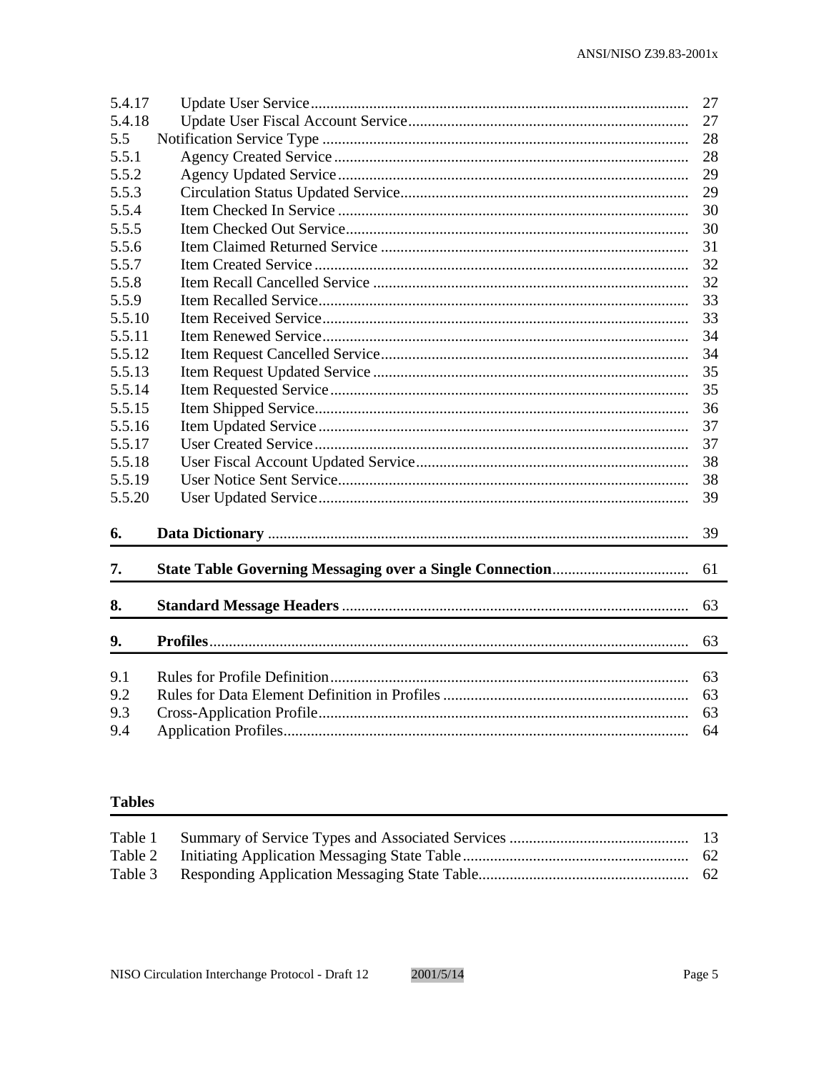| | | |
|---|---|---|
| 5.4.17 | Update User Service | 27 |
| 5.4.18 | Update User Fiscal Account Service | 27 |
| 5.5 | Notification Service Type | 28 |
| 5.5.1 | Agency Created Service | 28 |
| 5.5.2 | Agency Updated Service | 29 |
| 5.5.3 | Circulation Status Updated Service | 29 |
| 5.5.4 | Item Checked In Service | 30 |
| 5.5.5 | Item Checked Out Service | 30 |
| 5.5.6 | Item Claimed Returned Service | 31 |
| 5.5.7 | Item Created Service | 32 |
| 5.5.8 | Item Recall Cancelled Service | 32 |
| 5.5.9 | Item Recalled Service | 33 |
| 5.5.10 | Item Received Service | 33 |
| 5.5.11 | Item Renewed Service | 34 |
| 5.5.12 | Item Request Cancelled Service | 34 |
| 5.5.13 | Item Request Updated Service | 35 |
| 5.5.14 | Item Requested Service | 35 |
| 5.5.15 | Item Shipped Service | 36 |
| 5.5.16 | Item Updated Service | 37 |
| 5.5.17 | User Created Service | 37 |
| 5.5.18 | User Fiscal Account Updated Service | 38 |
| 5.5.19 | User Notice Sent Service | 38 |
| 5.5.20 | User Updated Service | 39 |
| **6.** | **Data Dictionary** | 39 |
| **7.** | **State Table Governing Messaging over a Single Connection** | 61 |
| **8.** | **Standard Message Headers** | 63 |
| **9.** | **Profiles** | 63 |
| 9.1 | Rules for Profile Definition | 63 |
| 9.2 | Rules for Data Element Definition in Profiles | 63 |
| 9.3 | Cross-Application Profile | 63 |
| 9.4 | Application Profiles | 64 |

**Tables**

| | | |
|---|---|---|
| Table 1 | Summary of Service Types and Associated Services | 13 |
| Table 2 | Initiating Application Messaging State Table | 62 |
| Table 3 | Responding Application Messaging State Table | 62 |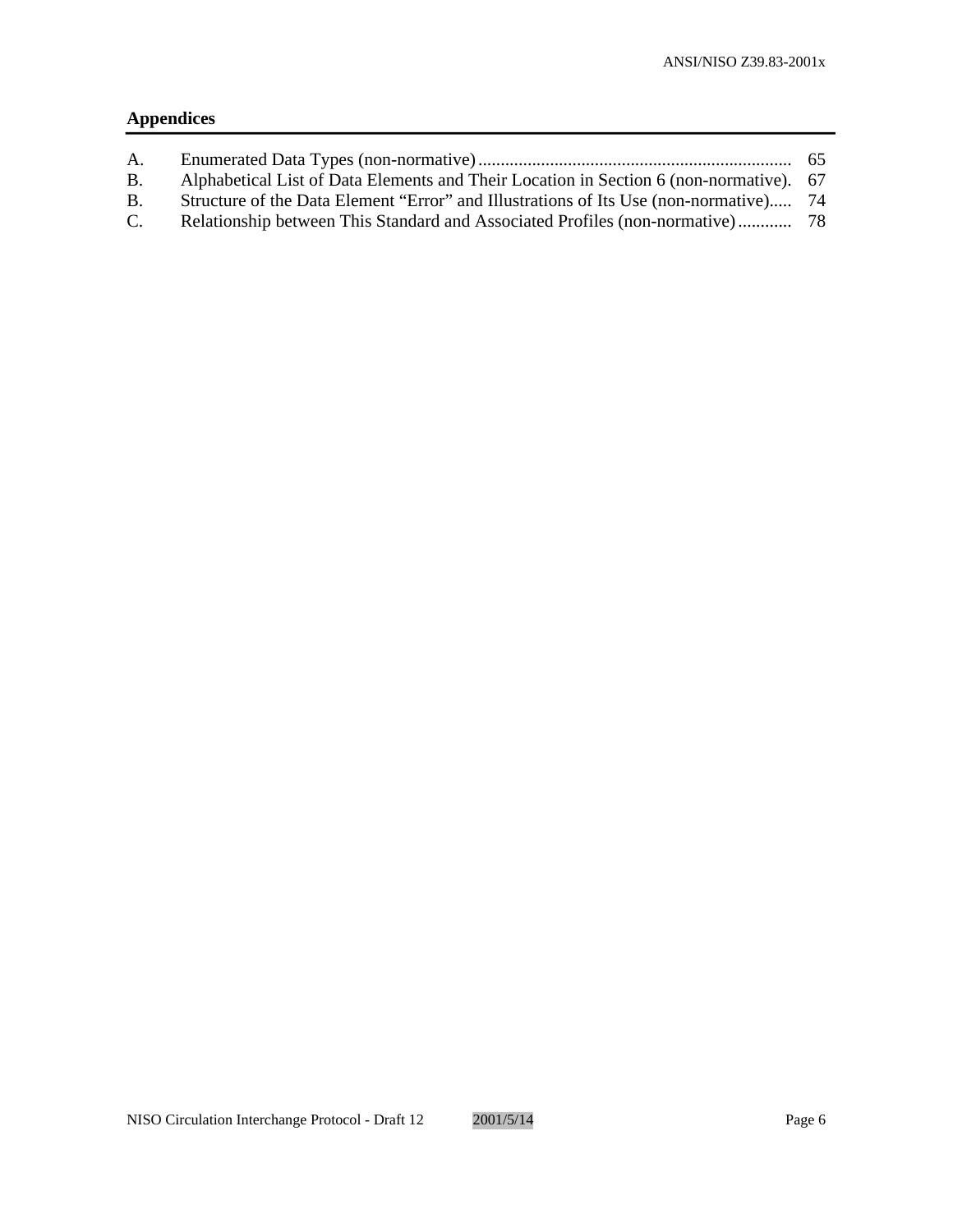## Appendices

| | | |
|---|---|---|
| A. | Enumerated Data Types (non-normative) | 65 |
| B. | Alphabetical List of Data Elements and Their Location in Section 6 (non-normative). | 67 |
| B. | Structure of the Data Element “Error” and Illustrations of Its Use (non-normative) | 74 |
| C. | Relationship between This Standard and Associated Profiles (non-normative) | 78 |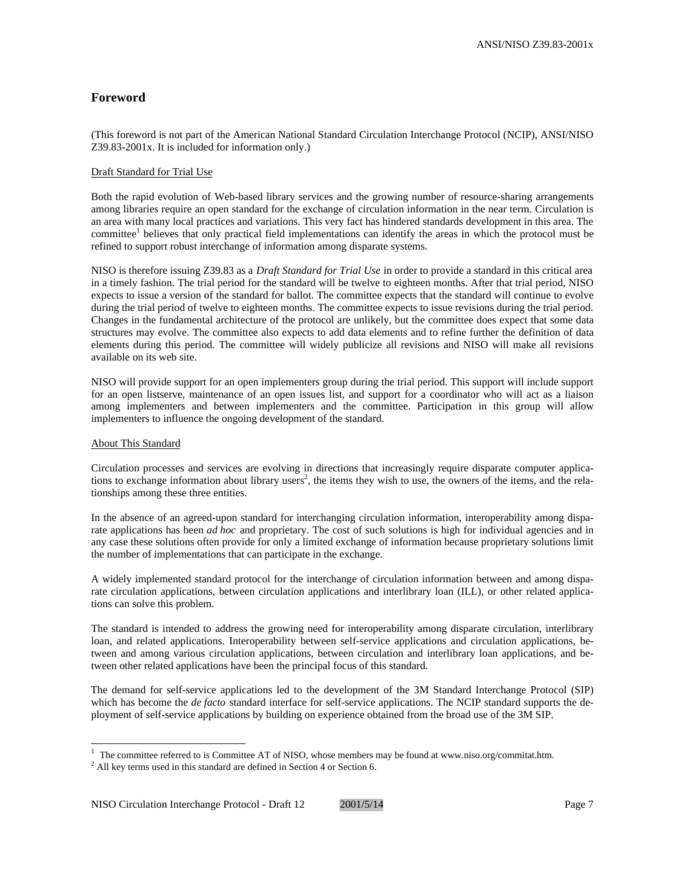## Foreword

(This foreword is not part of the American National Standard Circulation Interchange Protocol (NCIP), ANSI/NISO Z39.83-2001x. It is included for information only.)

Draft Standard for Trial Use

Both the rapid evolution of Web-based library services and the growing number of resource-sharing arrangements among libraries require an open standard for the exchange of circulation information in the near term. Circulation is an area with many local practices and variations. This very fact has hindered standards development in this area. The committee[1] believes that only practical field implementations can identify the areas in which the protocol must be refined to support robust interchange of information among disparate systems.

NISO is therefore issuing Z39.83 as a *Draft Standard for Trial Use* in order to provide a standard in this critical area in a timely fashion. The trial period for the standard will be twelve to eighteen months. After that trial period, NISO expects to issue a version of the standard for ballot. The committee expects that the standard will continue to evolve during the trial period of twelve to eighteen months. The committee expects to issue revisions during the trial period. Changes in the fundamental architecture of the protocol are unlikely, but the committee does expect that some data structures may evolve. The committee also expects to add data elements and to refine further the definition of data elements during this period. The committee will widely publicize all revisions and NISO will make all revisions available on its web site.

NISO will provide support for an open implementers group during the trial period. This support will include support for an open listserve, maintenance of an open issues list, and support for a coordinator who will act as a liaison among implementers and between implementers and the committee. Participation in this group will allow implementers to influence the ongoing development of the standard.

About This Standard

Circulation processes and services are evolving in directions that increasingly require disparate computer applications to exchange information about library users[2], the items they wish to use, the owners of the items, and the relationships among these three entities.

In the absence of an agreed-upon standard for interchanging circulation information, interoperability among disparate applications has been *ad hoc* and proprietary. The cost of such solutions is high for individual agencies and in any case these solutions often provide for only a limited exchange of information because proprietary solutions limit the number of implementations that can participate in the exchange.

A widely implemented standard protocol for the interchange of circulation information between and among disparate circulation applications, between circulation applications and interlibrary loan (ILL), or other related applications can solve this problem.

The standard is intended to address the growing need for interoperability among disparate circulation, interlibrary loan, and related applications. Interoperability between self-service applications and circulation applications, between and among various circulation applications, between circulation and interlibrary loan applications, and between other related applications have been the principal focus of this standard.

The demand for self-service applications led to the development of the 3M Standard Interchange Protocol (SIP) which has become the *de facto* standard interface for self-service applications. The NCIP standard supports the deployment of self-service applications by building on experience obtained from the broad use of the 3M SIP.

---

[1] The committee referred to is Committee AT of NISO, whose members may be found at www.niso.org/commitat.htm.

[2] All key terms used in this standard are defined in Section 4 or Section 6.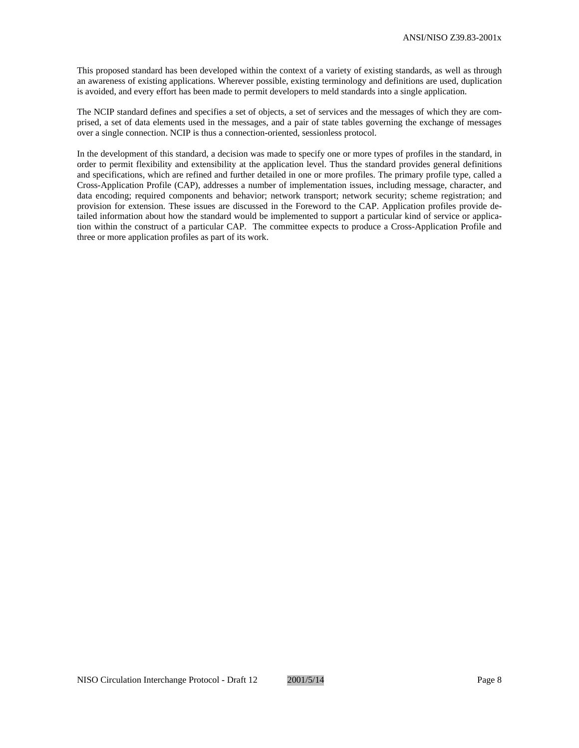This proposed standard has been developed within the context of a variety of existing standards, as well as through an awareness of existing applications. Wherever possible, existing terminology and definitions are used, duplication is avoided, and every effort has been made to permit developers to meld standards into a single application.

The NCIP standard defines and specifies a set of objects, a set of services and the messages of which they are comprised, a set of data elements used in the messages, and a pair of state tables governing the exchange of messages over a single connection. NCIP is thus a connection-oriented, sessionless protocol.

In the development of this standard, a decision was made to specify one or more types of profiles in the standard, in order to permit flexibility and extensibility at the application level. Thus the standard provides general definitions and specifications, which are refined and further detailed in one or more profiles. The primary profile type, called a Cross-Application Profile (CAP), addresses a number of implementation issues, including message, character, and data encoding; required components and behavior; network transport; network security; scheme registration; and provision for extension. These issues are discussed in the Foreword to the CAP. Application profiles provide detailed information about how the standard would be implemented to support a particular kind of service or application within the construct of a particular CAP. The committee expects to produce a Cross-Application Profile and three or more application profiles as part of its work.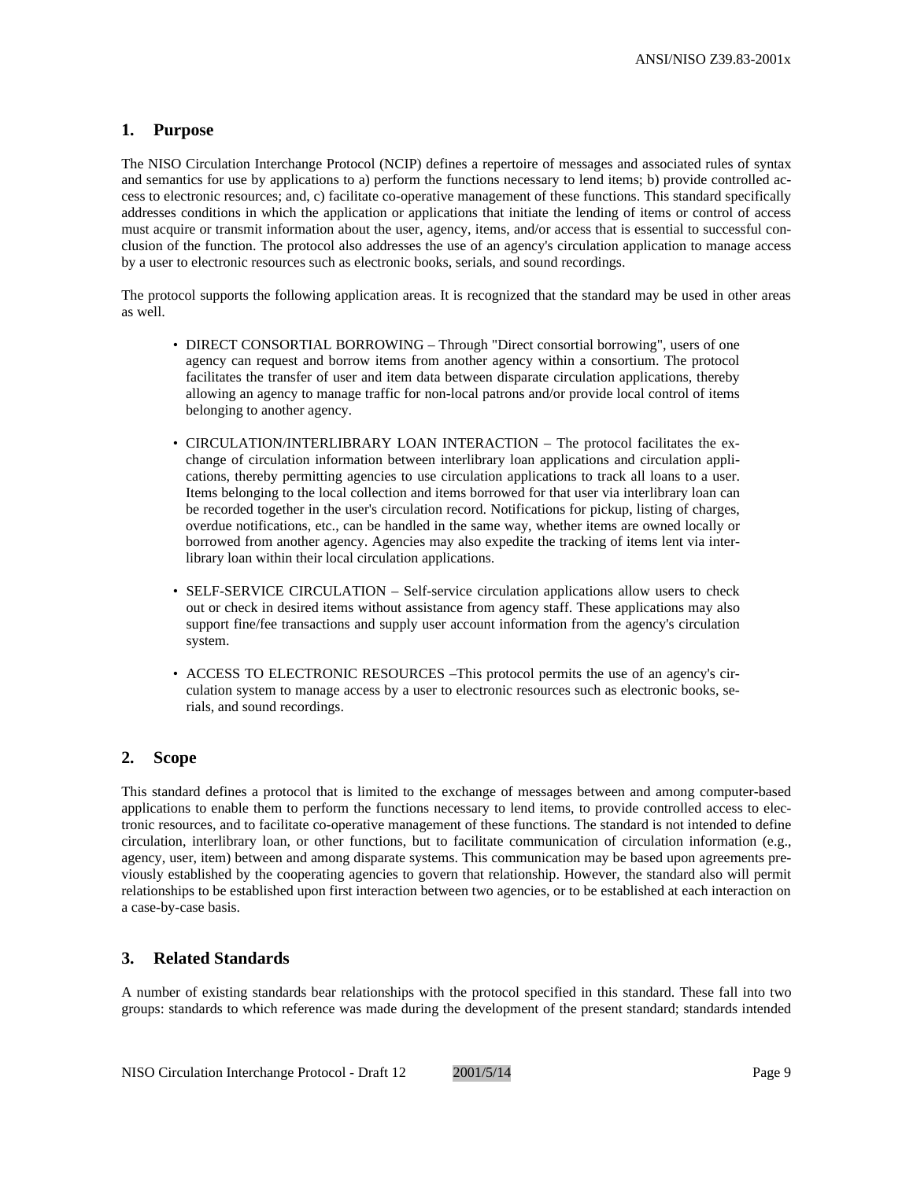## 1. Purpose

The NISO Circulation Interchange Protocol (NCIP) defines a repertoire of messages and associated rules of syntax and semantics for use by applications to a) perform the functions necessary to lend items; b) provide controlled access to electronic resources; and, c) facilitate co-operative management of these functions. This standard specifically addresses conditions in which the application or applications that initiate the lending of items or control of access must acquire or transmit information about the user, agency, items, and/or access that is essential to successful conclusion of the function. The protocol also addresses the use of an agency's circulation application to manage access by a user to electronic resources such as electronic books, serials, and sound recordings.

The protocol supports the following application areas. It is recognized that the standard may be used in other areas as well.

- DIRECT CONSORTIAL BORROWING – Through "Direct consortial borrowing", users of one agency can request and borrow items from another agency within a consortium. The protocol facilitates the transfer of user and item data between disparate circulation applications, thereby allowing an agency to manage traffic for non-local patrons and/or provide local control of items belonging to another agency.

- CIRCULATION/INTERLIBRARY LOAN INTERACTION – The protocol facilitates the exchange of circulation information between interlibrary loan applications and circulation applications, thereby permitting agencies to use circulation applications to track all loans to a user. Items belonging to the local collection and items borrowed for that user via interlibrary loan can be recorded together in the user's circulation record. Notifications for pickup, listing of charges, overdue notifications, etc., can be handled in the same way, whether items are owned locally or borrowed from another agency. Agencies may also expedite the tracking of items lent via interlibrary loan within their local circulation applications.

- SELF-SERVICE CIRCULATION – Self-service circulation applications allow users to check out or check in desired items without assistance from agency staff. These applications may also support fine/fee transactions and supply user account information from the agency's circulation system.

- ACCESS TO ELECTRONIC RESOURCES –This protocol permits the use of an agency's circulation system to manage access by a user to electronic resources such as electronic books, serials, and sound recordings.

## 2. Scope

This standard defines a protocol that is limited to the exchange of messages between and among computer-based applications to enable them to perform the functions necessary to lend items, to provide controlled access to electronic resources, and to facilitate co-operative management of these functions. The standard is not intended to define circulation, interlibrary loan, or other functions, but to facilitate communication of circulation information (e.g., agency, user, item) between and among disparate systems. This communication may be based upon agreements previously established by the cooperating agencies to govern that relationship. However, the standard also will permit relationships to be established upon first interaction between two agencies, or to be established at each interaction on a case-by-case basis.

## 3. Related Standards

A number of existing standards bear relationships with the protocol specified in this standard. These fall into two groups: standards to which reference was made during the development of the present standard; standards intended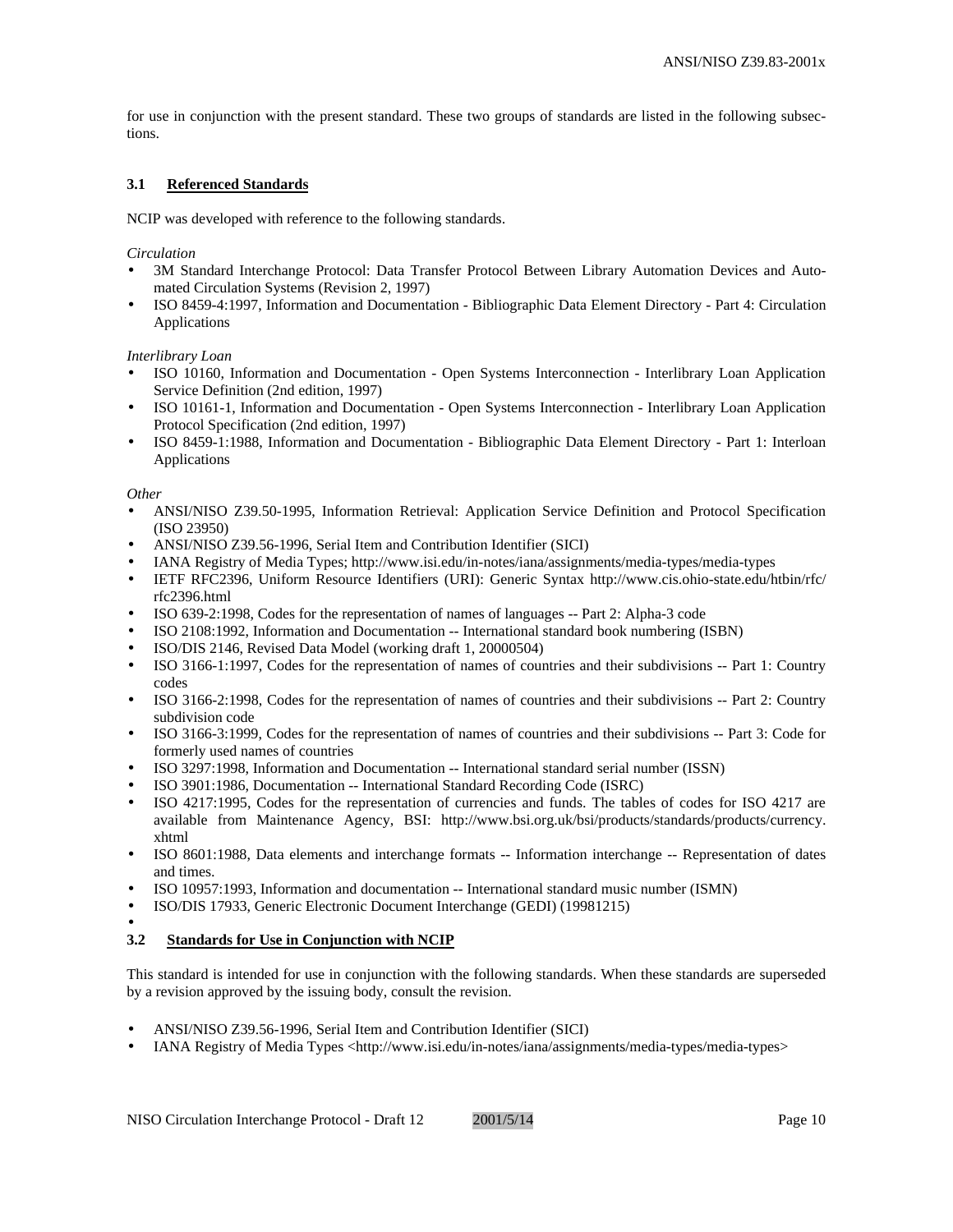for use in conjunction with the present standard. These two groups of standards are listed in the following subsections.

### 3.1 Referenced Standards

NCIP was developed with reference to the following standards.

*Circulation*

- 3M Standard Interchange Protocol: Data Transfer Protocol Between Library Automation Devices and Automated Circulation Systems (Revision 2, 1997)
- ISO 8459-4:1997, Information and Documentation - Bibliographic Data Element Directory - Part 4: Circulation Applications

*Interlibrary Loan*

- ISO 10160, Information and Documentation - Open Systems Interconnection - Interlibrary Loan Application Service Definition (2nd edition, 1997)
- ISO 10161-1, Information and Documentation - Open Systems Interconnection - Interlibrary Loan Application Protocol Specification (2nd edition, 1997)
- ISO 8459-1:1988, Information and Documentation - Bibliographic Data Element Directory - Part 1: Interloan Applications

*Other*

- ANSI/NISO Z39.50-1995, Information Retrieval: Application Service Definition and Protocol Specification (ISO 23950)
- ANSI/NISO Z39.56-1996, Serial Item and Contribution Identifier (SICI)
- IANA Registry of Media Types; http://www.isi.edu/in-notes/iana/assignments/media-types/media-types
- IETF RFC2396, Uniform Resource Identifiers (URI): Generic Syntax http://www.cis.ohio-state.edu/htbin/rfc/rfc2396.html
- ISO 639-2:1998, Codes for the representation of names of languages -- Part 2: Alpha-3 code
- ISO 2108:1992, Information and Documentation -- International standard book numbering (ISBN)
- ISO/DIS 2146, Revised Data Model (working draft 1, 20000504)
- ISO 3166-1:1997, Codes for the representation of names of countries and their subdivisions -- Part 1: Country codes
- ISO 3166-2:1998, Codes for the representation of names of countries and their subdivisions -- Part 2: Country subdivision code
- ISO 3166-3:1999, Codes for the representation of names of countries and their subdivisions -- Part 3: Code for formerly used names of countries
- ISO 3297:1998, Information and Documentation -- International standard serial number (ISSN)
- ISO 3901:1986, Documentation -- International Standard Recording Code (ISRC)
- ISO 4217:1995, Codes for the representation of currencies and funds. The tables of codes for ISO 4217 are available from Maintenance Agency, BSI: http://www.bsi.org.uk/bsi/products/standards/products/currency.xhtml
- ISO 8601:1988, Data elements and interchange formats -- Information interchange -- Representation of dates and times.
- ISO 10957:1993, Information and documentation -- International standard music number (ISMN)
- ISO/DIS 17933, Generic Electronic Document Interchange (GEDI) (19981215)

### 3.2 Standards for Use in Conjunction with NCIP

This standard is intended for use in conjunction with the following standards. When these standards are superseded by a revision approved by the issuing body, consult the revision.

- ANSI/NISO Z39.56-1996, Serial Item and Contribution Identifier (SICI)
- IANA Registry of Media Types <http://www.isi.edu/in-notes/iana/assignments/media-types/media-types>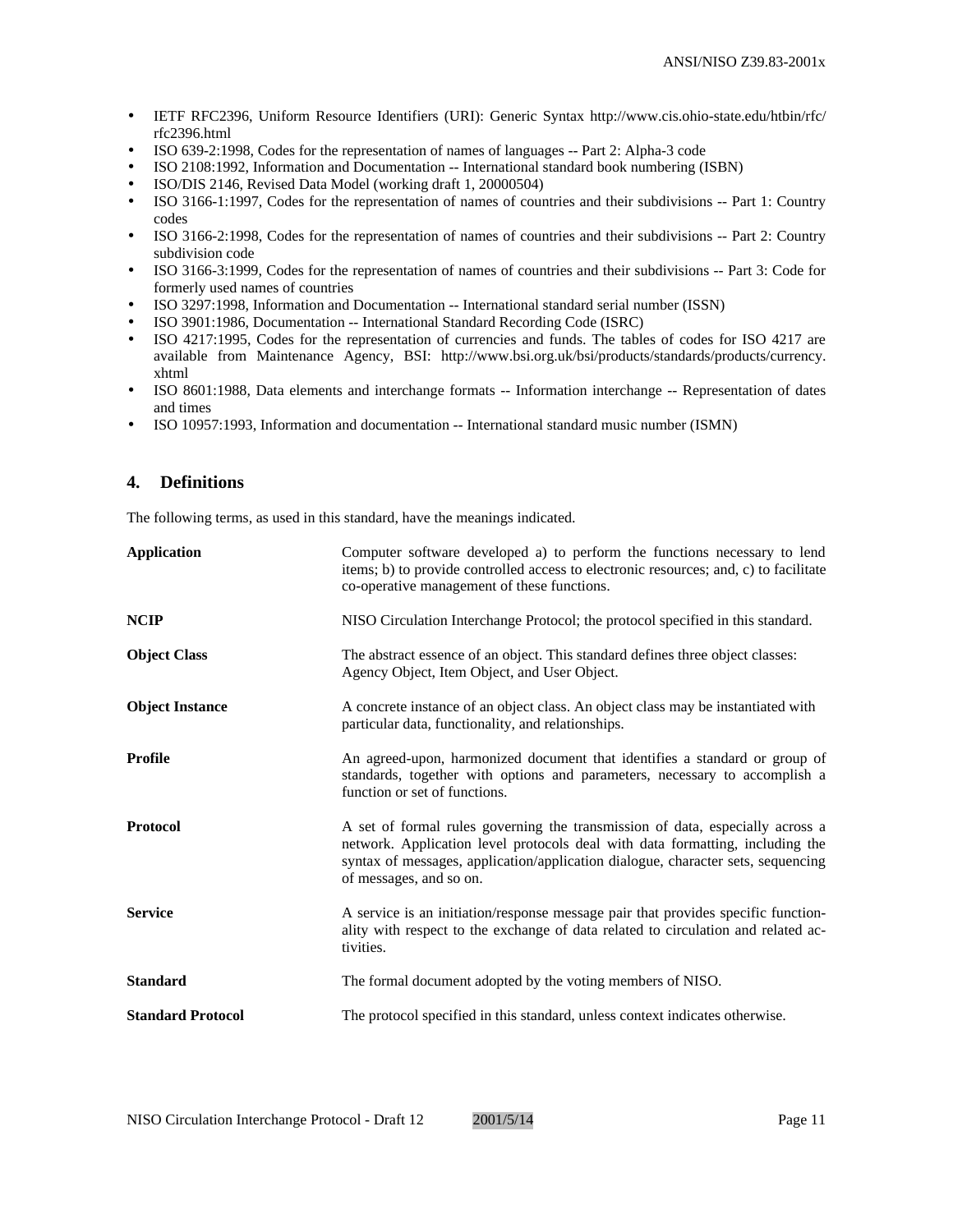- IETF RFC2396, Uniform Resource Identifiers (URI): Generic Syntax http://www.cis.ohio-state.edu/htbin/rfc/rfc2396.html
- ISO 639-2:1998, Codes for the representation of names of languages -- Part 2: Alpha-3 code
- ISO 2108:1992, Information and Documentation -- International standard book numbering (ISBN)
- ISO/DIS 2146, Revised Data Model (working draft 1, 20000504)
- ISO 3166-1:1997, Codes for the representation of names of countries and their subdivisions -- Part 1: Country codes
- ISO 3166-2:1998, Codes for the representation of names of countries and their subdivisions -- Part 2: Country subdivision code
- ISO 3166-3:1999, Codes for the representation of names of countries and their subdivisions -- Part 3: Code for formerly used names of countries
- ISO 3297:1998, Information and Documentation -- International standard serial number (ISSN)
- ISO 3901:1986, Documentation -- International Standard Recording Code (ISRC)
- ISO 4217:1995, Codes for the representation of currencies and funds. The tables of codes for ISO 4217 are available from Maintenance Agency, BSI: http://www.bsi.org.uk/bsi/products/standards/products/currency.xhtml
- ISO 8601:1988, Data elements and interchange formats -- Information interchange -- Representation of dates and times
- ISO 10957:1993, Information and documentation -- International standard music number (ISMN)

## 4. Definitions

The following terms, as used in this standard, have the meanings indicated.

| | |
|---|---|
| **Application** | Computer software developed a) to perform the functions necessary to lend items; b) to provide controlled access to electronic resources; and, c) to facilitate co-operative management of these functions. |
| **NCIP** | NISO Circulation Interchange Protocol; the protocol specified in this standard. |
| **Object Class** | The abstract essence of an object. This standard defines three object classes: Agency Object, Item Object, and User Object. |
| **Object Instance** | A concrete instance of an object class. An object class may be instantiated with particular data, functionality, and relationships. |
| **Profile** | An agreed-upon, harmonized document that identifies a standard or group of standards, together with options and parameters, necessary to accomplish a function or set of functions. |
| **Protocol** | A set of formal rules governing the transmission of data, especially across a network. Application level protocols deal with data formatting, including the syntax of messages, application/application dialogue, character sets, sequencing of messages, and so on. |
| **Service** | A service is an initiation/response message pair that provides specific functionality with respect to the exchange of data related to circulation and related activities. |
| **Standard** | The formal document adopted by the voting members of NISO. |
| **Standard Protocol** | The protocol specified in this standard, unless context indicates otherwise. |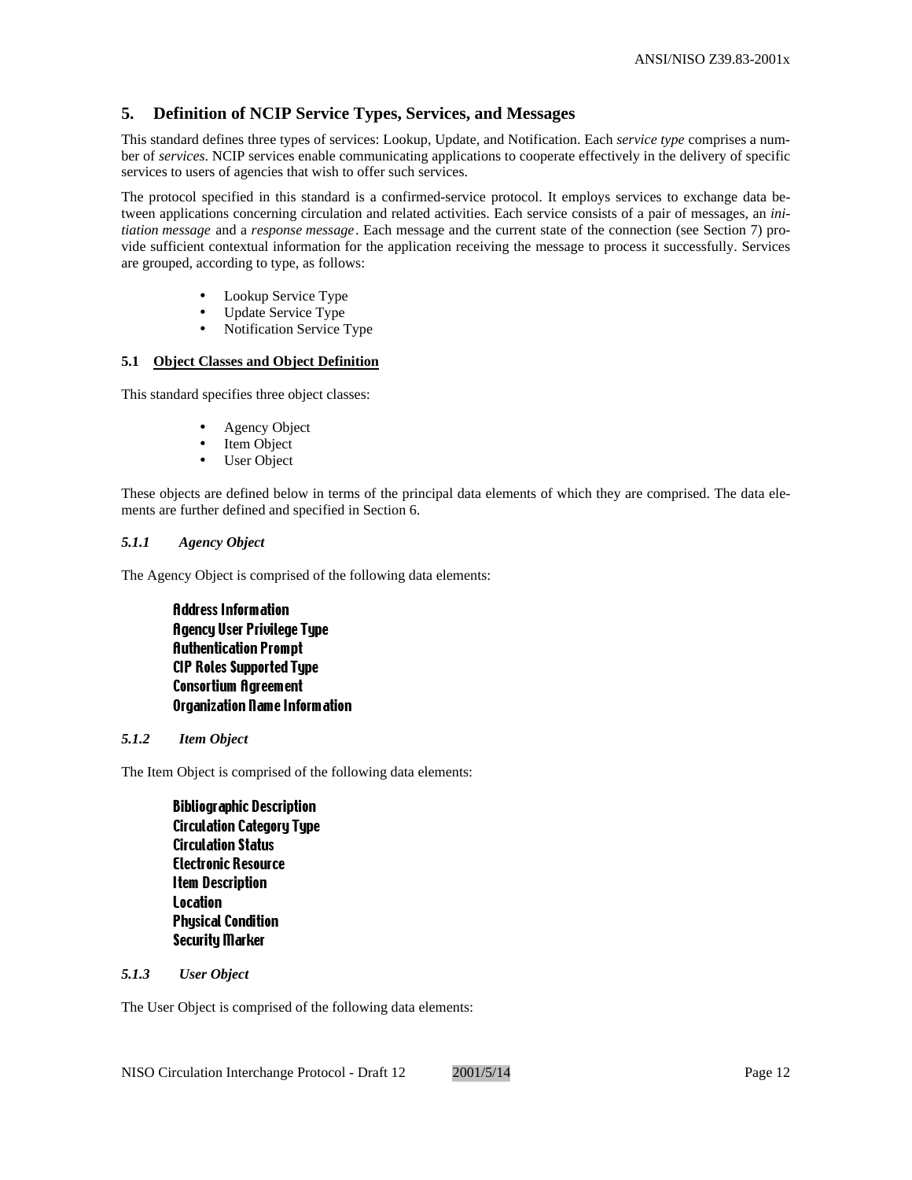## 5. Definition of NCIP Service Types, Services, and Messages

This standard defines three types of services: Lookup, Update, and Notification. Each *service type* comprises a number of *services*. NCIP services enable communicating applications to cooperate effectively in the delivery of specific services to users of agencies that wish to offer such services.

The protocol specified in this standard is a confirmed-service protocol. It employs services to exchange data between applications concerning circulation and related activities. Each service consists of a pair of messages, an *initiation message* and a *response message*. Each message and the current state of the connection (see Section 7) provide sufficient contextual information for the application receiving the message to process it successfully. Services are grouped, according to type, as follows:

- Lookup Service Type
- Update Service Type
- Notification Service Type

### 5.1 Object Classes and Object Definition

This standard specifies three object classes:

- Agency Object
- Item Object
- User Object

These objects are defined below in terms of the principal data elements of which they are comprised. The data elements are further defined and specified in Section 6.

#### *5.1.1 Agency Object*

The Agency Object is comprised of the following data elements:

**Address Information**
**Agency User Privilege Type**
**Authentication Prompt**
**CIP Roles Supported Type**
**Consortium Agreement**
**Organization Name Information**

#### *5.1.2 Item Object*

The Item Object is comprised of the following data elements:

**Bibliographic Description**
**Circulation Category Type**
**Circulation Status**
**Electronic Resource**
**Item Description**
**Location**
**Physical Condition**
**Security Marker**

#### *5.1.3 User Object*

The User Object is comprised of the following data elements: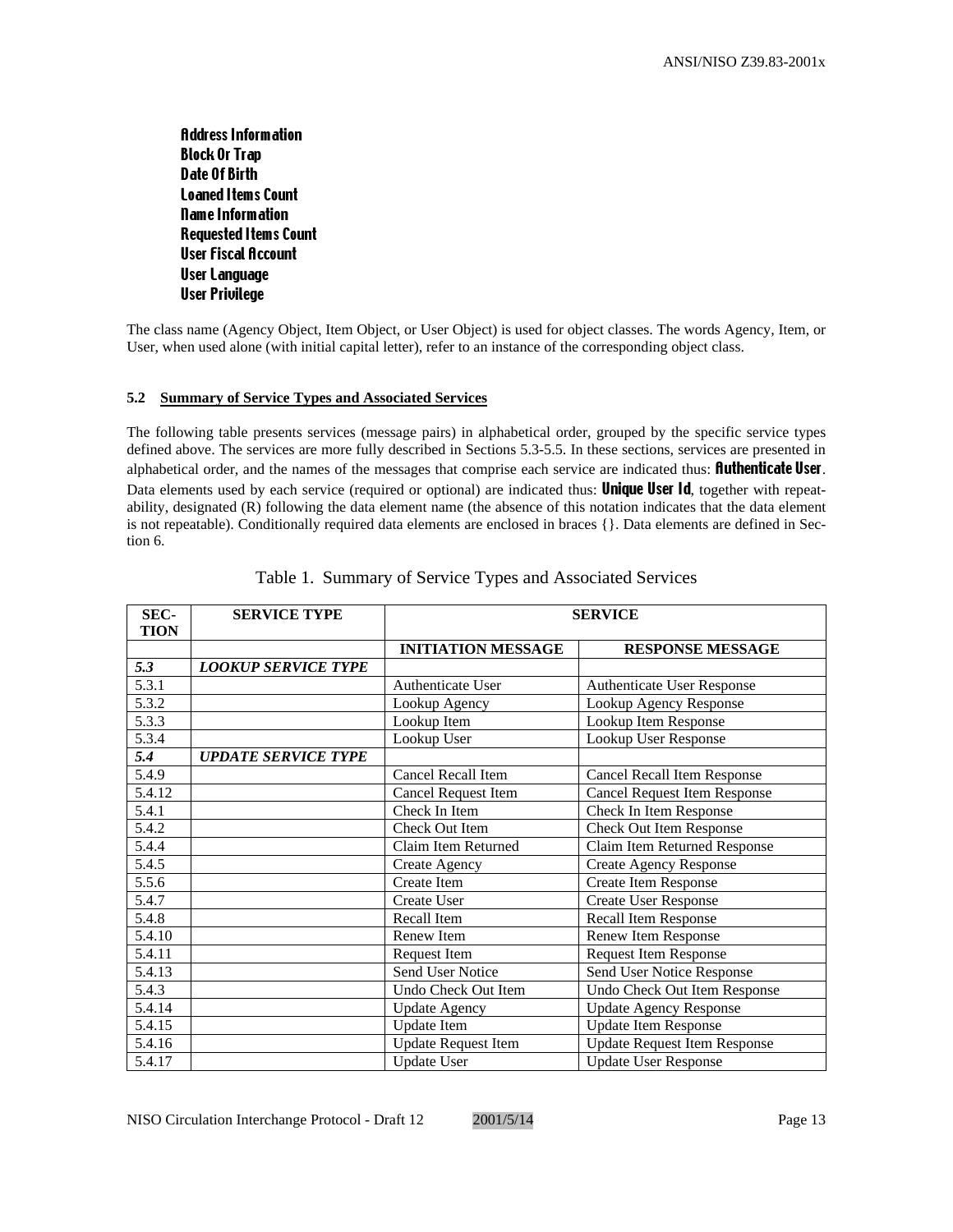**Address Information**
**Block Or Trap**
**Date Of Birth**
**Loaned Items Count**
**Name Information**
**Requested Items Count**
**User Fiscal Account**
**User Language**
**User Privilege**

The class name (Agency Object, Item Object, or User Object) is used for object classes. The words Agency, Item, or User, when used alone (with initial capital letter), refer to an instance of the corresponding object class.

### 5.2 Summary of Service Types and Associated Services

The following table presents services (message pairs) in alphabetical order, grouped by the specific service types defined above. The services are more fully described in Sections 5.3-5.5. In these sections, services are presented in alphabetical order, and the names of the messages that comprise each service are indicated thus: **Authenticate User**. Data elements used by each service (required or optional) are indicated thus: **Unique User Id**, together with repeatability, designated (R) following the data element name (the absence of this notation indicates that the data element is not repeatable). Conditionally required data elements are enclosed in braces {}. Data elements are defined in Section 6.

Table 1. Summary of Service Types and Associated Services

| SECTION | SERVICE TYPE | SERVICE | |
|---|---|---|---|
| | | **INITIATION MESSAGE** | **RESPONSE MESSAGE** |
| ***5.3*** | ***LOOKUP SERVICE TYPE*** | | |
| 5.3.1 | | Authenticate User | Authenticate User Response |
| 5.3.2 | | Lookup Agency | Lookup Agency Response |
| 5.3.3 | | Lookup Item | Lookup Item Response |
| 5.3.4 | | Lookup User | Lookup User Response |
| ***5.4*** | ***UPDATE SERVICE TYPE*** | | |
| 5.4.9 | | Cancel Recall Item | Cancel Recall Item Response |
| 5.4.12 | | Cancel Request Item | Cancel Request Item Response |
| 5.4.1 | | Check In Item | Check In Item Response |
| 5.4.2 | | Check Out Item | Check Out Item Response |
| 5.4.4 | | Claim Item Returned | Claim Item Returned Response |
| 5.4.5 | | Create Agency | Create Agency Response |
| 5.5.6 | | Create Item | Create Item Response |
| 5.4.7 | | Create User | Create User Response |
| 5.4.8 | | Recall Item | Recall Item Response |
| 5.4.10 | | Renew Item | Renew Item Response |
| 5.4.11 | | Request Item | Request Item Response |
| 5.4.13 | | Send User Notice | Send User Notice Response |
| 5.4.3 | | Undo Check Out Item | Undo Check Out Item Response |
| 5.4.14 | | Update Agency | Update Agency Response |
| 5.4.15 | | Update Item | Update Item Response |
| 5.4.16 | | Update Request Item | Update Request Item Response |
| 5.4.17 | | Update User | Update User Response |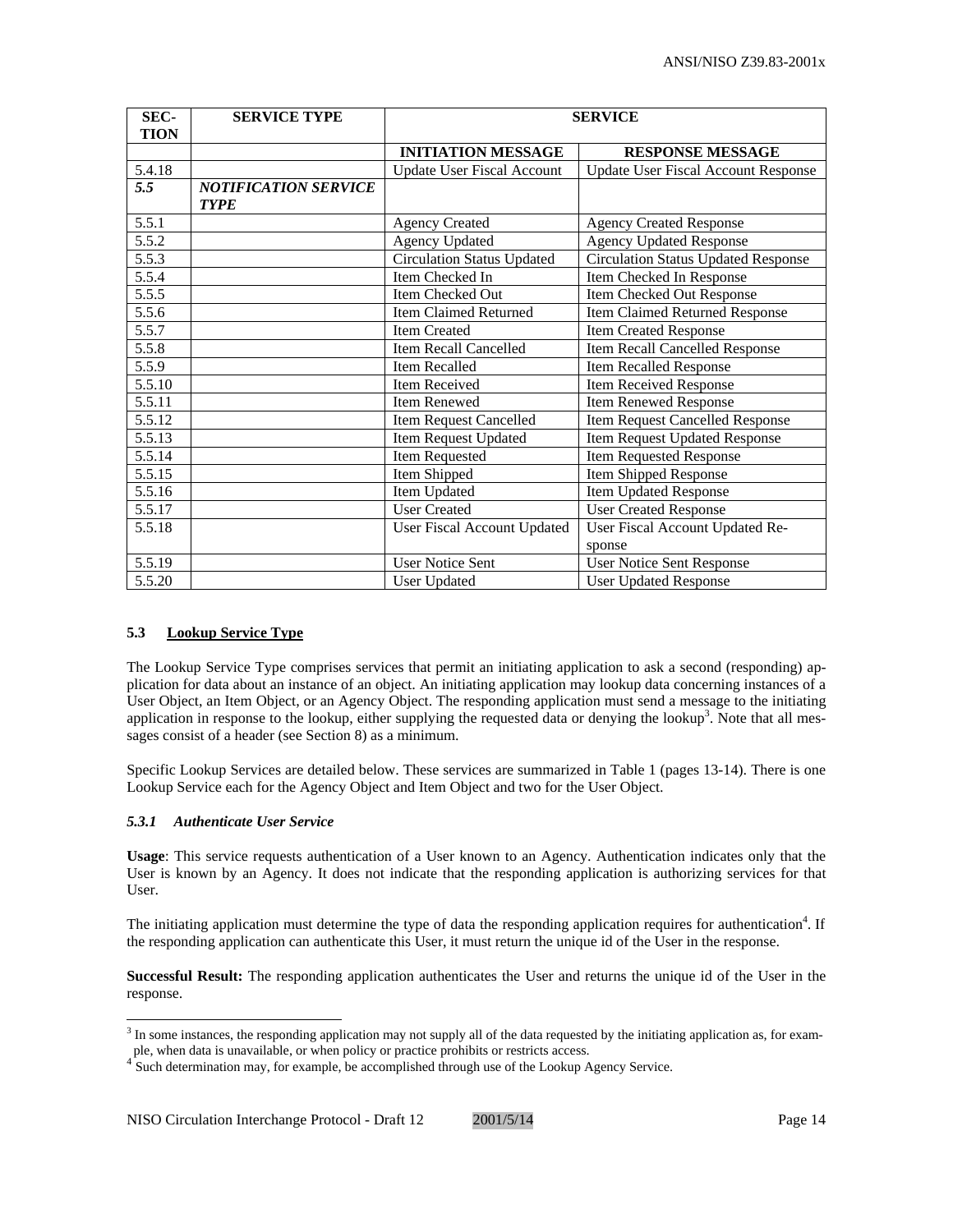| SEC-TION | SERVICE TYPE | SERVICE | |
|---|---|---|---|
| | | **INITIATION MESSAGE** | **RESPONSE MESSAGE** |
| 5.4.18 | | Update User Fiscal Account | Update User Fiscal Account Response |
| ***5.5*** | ***NOTIFICATION SERVICE TYPE*** | | |
| 5.5.1 | | Agency Created | Agency Created Response |
| 5.5.2 | | Agency Updated | Agency Updated Response |
| 5.5.3 | | Circulation Status Updated | Circulation Status Updated Response |
| 5.5.4 | | Item Checked In | Item Checked In Response |
| 5.5.5 | | Item Checked Out | Item Checked Out Response |
| 5.5.6 | | Item Claimed Returned | Item Claimed Returned Response |
| 5.5.7 | | Item Created | Item Created Response |
| 5.5.8 | | Item Recall Cancelled | Item Recall Cancelled Response |
| 5.5.9 | | Item Recalled | Item Recalled Response |
| 5.5.10 | | Item Received | Item Received Response |
| 5.5.11 | | Item Renewed | Item Renewed Response |
| 5.5.12 | | Item Request Cancelled | Item Request Cancelled Response |
| 5.5.13 | | Item Request Updated | Item Request Updated Response |
| 5.5.14 | | Item Requested | Item Requested Response |
| 5.5.15 | | Item Shipped | Item Shipped Response |
| 5.5.16 | | Item Updated | Item Updated Response |
| 5.5.17 | | User Created | User Created Response |
| 5.5.18 | | User Fiscal Account Updated | User Fiscal Account Updated Response |
| 5.5.19 | | User Notice Sent | User Notice Sent Response |
| 5.5.20 | | User Updated | User Updated Response |

## 5.3 Lookup Service Type

The Lookup Service Type comprises services that permit an initiating application to ask a second (responding) application for data about an instance of an object. An initiating application may lookup data concerning instances of a User Object, an Item Object, or an Agency Object. The responding application must send a message to the initiating application in response to the lookup, either supplying the requested data or denying the lookup[3]. Note that all messages consist of a header (see Section 8) as a minimum.

Specific Lookup Services are detailed below. These services are summarized in Table 1 (pages 13-14). There is one Lookup Service each for the Agency Object and Item Object and two for the User Object.

### *5.3.1 Authenticate User Service*

**Usage**: This service requests authentication of a User known to an Agency. Authentication indicates only that the User is known by an Agency. It does not indicate that the responding application is authorizing services for that User.

The initiating application must determine the type of data the responding application requires for authentication[4]. If the responding application can authenticate this User, it must return the unique id of the User in the response.

**Successful Result:** The responding application authenticates the User and returns the unique id of the User in the response.

[3] In some instances, the responding application may not supply all of the data requested by the initiating application as, for example, when data is unavailable, or when policy or practice prohibits or restricts access.

[4] Such determination may, for example, be accomplished through use of the Lookup Agency Service.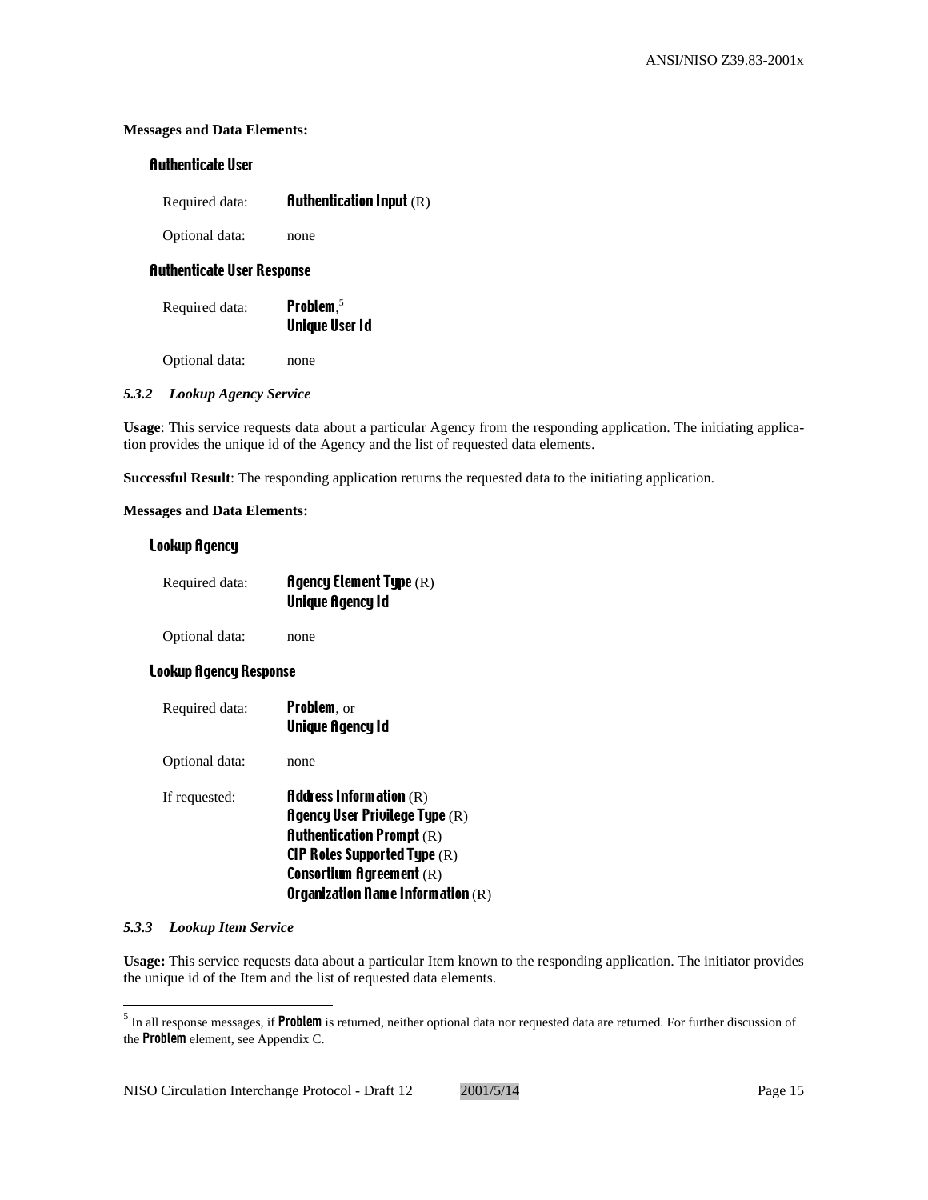**Messages and Data Elements:**

**Authenticate User**

Required data: **Authentication Input** (R)

Optional data: none

**Authenticate User Response**

Required data: **Problem**,[5]
**Unique User Id**

Optional data: none

### *5.3.2 Lookup Agency Service*

**Usage**: This service requests data about a particular Agency from the responding application. The initiating application provides the unique id of the Agency and the list of requested data elements.

**Successful Result**: The responding application returns the requested data to the initiating application.

**Messages and Data Elements:**

**Lookup Agency**

Required data: **Agency Element Type** (R)
**Unique Agency Id**

Optional data: none

**Lookup Agency Response**

Required data: **Problem**, or
**Unique Agency Id**

Optional data: none

If requested: **Address Information** (R)
**Agency User Privilege Type** (R)
**Authentication Prompt** (R)
**CIP Roles Supported Type** (R)
**Consortium Agreement** (R)
**Organization Name Information** (R)

### *5.3.3 Lookup Item Service*

**Usage:** This service requests data about a particular Item known to the responding application. The initiator provides the unique id of the Item and the list of requested data elements.

---

[5] In all response messages, if **Problem** is returned, neither optional data nor requested data are returned. For further discussion of the **Problem** element, see Appendix C.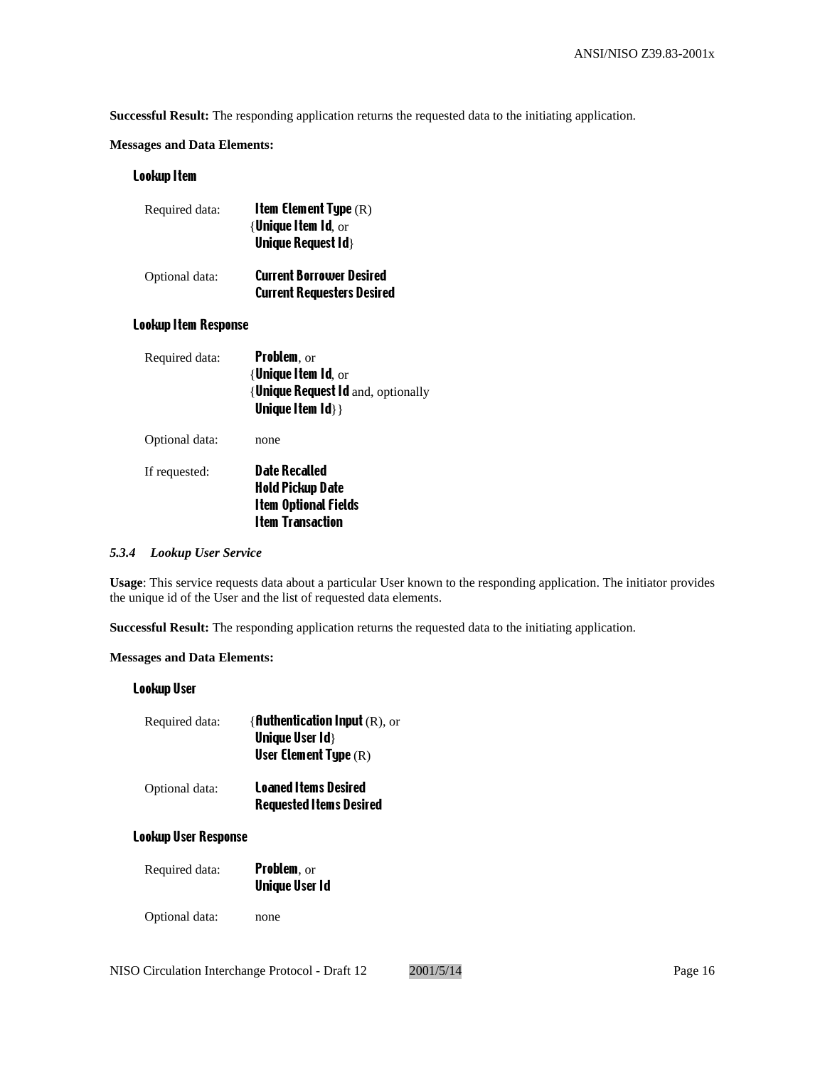**Successful Result:** The responding application returns the requested data to the initiating application.

**Messages and Data Elements:**

**Lookup Item**

| | |
|---|---|
| Required data: | **Item Element Type** (R)<br>{**Unique Item Id**, or<br>**Unique Request Id**} |
| Optional data: | **Current Borrower Desired**<br>**Current Requesters Desired** |

**Lookup Item Response**

| | |
|---|---|
| Required data: | **Problem**, or<br>{**Unique Item Id**, or<br>{**Unique Request Id** and, optionally<br>**Unique Item Id**}} |
| Optional data: | none |
| If requested: | **Date Recalled**<br>**Hold Pickup Date**<br>**Item Optional Fields**<br>**Item Transaction** |

### *5.3.4 Lookup User Service*

**Usage**: This service requests data about a particular User known to the responding application. The initiator provides the unique id of the User and the list of requested data elements.

**Successful Result:** The responding application returns the requested data to the initiating application.

**Messages and Data Elements:**

**Lookup User**

| | |
|---|---|
| Required data: | {**Authentication Input** (R), or<br>**Unique User Id**}<br>**User Element Type** (R) |
| Optional data: | **Loaned Items Desired**<br>**Requested Items Desired** |

**Lookup User Response**

| | |
|---|---|
| Required data: | **Problem**, or<br>**Unique User Id** |
| Optional data: | none |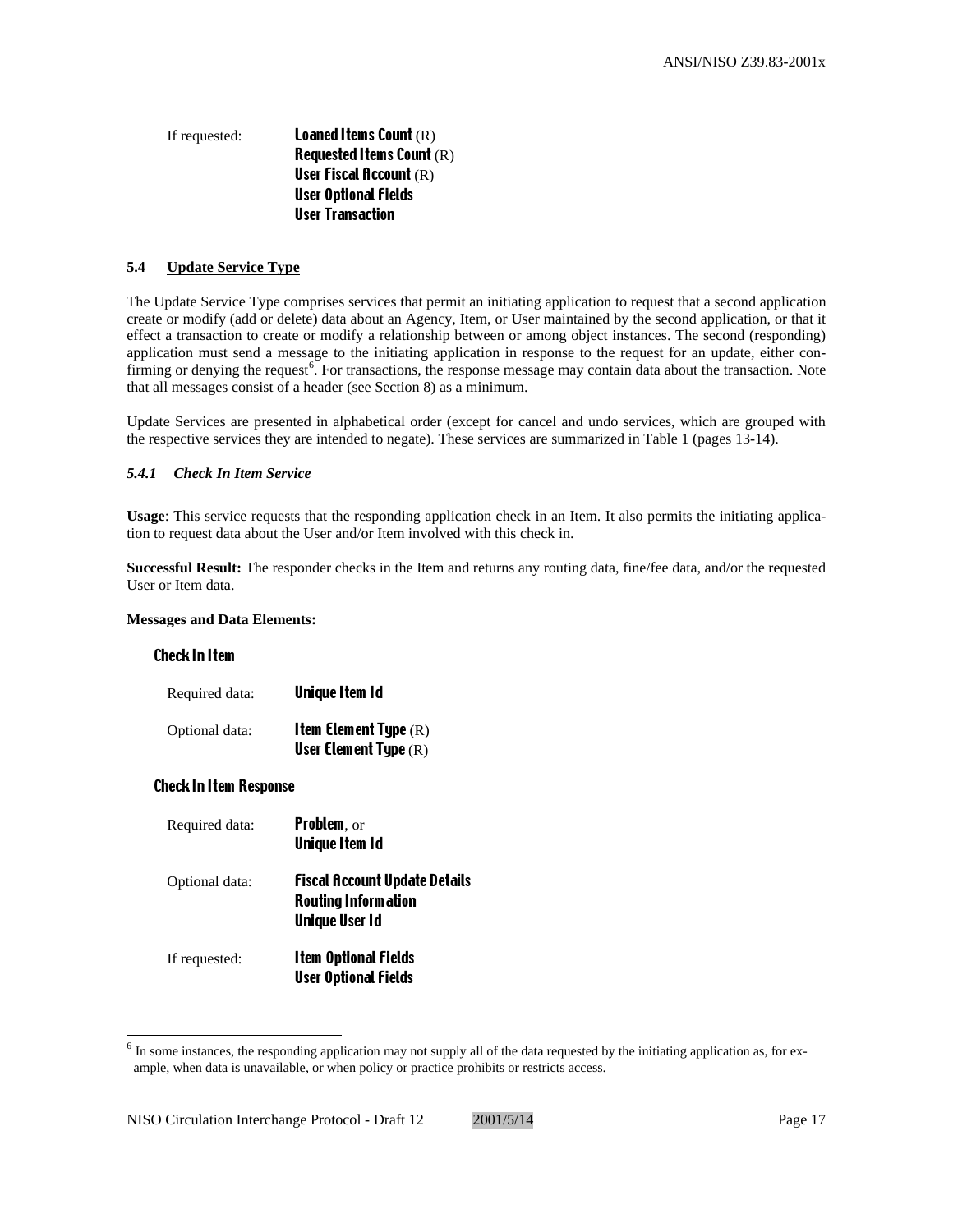If requested: **Loaned Items Count** (R)
**Requested Items Count** (R)
**User Fiscal Account** (R)
**User Optional Fields**
**User Transaction**

## 5.4 Update Service Type

The Update Service Type comprises services that permit an initiating application to request that a second application create or modify (add or delete) data about an Agency, Item, or User maintained by the second application, or that it effect a transaction to create or modify a relationship between or among object instances. The second (responding) application must send a message to the initiating application in response to the request for an update, either confirming or denying the request[6]. For transactions, the response message may contain data about the transaction. Note that all messages consist of a header (see Section 8) as a minimum.

Update Services are presented in alphabetical order (except for cancel and undo services, which are grouped with the respective services they are intended to negate). These services are summarized in Table 1 (pages 13-14).

### *5.4.1 Check In Item Service*

**Usage**: This service requests that the responding application check in an Item. It also permits the initiating application to request data about the User and/or Item involved with this check in.

**Successful Result:** The responder checks in the Item and returns any routing data, fine/fee data, and/or the requested User or Item data.

**Messages and Data Elements:**

**Check In Item**

Required data: **Unique Item Id**

Optional data: **Item Element Type** (R)
**User Element Type** (R)

**Check In Item Response**

Required data: **Problem**, or
**Unique Item Id**

Optional data: **Fiscal Account Update Details**
**Routing Information**
**Unique User Id**

If requested: **Item Optional Fields**
**User Optional Fields**

---

[6] In some instances, the responding application may not supply all of the data requested by the initiating application as, for example, when data is unavailable, or when policy or practice prohibits or restricts access.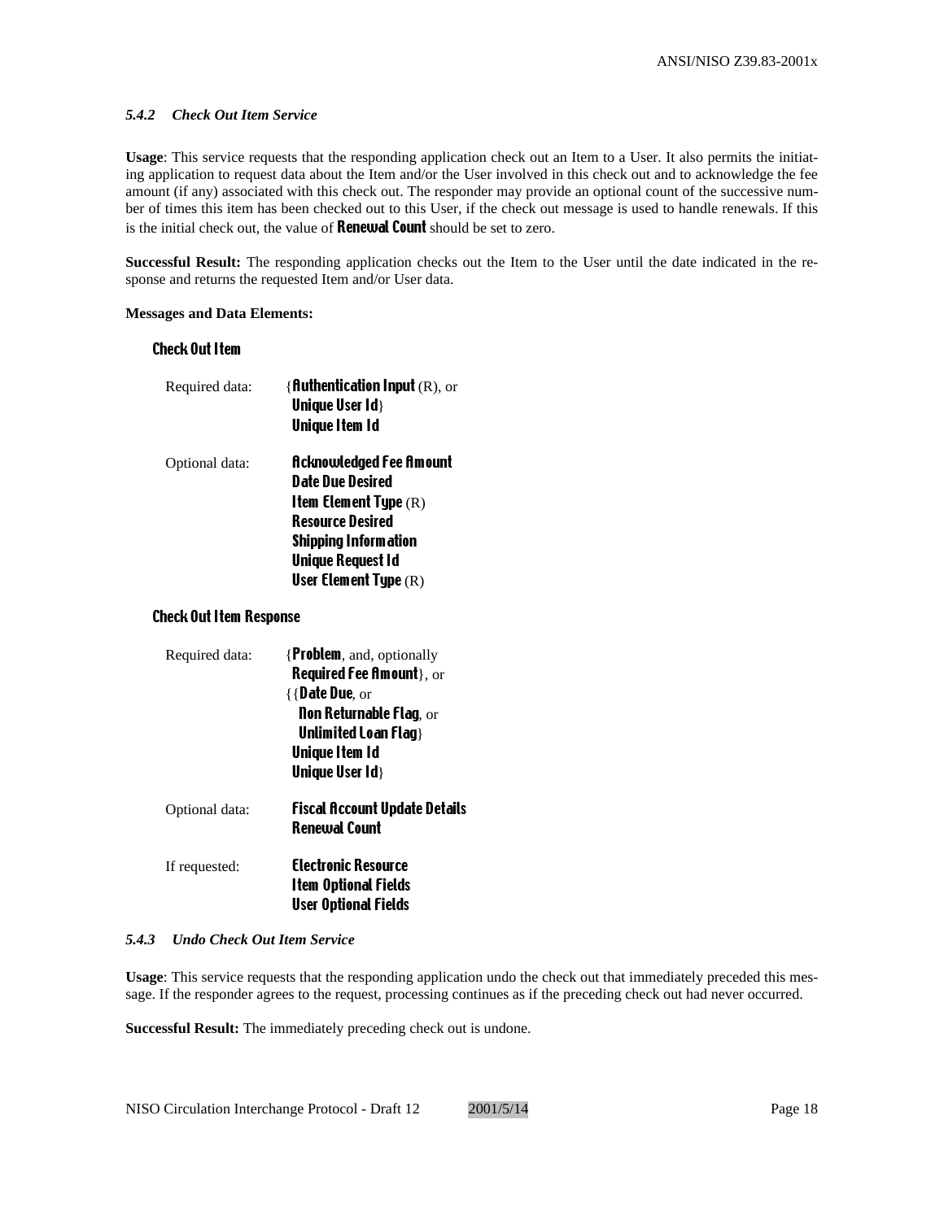### *5.4.2 Check Out Item Service*

**Usage**: This service requests that the responding application check out an Item to a User. It also permits the initiating application to request data about the Item and/or the User involved in this check out and to acknowledge the fee amount (if any) associated with this check out. The responder may provide an optional count of the successive number of times this item has been checked out to this User, if the check out message is used to handle renewals. If this is the initial check out, the value of **Renewal Count** should be set to zero.

**Successful Result:** The responding application checks out the Item to the User until the date indicated in the response and returns the requested Item and/or User data.

**Messages and Data Elements:**

**Check Out Item**

Required data:
{**Authentication Input** (R), or
**Unique User Id**}
**Unique Item Id**

Optional data:
**Acknowledged Fee Amount**
**Date Due Desired**
**Item Element Type** (R)
**Resource Desired**
**Shipping Information**
**Unique Request Id**
**User Element Type** (R)

**Check Out Item Response**

Required data:
{**Problem**, and, optionally
**Required Fee Amount**}, or
{{**Date Due**, or
**Non Returnable Flag**, or
**Unlimited Loan Flag**}
**Unique Item Id**
**Unique User Id**}

Optional data:
**Fiscal Account Update Details**
**Renewal Count**

If requested:
**Electronic Resource**
**Item Optional Fields**
**User Optional Fields**

### *5.4.3 Undo Check Out Item Service*

**Usage**: This service requests that the responding application undo the check out that immediately preceded this message. If the responder agrees to the request, processing continues as if the preceding check out had never occurred.

**Successful Result:** The immediately preceding check out is undone.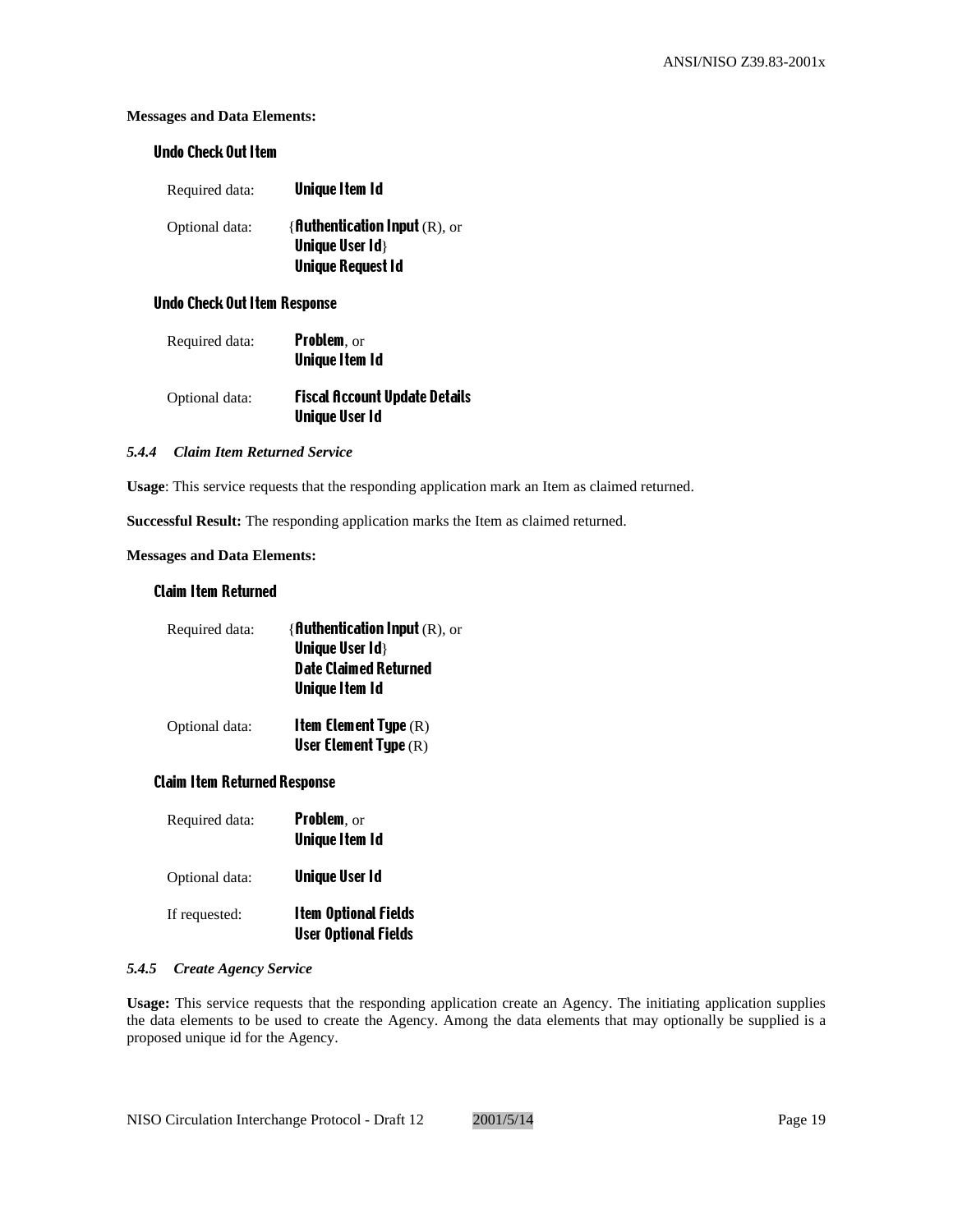**Messages and Data Elements:**

**Undo Check Out Item**

| | |
|---|---|
| Required data: | **Unique Item Id** |
| Optional data: | {**Authentication Input** (R), or **Unique User Id**} **Unique Request Id** |

**Undo Check Out Item Response**

| | |
|---|---|
| Required data: | **Problem**, or **Unique Item Id** |
| Optional data: | **Fiscal Account Update Details** **Unique User Id** |

#### *5.4.4 Claim Item Returned Service*

**Usage**: This service requests that the responding application mark an Item as claimed returned.

**Successful Result:** The responding application marks the Item as claimed returned.

**Messages and Data Elements:**

**Claim Item Returned**

| | |
|---|---|
| Required data: | {**Authentication Input** (R), or **Unique User Id**} **Date Claimed Returned** **Unique Item Id** |
| Optional data: | **Item Element Type** (R) **User Element Type** (R) |

**Claim Item Returned Response**

| | |
|---|---|
| Required data: | **Problem**, or **Unique Item Id** |
| Optional data: | **Unique User Id** |
| If requested: | **Item Optional Fields** **User Optional Fields** |

#### *5.4.5 Create Agency Service*

**Usage:** This service requests that the responding application create an Agency. The initiating application supplies the data elements to be used to create the Agency. Among the data elements that may optionally be supplied is a proposed unique id for the Agency.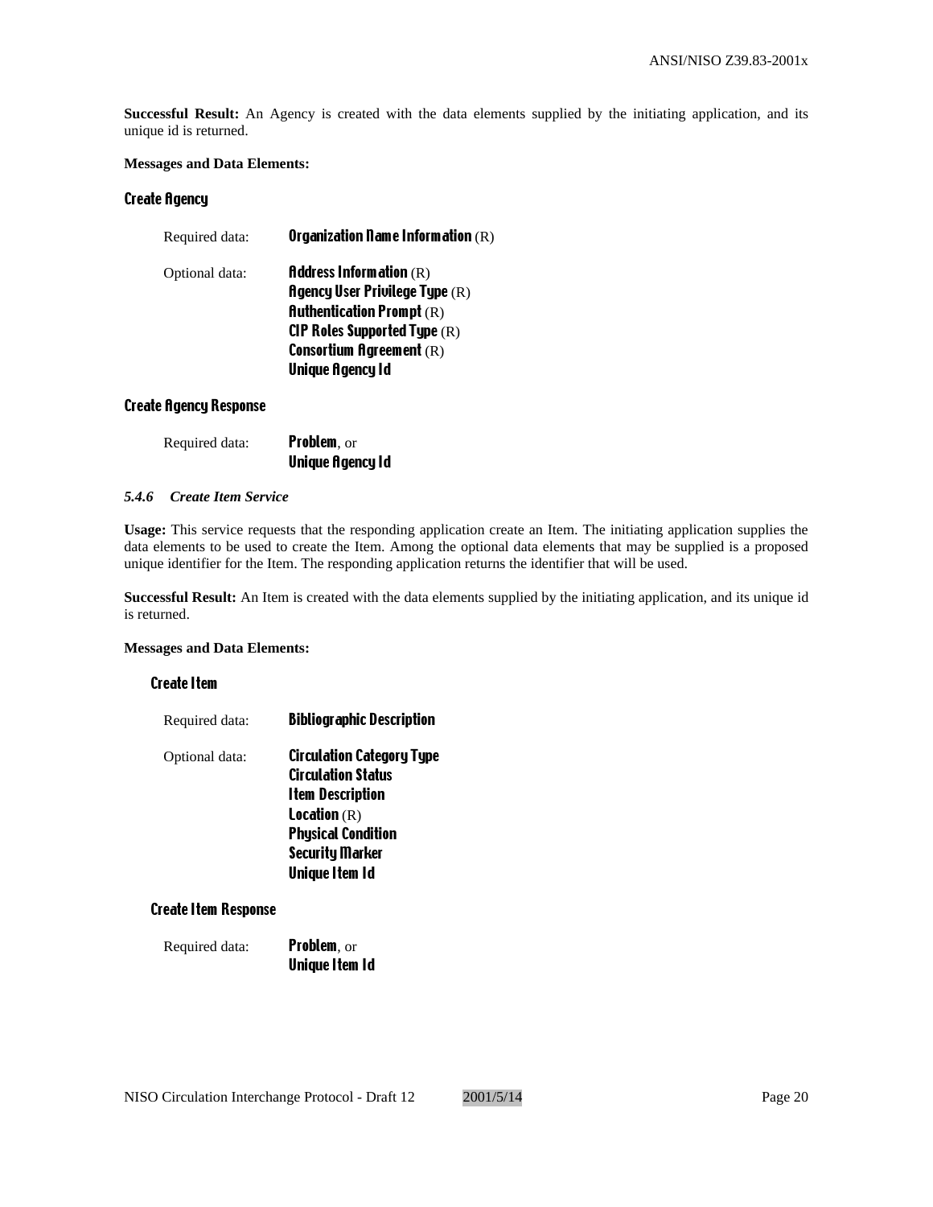**Successful Result:** An Agency is created with the data elements supplied by the initiating application, and its unique id is returned.

**Messages and Data Elements:**

#### Create Agency

Required data: **Organization Name Information** (R)

Optional data: **Address Information** (R)
**Agency User Privilege Type** (R)
**Authentication Prompt** (R)
**CIP Roles Supported Type** (R)
**Consortium Agreement** (R)
**Unique Agency Id**

#### Create Agency Response

Required data: **Problem**, or
**Unique Agency Id**

### *5.4.6 Create Item Service*

**Usage:** This service requests that the responding application create an Item. The initiating application supplies the data elements to be used to create the Item. Among the optional data elements that may be supplied is a proposed unique identifier for the Item. The responding application returns the identifier that will be used.

**Successful Result:** An Item is created with the data elements supplied by the initiating application, and its unique id is returned.

**Messages and Data Elements:**

#### Create Item

Required data: **Bibliographic Description**

Optional data: **Circulation Category Type**
**Circulation Status**
**Item Description**
**Location** (R)
**Physical Condition**
**Security Marker**
**Unique Item Id**

#### Create Item Response

Required data: **Problem**, or
**Unique Item Id**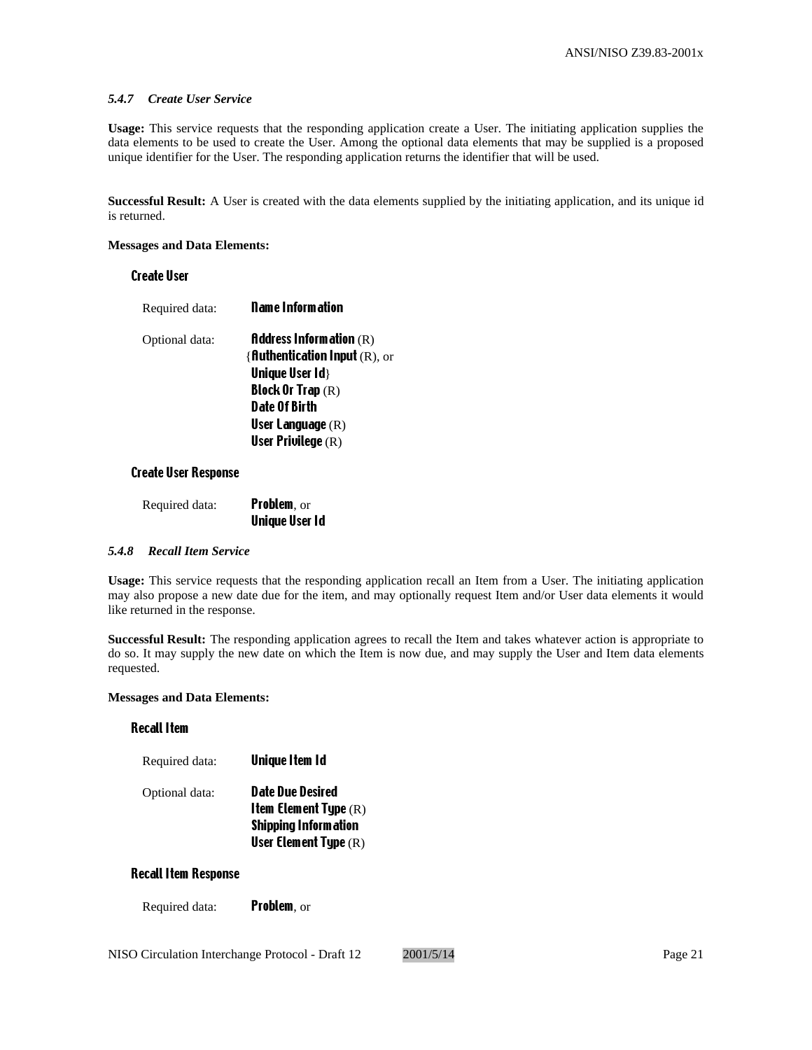#### *5.4.7 Create User Service*

**Usage:** This service requests that the responding application create a User. The initiating application supplies the data elements to be used to create the User. Among the optional data elements that may be supplied is a proposed unique identifier for the User. The responding application returns the identifier that will be used.

**Successful Result:** A User is created with the data elements supplied by the initiating application, and its unique id is returned.

**Messages and Data Elements:**

**Create User**

Required data: **Name Information**

Optional data: **Address Information** (R)
{**Authentication Input** (R), or
**Unique User Id**}
**Block Or Trap** (R)
**Date Of Birth**
**User Language** (R)
**User Privilege** (R)

**Create User Response**

Required data: **Problem**, or
**Unique User Id**

#### *5.4.8 Recall Item Service*

**Usage:** This service requests that the responding application recall an Item from a User. The initiating application may also propose a new date due for the item, and may optionally request Item and/or User data elements it would like returned in the response.

**Successful Result:** The responding application agrees to recall the Item and takes whatever action is appropriate to do so. It may supply the new date on which the Item is now due, and may supply the User and Item data elements requested.

**Messages and Data Elements:**

**Recall Item**

Required data: **Unique Item Id**

Optional data: **Date Due Desired**
**Item Element Type** (R)
**Shipping Information**
**User Element Type** (R)

**Recall Item Response**

Required data: **Problem**, or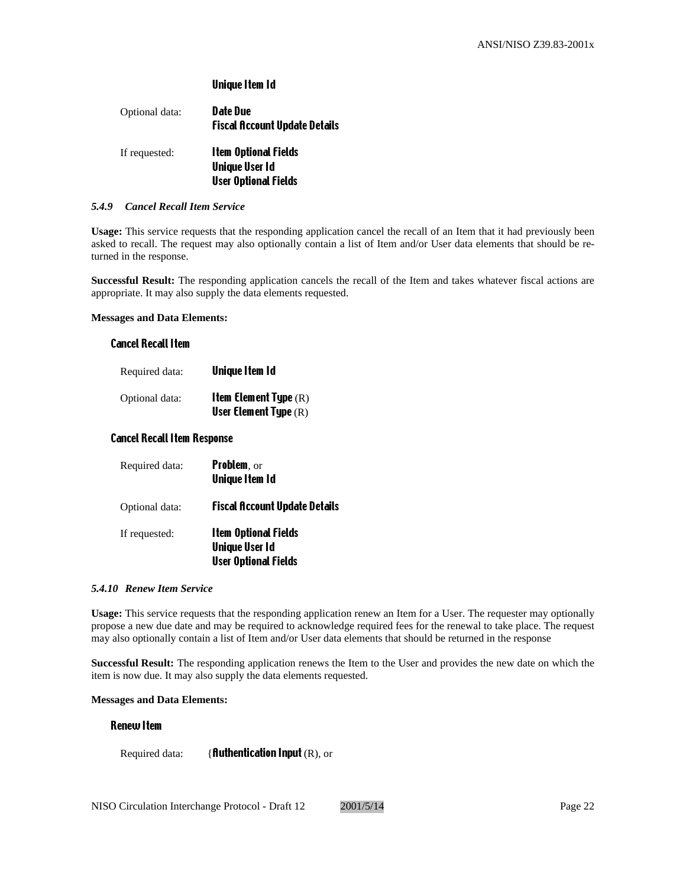**Unique Item Id**

Optional data: **Date Due**
**Fiscal Account Update Details**

If requested: **Item Optional Fields**
**Unique User Id**
**User Optional Fields**

### *5.4.9 Cancel Recall Item Service*

**Usage:** This service requests that the responding application cancel the recall of an Item that it had previously been asked to recall. The request may also optionally contain a list of Item and/or User data elements that should be returned in the response.

**Successful Result:** The responding application cancels the recall of the Item and takes whatever fiscal actions are appropriate. It may also supply the data elements requested.

**Messages and Data Elements:**

**Cancel Recall Item**

Required data: **Unique Item Id**

Optional data: **Item Element Type** (R)
**User Element Type** (R)

**Cancel Recall Item Response**

Required data: **Problem**, or
**Unique Item Id**

Optional data: **Fiscal Account Update Details**

If requested: **Item Optional Fields**
**Unique User Id**
**User Optional Fields**

### *5.4.10 Renew Item Service*

**Usage:** This service requests that the responding application renew an Item for a User. The requester may optionally propose a new due date and may be required to acknowledge required fees for the renewal to take place. The request may also optionally contain a list of Item and/or User data elements that should be returned in the response

**Successful Result:** The responding application renews the Item to the User and provides the new date on which the item is now due. It may also supply the data elements requested.

**Messages and Data Elements:**

**Renew Item**

Required data: {**Authentication Input** (R), or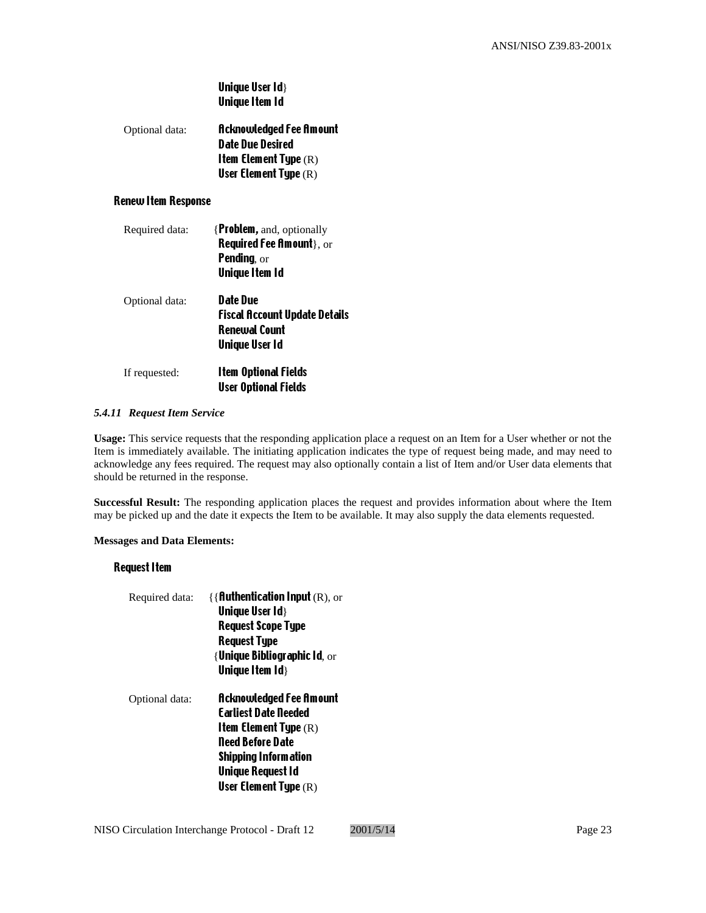**Unique User Id**}
**Unique Item Id**

Optional data: **Acknowledged Fee Amount**
**Date Due Desired**
**Item Element Type** (R)
**User Element Type** (R)

**Renew Item Response**

Required data: {**Problem,** and, optionally
**Required Fee Amount**}, or
**Pending**, or
**Unique Item Id**

Optional data: **Date Due**
**Fiscal Account Update Details**
**Renewal Count**
**Unique User Id**

If requested: **Item Optional Fields**
**User Optional Fields**

#### *5.4.11 Request Item Service*

**Usage:** This service requests that the responding application place a request on an Item for a User whether or not the Item is immediately available. The initiating application indicates the type of request being made, and may need to acknowledge any fees required. The request may also optionally contain a list of Item and/or User data elements that should be returned in the response.

**Successful Result:** The responding application places the request and provides information about where the Item may be picked up and the date it expects the Item to be available. It may also supply the data elements requested.

**Messages and Data Elements:**

**Request Item**

Required data: {{**Authentication Input** (R), or
**Unique User Id**}
**Request Scope Type**
**Request Type**
{**Unique Bibliographic Id**, or
**Unique Item Id**}

Optional data: **Acknowledged Fee Amount**
**Earliest Date Needed**
**Item Element Type** (R)
**Need Before Date**
**Shipping Information**
**Unique Request Id**
**User Element Type** (R)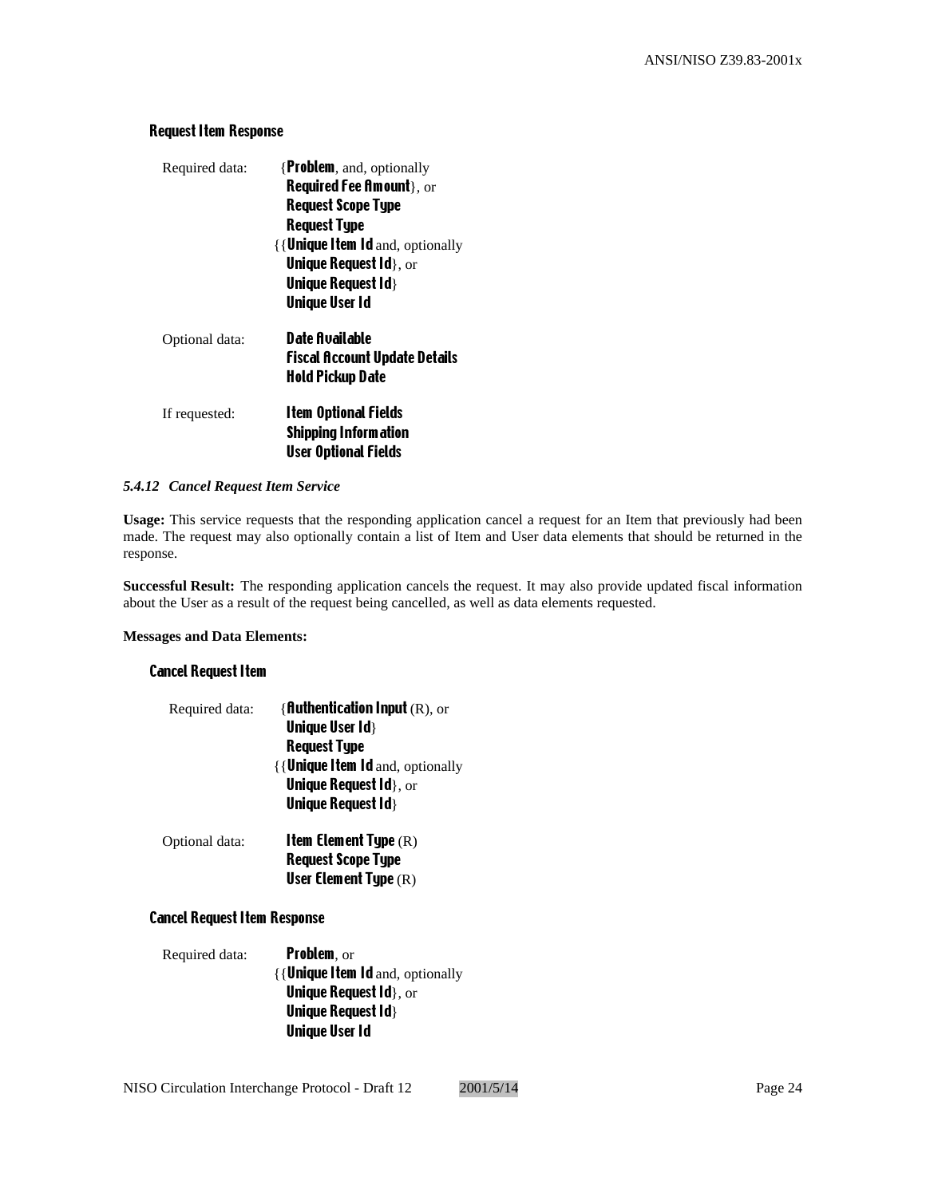#### Request Item Response

Required data:
{**Problem**, and, optionally
**Required Fee Amount**}, or
**Request Scope Type**
**Request Type**
{{**Unique Item Id** and, optionally
**Unique Request Id**}, or
**Unique Request Id**}
**Unique User Id**

Optional data:
**Date Available**
**Fiscal Account Update Details**
**Hold Pickup Date**

If requested:
**Item Optional Fields**
**Shipping Information**
**User Optional Fields**

### *5.4.12 Cancel Request Item Service*

**Usage:** This service requests that the responding application cancel a request for an Item that previously had been made. The request may also optionally contain a list of Item and User data elements that should be returned in the response.

**Successful Result:** The responding application cancels the request. It may also provide updated fiscal information about the User as a result of the request being cancelled, as well as data elements requested.

**Messages and Data Elements:**

#### Cancel Request Item

Required data:
{**Authentication Input** (R), or
**Unique User Id**}
**Request Type**
{{**Unique Item Id** and, optionally
**Unique Request Id**}, or
**Unique Request Id**}

Optional data:
**Item Element Type** (R)
**Request Scope Type**
**User Element Type** (R)

#### Cancel Request Item Response

Required data:
**Problem**, or
{{**Unique Item Id** and, optionally
**Unique Request Id**}, or
**Unique Request Id**}
**Unique User Id**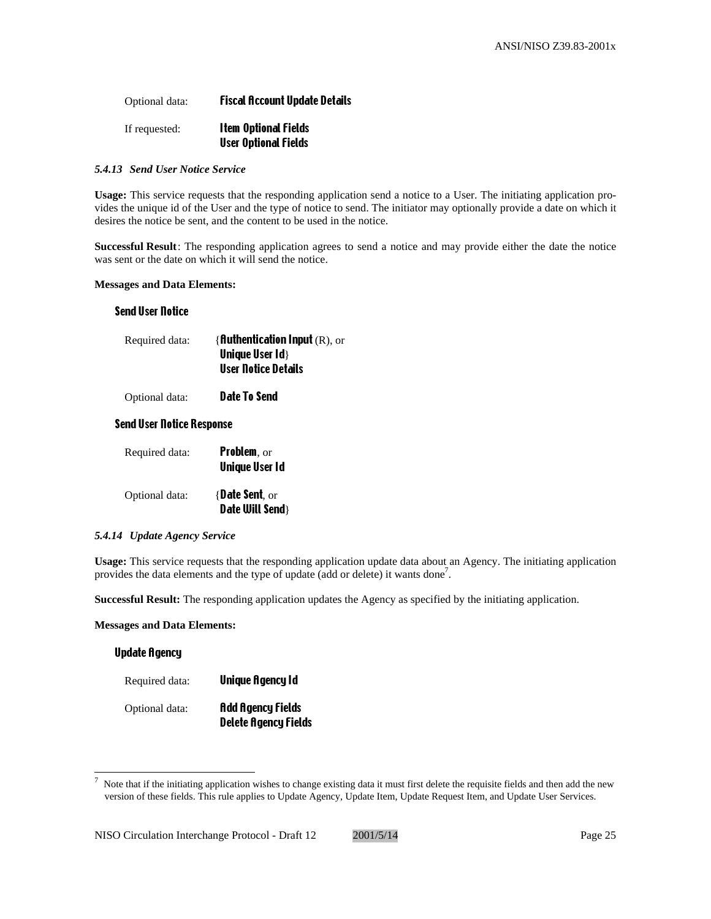Optional data: **Fiscal Account Update Details**

If requested: **Item Optional Fields**
**User Optional Fields**

### *5.4.13 Send User Notice Service*

**Usage:** This service requests that the responding application send a notice to a User. The initiating application provides the unique id of the User and the type of notice to send. The initiator may optionally provide a date on which it desires the notice be sent, and the content to be used in the notice.

**Successful Result**: The responding application agrees to send a notice and may provide either the date the notice was sent or the date on which it will send the notice.

**Messages and Data Elements:**

**Send User Notice**

Required data: {**Authentication Input** (R), or
**Unique User Id**}
**User Notice Details**

Optional data: **Date To Send**

**Send User Notice Response**

Required data: **Problem**, or
**Unique User Id**

Optional data: {**Date Sent**, or
**Date Will Send**}

### *5.4.14 Update Agency Service*

**Usage:** This service requests that the responding application update data about an Agency. The initiating application provides the data elements and the type of update (add or delete) it wants done[7].

**Successful Result:** The responding application updates the Agency as specified by the initiating application.

**Messages and Data Elements:**

**Update Agency**

Required data: **Unique Agency Id**

Optional data: **Add Agency Fields**
**Delete Agency Fields**

[7] Note that if the initiating application wishes to change existing data it must first delete the requisite fields and then add the new version of these fields. This rule applies to Update Agency, Update Item, Update Request Item, and Update User Services.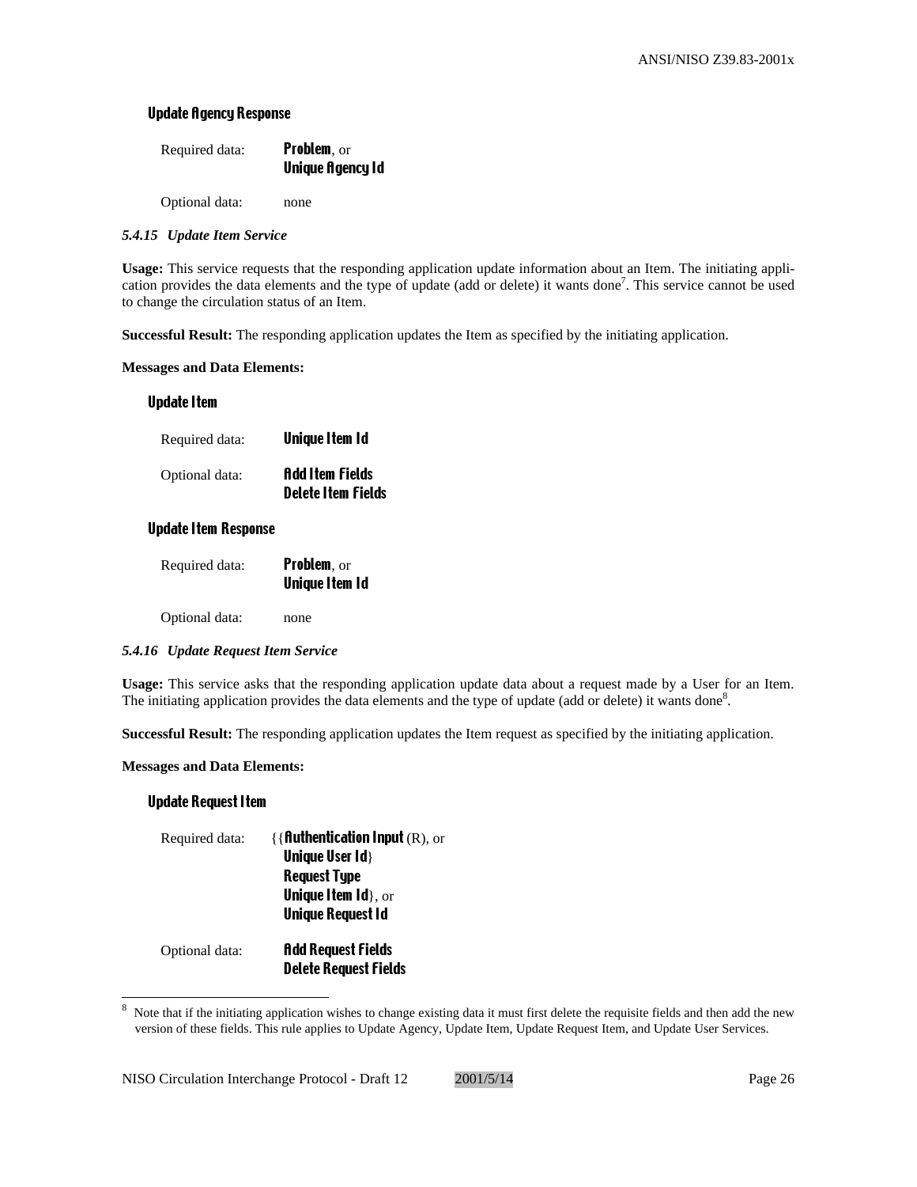**Update Agency Response**

Required data: **Problem**, or
**Unique Agency Id**

Optional data: none

#### *5.4.15 Update Item Service*

**Usage:** This service requests that the responding application update information about an Item. The initiating application provides the data elements and the type of update (add or delete) it wants done[7]. This service cannot be used to change the circulation status of an Item.

**Successful Result:** The responding application updates the Item as specified by the initiating application.

**Messages and Data Elements:**

**Update Item**

Required data: **Unique Item Id**

Optional data: **Add Item Fields**
**Delete Item Fields**

**Update Item Response**

Required data: **Problem**, or
**Unique Item Id**

Optional data: none

#### *5.4.16 Update Request Item Service*

**Usage:** This service asks that the responding application update data about a request made by a User for an Item. The initiating application provides the data elements and the type of update (add or delete) it wants done[8].

**Successful Result:** The responding application updates the Item request as specified by the initiating application.

**Messages and Data Elements:**

**Update Request Item**

Required data: {{**Authentication Input** (R), or
**Unique User Id**}
**Request Type**
**Unique Item Id**}, or
**Unique Request Id**

Optional data: **Add Request Fields**
**Delete Request Fields**

---

[8] Note that if the initiating application wishes to change existing data it must first delete the requisite fields and then add the new version of these fields. This rule applies to Update Agency, Update Item, Update Request Item, and Update User Services.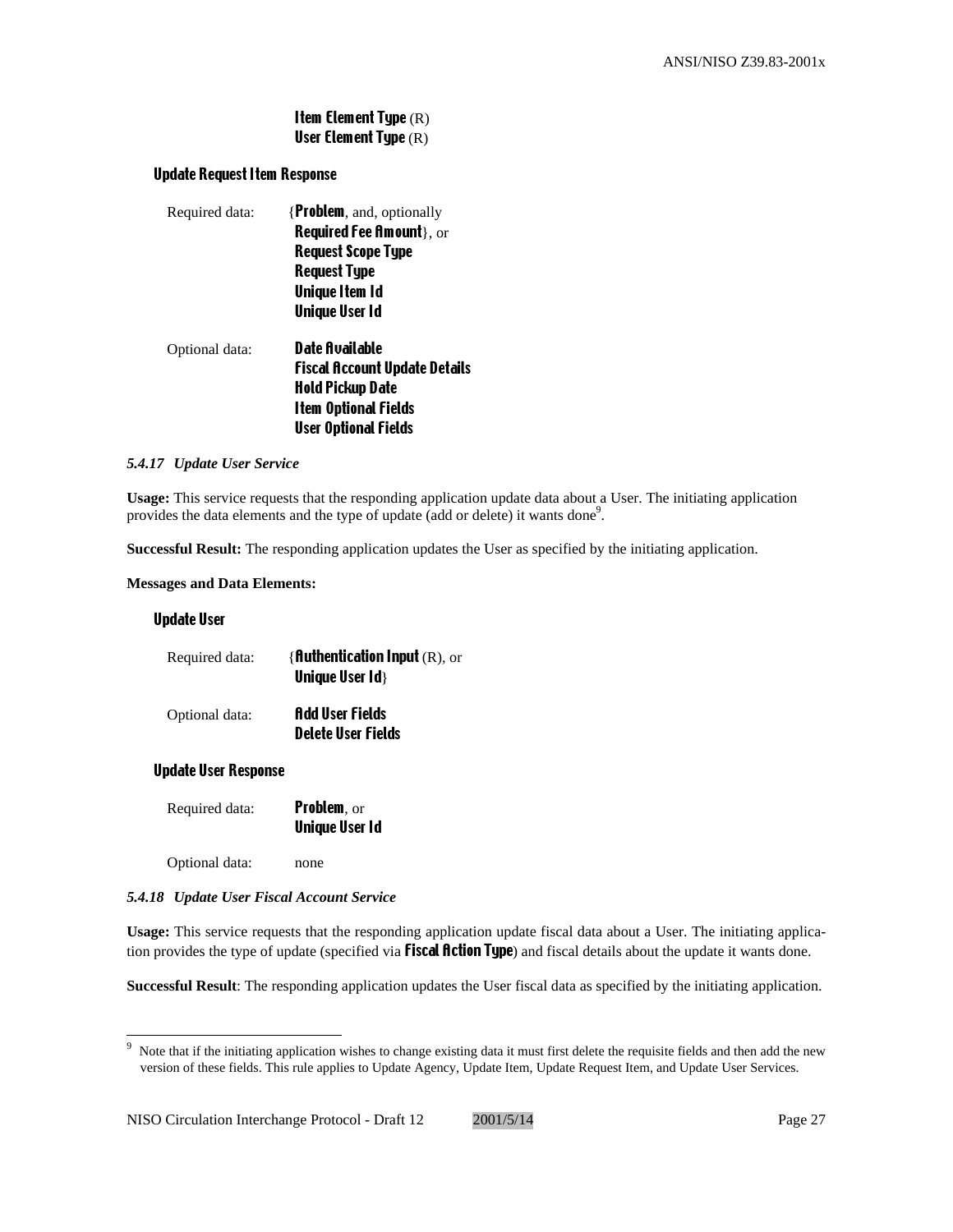**Item Element Type** (R)
**User Element Type** (R)

#### Update Request Item Response

| | |
|---|---|
| Required data: | {**Problem**, and, optionally **Required Fee Amount**}, or **Request Scope Type** **Request Type** **Unique Item Id** **Unique User Id** |
| Optional data: | **Date Available** **Fiscal Account Update Details** **Hold Pickup Date** **Item Optional Fields** **User Optional Fields** |

### *5.4.17 Update User Service*

**Usage:** This service requests that the responding application update data about a User. The initiating application provides the data elements and the type of update (add or delete) it wants done[9].

**Successful Result:** The responding application updates the User as specified by the initiating application.

**Messages and Data Elements:**

#### Update User

| | |
|---|---|
| Required data: | {**Authentication Input** (R), or **Unique User Id**} |
| Optional data: | **Add User Fields** **Delete User Fields** |

#### Update User Response

| | |
|---|---|
| Required data: | **Problem**, or **Unique User Id** |
| Optional data: | none |

### *5.4.18 Update User Fiscal Account Service*

**Usage:** This service requests that the responding application update fiscal data about a User. The initiating application provides the type of update (specified via **Fiscal Action Type**) and fiscal details about the update it wants done.

**Successful Result**: The responding application updates the User fiscal data as specified by the initiating application.

---

[9] Note that if the initiating application wishes to change existing data it must first delete the requisite fields and then add the new version of these fields. This rule applies to Update Agency, Update Item, Update Request Item, and Update User Services.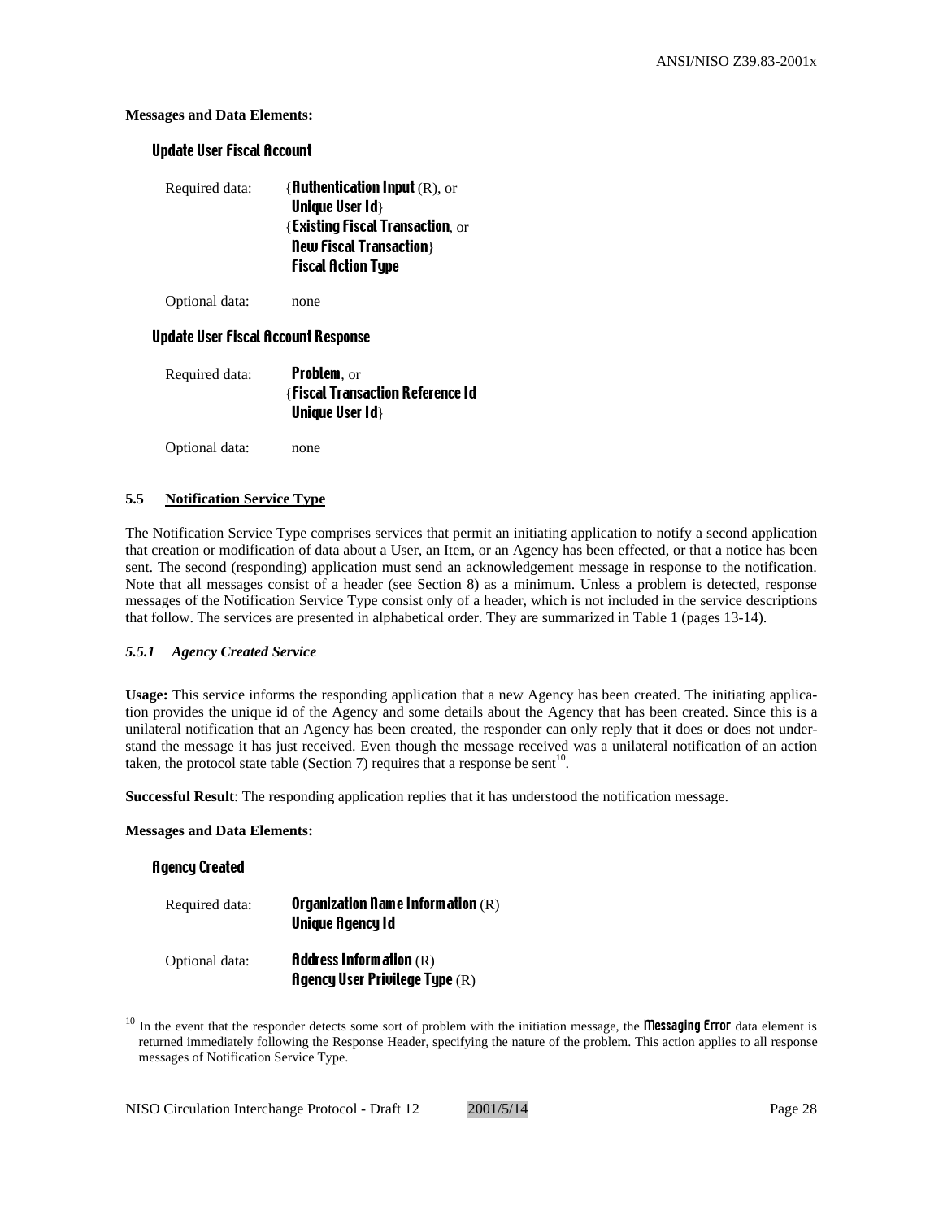**Messages and Data Elements:**

**Update User Fiscal Account**

Required data: {**Authentication Input** (R), or
**Unique User Id**}
{**Existing Fiscal Transaction**, or
**New Fiscal Transaction**}
**Fiscal Action Type**

Optional data: none

**Update User Fiscal Account Response**

Required data: **Problem**, or
{**Fiscal Transaction Reference Id**
**Unique User Id**}

Optional data: none

### 5.5 Notification Service Type

The Notification Service Type comprises services that permit an initiating application to notify a second application that creation or modification of data about a User, an Item, or an Agency has been effected, or that a notice has been sent. The second (responding) application must send an acknowledgement message in response to the notification. Note that all messages consist of a header (see Section 8) as a minimum. Unless a problem is detected, response messages of the Notification Service Type consist only of a header, which is not included in the service descriptions that follow. The services are presented in alphabetical order. They are summarized in Table 1 (pages 13-14).

#### *5.5.1 Agency Created Service*

**Usage:** This service informs the responding application that a new Agency has been created. The initiating application provides the unique id of the Agency and some details about the Agency that has been created. Since this is a unilateral notification that an Agency has been created, the responder can only reply that it does or does not understand the message it has just received. Even though the message received was a unilateral notification of an action taken, the protocol state table (Section 7) requires that a response be sent[10].

**Successful Result**: The responding application replies that it has understood the notification message.

**Messages and Data Elements:**

**Agency Created**

Required data: **Organization Name Information** (R)
**Unique Agency Id**

Optional data: **Address Information** (R)
**Agency User Privilege Type** (R)

---

[10] In the event that the responder detects some sort of problem with the initiation message, the **Messaging Error** data element is returned immediately following the Response Header, specifying the nature of the problem. This action applies to all response messages of Notification Service Type.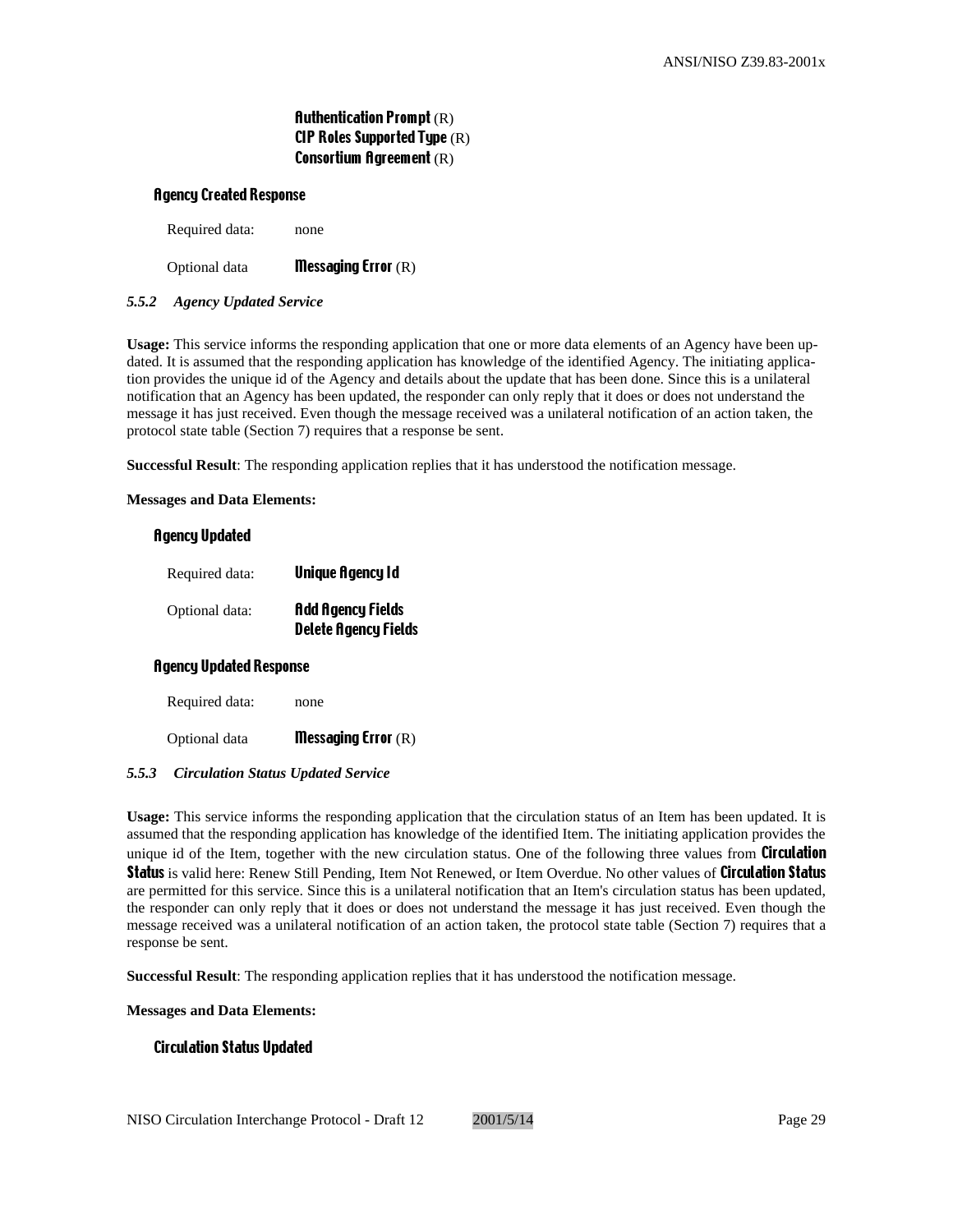**Authentication Prompt** (R)
**CIP Roles Supported Type** (R)
**Consortium Agreement** (R)

**Agency Created Response**

Required data: none

Optional data **Messaging Error** (R)

#### *5.5.2 Agency Updated Service*

**Usage:** This service informs the responding application that one or more data elements of an Agency have been updated. It is assumed that the responding application has knowledge of the identified Agency. The initiating application provides the unique id of the Agency and details about the update that has been done. Since this is a unilateral notification that an Agency has been updated, the responder can only reply that it does or does not understand the message it has just received. Even though the message received was a unilateral notification of an action taken, the protocol state table (Section 7) requires that a response be sent.

**Successful Result**: The responding application replies that it has understood the notification message.

**Messages and Data Elements:**

**Agency Updated**

Required data: **Unique Agency Id**

Optional data: **Add Agency Fields**
**Delete Agency Fields**

**Agency Updated Response**

Required data: none

Optional data **Messaging Error** (R)

#### *5.5.3 Circulation Status Updated Service*

**Usage:** This service informs the responding application that the circulation status of an Item has been updated. It is assumed that the responding application has knowledge of the identified Item. The initiating application provides the unique id of the Item, together with the new circulation status. One of the following three values from **Circulation Status** is valid here: Renew Still Pending, Item Not Renewed, or Item Overdue. No other values of **Circulation Status** are permitted for this service. Since this is a unilateral notification that an Item's circulation status has been updated, the responder can only reply that it does or does not understand the message it has just received. Even though the message received was a unilateral notification of an action taken, the protocol state table (Section 7) requires that a response be sent.

**Successful Result**: The responding application replies that it has understood the notification message.

**Messages and Data Elements:**

**Circulation Status Updated**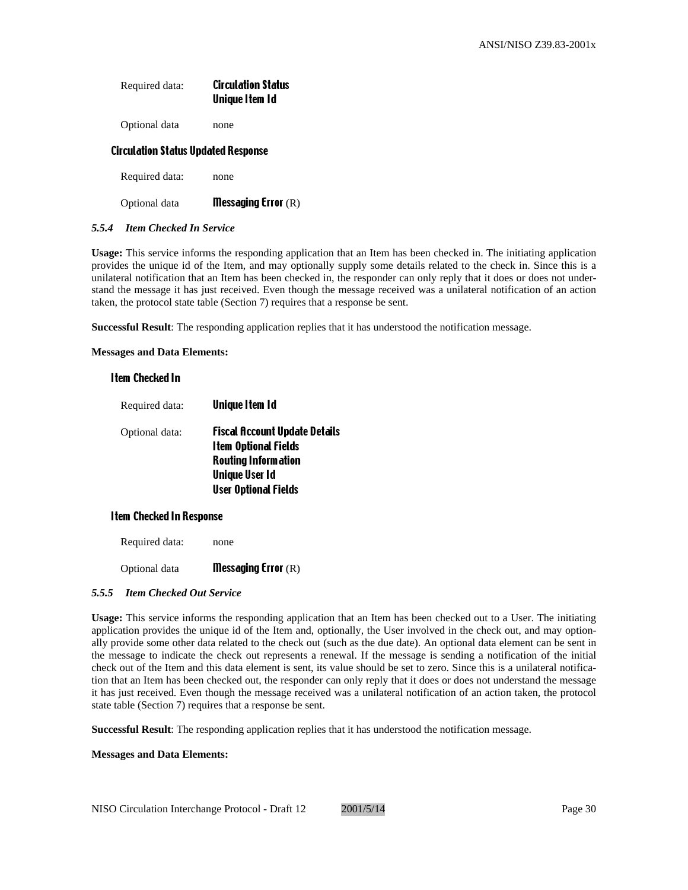Required data: **Circulation Status**
**Unique Item Id**

Optional data none

**Circulation Status Updated Response**

Required data: none

Optional data **Messaging Error** (R)

### *5.5.4 Item Checked In Service*

**Usage:** This service informs the responding application that an Item has been checked in. The initiating application provides the unique id of the Item, and may optionally supply some details related to the check in. Since this is a unilateral notification that an Item has been checked in, the responder can only reply that it does or does not understand the message it has just received. Even though the message received was a unilateral notification of an action taken, the protocol state table (Section 7) requires that a response be sent.

**Successful Result**: The responding application replies that it has understood the notification message.

**Messages and Data Elements:**

**Item Checked In**

Required data: **Unique Item Id**

Optional data: **Fiscal Account Update Details**
**Item Optional Fields**
**Routing Information**
**Unique User Id**
**User Optional Fields**

**Item Checked In Response**

Required data: none

Optional data **Messaging Error** (R)

### *5.5.5 Item Checked Out Service*

**Usage:** This service informs the responding application that an Item has been checked out to a User. The initiating application provides the unique id of the Item and, optionally, the User involved in the check out, and may optionally provide some other data related to the check out (such as the due date). An optional data element can be sent in the message to indicate the check out represents a renewal. If the message is sending a notification of the initial check out of the Item and this data element is sent, its value should be set to zero. Since this is a unilateral notification that an Item has been checked out, the responder can only reply that it does or does not understand the message it has just received. Even though the message received was a unilateral notification of an action taken, the protocol state table (Section 7) requires that a response be sent.

**Successful Result**: The responding application replies that it has understood the notification message.

**Messages and Data Elements:**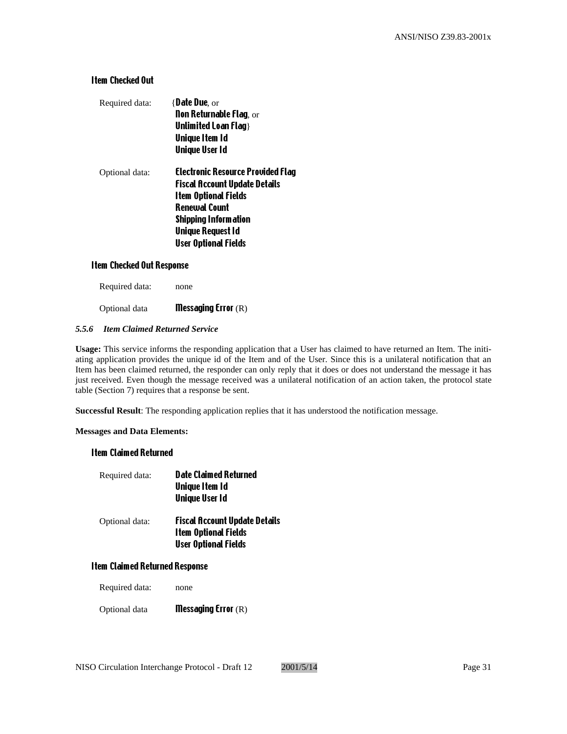#### Item Checked Out

Required data: {**Date Due**, or
**Non Returnable Flag**, or
**Unlimited Loan Flag**}
**Unique Item Id**
**Unique User Id**

Optional data: **Electronic Resource Provided Flag**
**Fiscal Account Update Details**
**Item Optional Fields**
**Renewal Count**
**Shipping Information**
**Unique Request Id**
**User Optional Fields**

#### Item Checked Out Response

Required data: none

Optional data **Messaging Error** (R)

### *5.5.6 Item Claimed Returned Service*

**Usage:** This service informs the responding application that a User has claimed to have returned an Item. The initiating application provides the unique id of the Item and of the User. Since this is a unilateral notification that an Item has been claimed returned, the responder can only reply that it does or does not understand the message it has just received. Even though the message received was a unilateral notification of an action taken, the protocol state table (Section 7) requires that a response be sent.

**Successful Result**: The responding application replies that it has understood the notification message.

**Messages and Data Elements:**

#### Item Claimed Returned

Required data: **Date Claimed Returned**
**Unique Item Id**
**Unique User Id**

Optional data: **Fiscal Account Update Details**
**Item Optional Fields**
**User Optional Fields**

#### Item Claimed Returned Response

Required data: none

Optional data **Messaging Error** (R)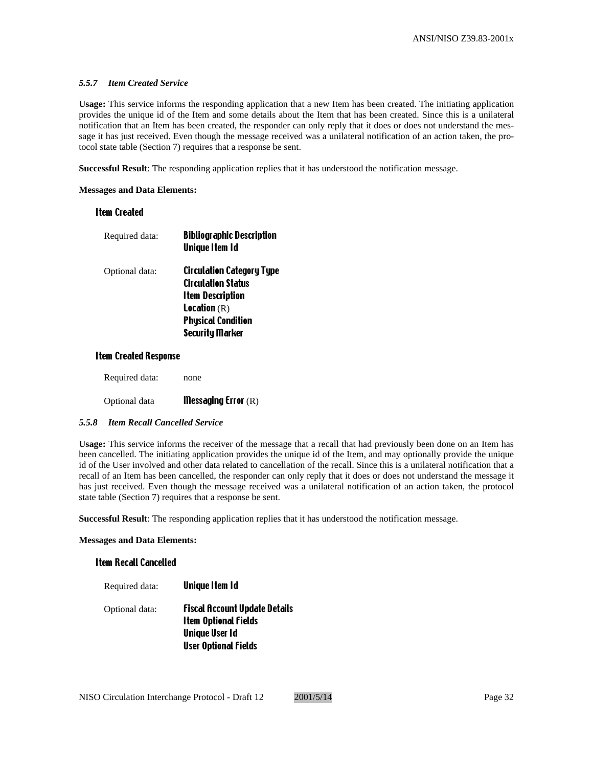### *5.5.7 Item Created Service*

**Usage:** This service informs the responding application that a new Item has been created. The initiating application provides the unique id of the Item and some details about the Item that has been created. Since this is a unilateral notification that an Item has been created, the responder can only reply that it does or does not understand the message it has just received. Even though the message received was a unilateral notification of an action taken, the protocol state table (Section 7) requires that a response be sent.

**Successful Result**: The responding application replies that it has understood the notification message.

**Messages and Data Elements:**

**Item Created**

Required data: **Bibliographic Description**
**Unique Item Id**

Optional data: **Circulation Category Type**
**Circulation Status**
**Item Description**
**Location** (R)
**Physical Condition**
**Security Marker**

**Item Created Response**

Required data: none

Optional data **Messaging Error** (R)

### *5.5.8 Item Recall Cancelled Service*

**Usage:** This service informs the receiver of the message that a recall that had previously been done on an Item has been cancelled. The initiating application provides the unique id of the Item, and may optionally provide the unique id of the User involved and other data related to cancellation of the recall. Since this is a unilateral notification that a recall of an Item has been cancelled, the responder can only reply that it does or does not understand the message it has just received. Even though the message received was a unilateral notification of an action taken, the protocol state table (Section 7) requires that a response be sent.

**Successful Result**: The responding application replies that it has understood the notification message.

**Messages and Data Elements:**

**Item Recall Cancelled**

Required data: **Unique Item Id**

Optional data: **Fiscal Account Update Details**
**Item Optional Fields**
**Unique User Id**
**User Optional Fields**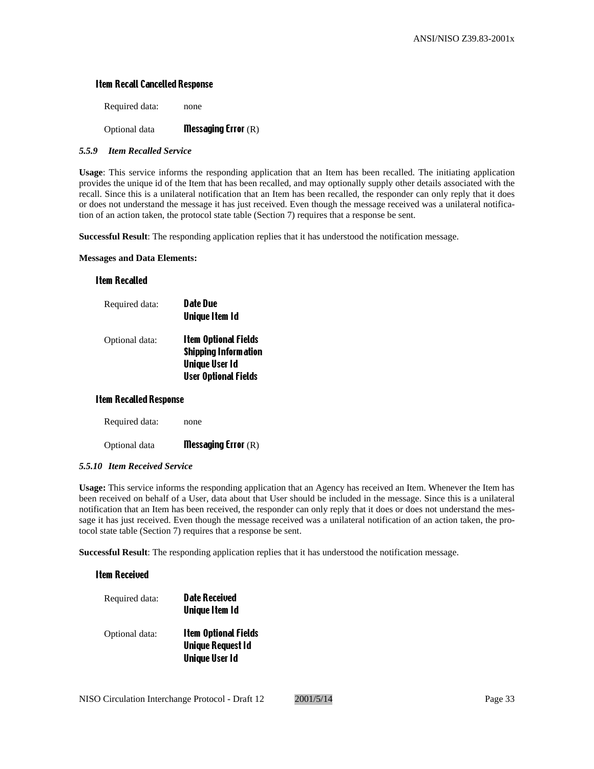#### Item Recall Cancelled Response

Required data: none

Optional data **Messaging Error** (R)

### *5.5.9 Item Recalled Service*

**Usage**: This service informs the responding application that an Item has been recalled. The initiating application provides the unique id of the Item that has been recalled, and may optionally supply other details associated with the recall. Since this is a unilateral notification that an Item has been recalled, the responder can only reply that it does or does not understand the message it has just received. Even though the message received was a unilateral notification of an action taken, the protocol state table (Section 7) requires that a response be sent.

**Successful Result**: The responding application replies that it has understood the notification message.

**Messages and Data Elements:**

#### Item Recalled

Required data: **Date Due**
**Unique Item Id**

Optional data: **Item Optional Fields**
**Shipping Information**
**Unique User Id**
**User Optional Fields**

#### Item Recalled Response

Required data: none

Optional data **Messaging Error** (R)

### *5.5.10 Item Received Service*

**Usage:** This service informs the responding application that an Agency has received an Item. Whenever the Item has been received on behalf of a User, data about that User should be included in the message. Since this is a unilateral notification that an Item has been received, the responder can only reply that it does or does not understand the message it has just received. Even though the message received was a unilateral notification of an action taken, the protocol state table (Section 7) requires that a response be sent.

**Successful Result**: The responding application replies that it has understood the notification message.

#### Item Received

Required data: **Date Received**
**Unique Item Id**

Optional data: **Item Optional Fields**
**Unique Request Id**
**Unique User Id**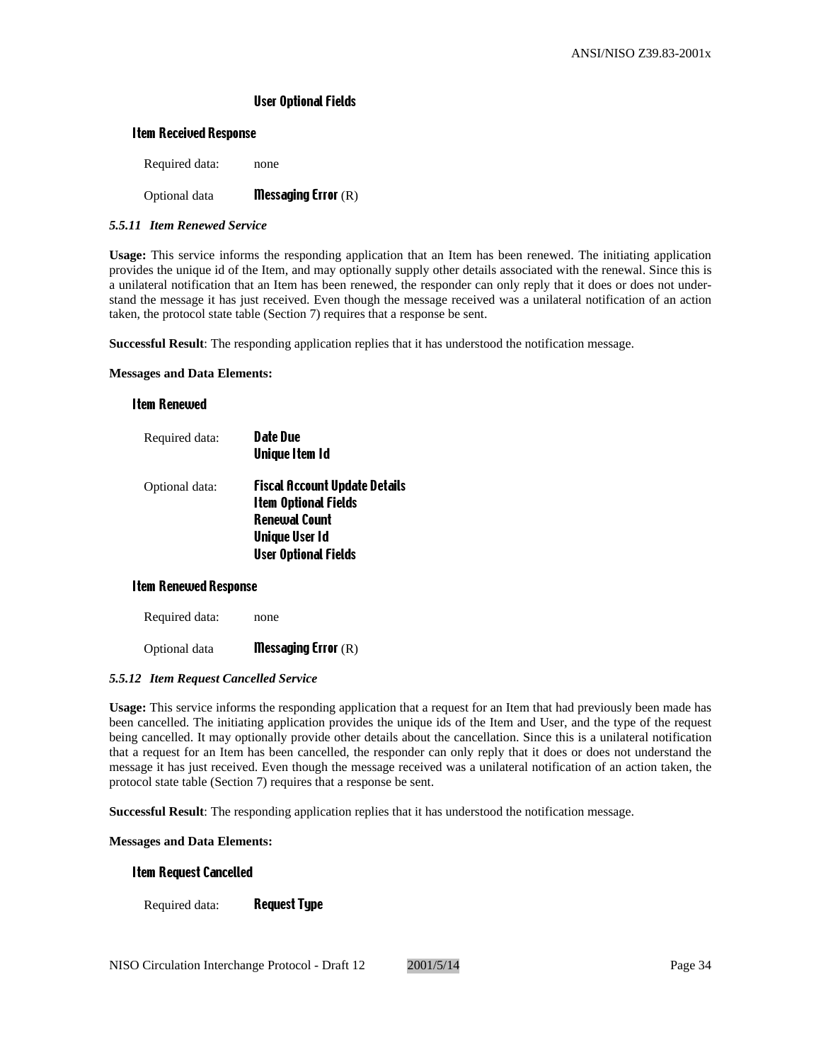**User Optional Fields**

### Item Received Response

Required data: none

Optional data **Messaging Error** (R)

#### *5.5.11 Item Renewed Service*

**Usage:** This service informs the responding application that an Item has been renewed. The initiating application provides the unique id of the Item, and may optionally supply other details associated with the renewal. Since this is a unilateral notification that an Item has been renewed, the responder can only reply that it does or does not understand the message it has just received. Even though the message received was a unilateral notification of an action taken, the protocol state table (Section 7) requires that a response be sent.

**Successful Result**: The responding application replies that it has understood the notification message.

**Messages and Data Elements:**

### Item Renewed

Required data:
**Date Due**
**Unique Item Id**

Optional data:
**Fiscal Account Update Details**
**Item Optional Fields**
**Renewal Count**
**Unique User Id**
**User Optional Fields**

### Item Renewed Response

Required data: none

Optional data **Messaging Error** (R)

#### *5.5.12 Item Request Cancelled Service*

**Usage:** This service informs the responding application that a request for an Item that had previously been made has been cancelled. The initiating application provides the unique ids of the Item and User, and the type of the request being cancelled. It may optionally provide other details about the cancellation. Since this is a unilateral notification that a request for an Item has been cancelled, the responder can only reply that it does or does not understand the message it has just received. Even though the message received was a unilateral notification of an action taken, the protocol state table (Section 7) requires that a response be sent.

**Successful Result**: The responding application replies that it has understood the notification message.

**Messages and Data Elements:**

### Item Request Cancelled

Required data: **Request Type**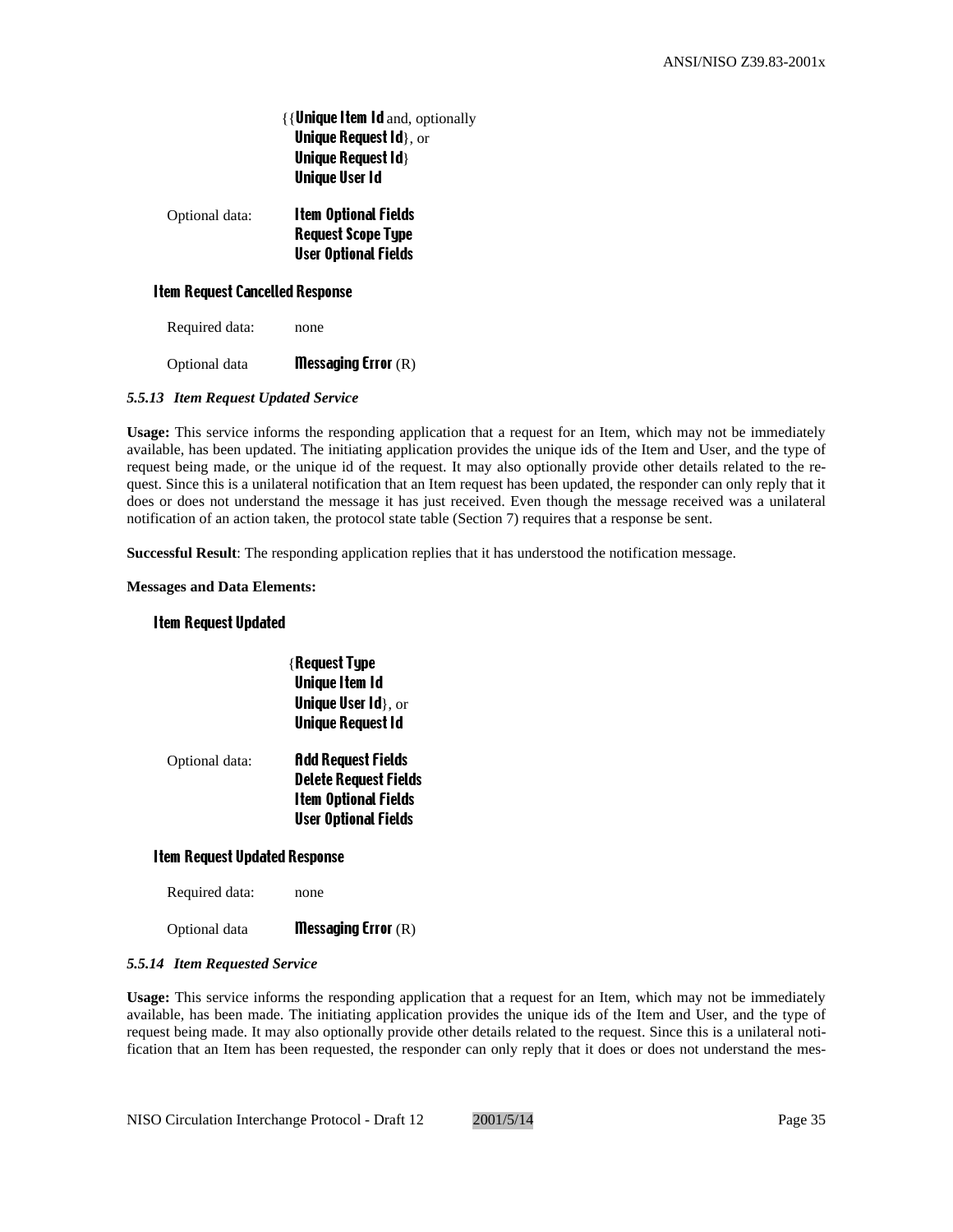{{**Unique Item Id** and, optionally
**Unique Request Id**}, or
**Unique Request Id**}
**Unique User Id**

Optional data: **Item Optional Fields**
**Request Scope Type**
**User Optional Fields**

**Item Request Cancelled Response**

Required data: none

Optional data **Messaging Error** (R)

### *5.5.13 Item Request Updated Service*

**Usage:** This service informs the responding application that a request for an Item, which may not be immediately available, has been updated. The initiating application provides the unique ids of the Item and User, and the type of request being made, or the unique id of the request. It may also optionally provide other details related to the request. Since this is a unilateral notification that an Item request has been updated, the responder can only reply that it does or does not understand the message it has just received. Even though the message received was a unilateral notification of an action taken, the protocol state table (Section 7) requires that a response be sent.

**Successful Result**: The responding application replies that it has understood the notification message.

**Messages and Data Elements:**

**Item Request Updated**

{**Request Type**
**Unique Item Id**
**Unique User Id**}, or
**Unique Request Id**

Optional data: **Add Request Fields**
**Delete Request Fields**
**Item Optional Fields**
**User Optional Fields**

**Item Request Updated Response**

Required data: none

Optional data **Messaging Error** (R)

### *5.5.14 Item Requested Service*

**Usage:** This service informs the responding application that a request for an Item, which may not be immediately available, has been made. The initiating application provides the unique ids of the Item and User, and the type of request being made. It may also optionally provide other details related to the request. Since this is a unilateral notification that an Item has been requested, the responder can only reply that it does or does not understand the mes-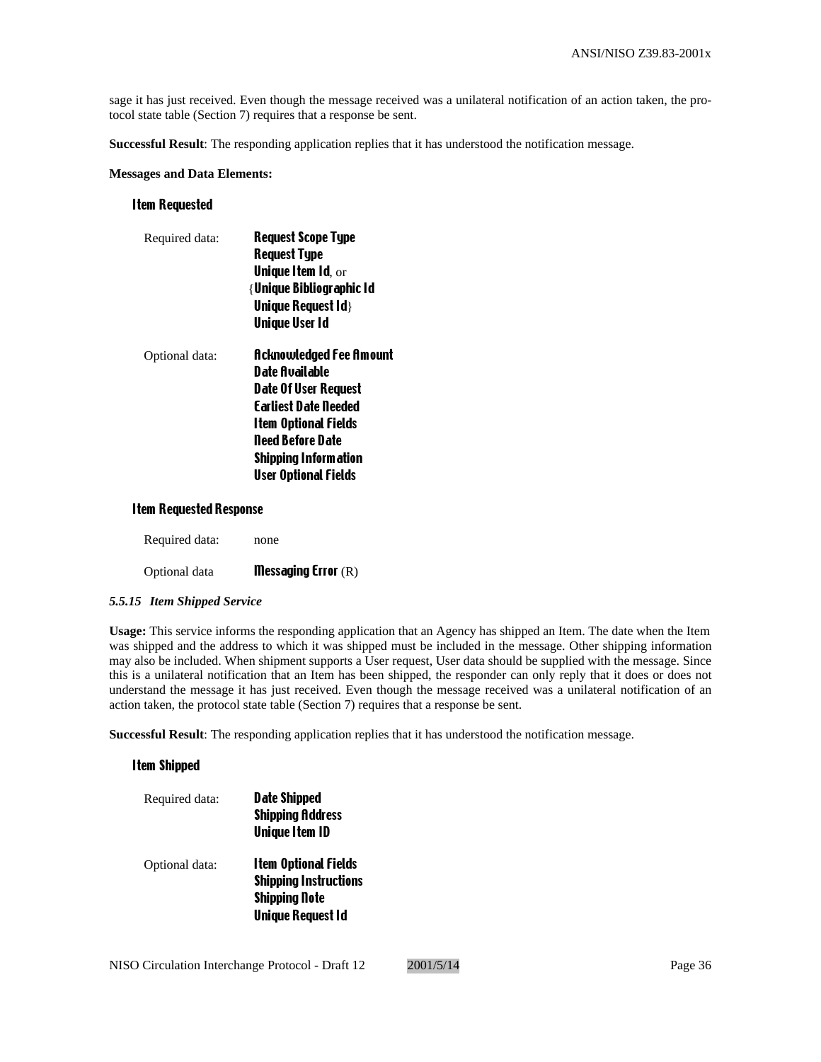sage it has just received. Even though the message received was a unilateral notification of an action taken, the protocol state table (Section 7) requires that a response be sent.

**Successful Result**: The responding application replies that it has understood the notification message.

**Messages and Data Elements:**

**Item Requested**

Required data: **Request Scope Type**
**Request Type**
**Unique Item Id**, or
{**Unique Bibliographic Id**
**Unique Request Id**}
**Unique User Id**

Optional data: **Acknowledged Fee Amount**
**Date Available**
**Date Of User Request**
**Earliest Date Needed**
**Item Optional Fields**
**Need Before Date**
**Shipping Information**
**User Optional Fields**

**Item Requested Response**

Required data: none

Optional data **Messaging Error** (R)

### *5.5.15 Item Shipped Service*

**Usage:** This service informs the responding application that an Agency has shipped an Item. The date when the Item was shipped and the address to which it was shipped must be included in the message. Other shipping information may also be included. When shipment supports a User request, User data should be supplied with the message. Since this is a unilateral notification that an Item has been shipped, the responder can only reply that it does or does not understand the message it has just received. Even though the message received was a unilateral notification of an action taken, the protocol state table (Section 7) requires that a response be sent.

**Successful Result**: The responding application replies that it has understood the notification message.

**Item Shipped**

Required data: **Date Shipped**
**Shipping Address**
**Unique Item ID**

Optional data: **Item Optional Fields**
**Shipping Instructions**
**Shipping Note**
**Unique Request Id**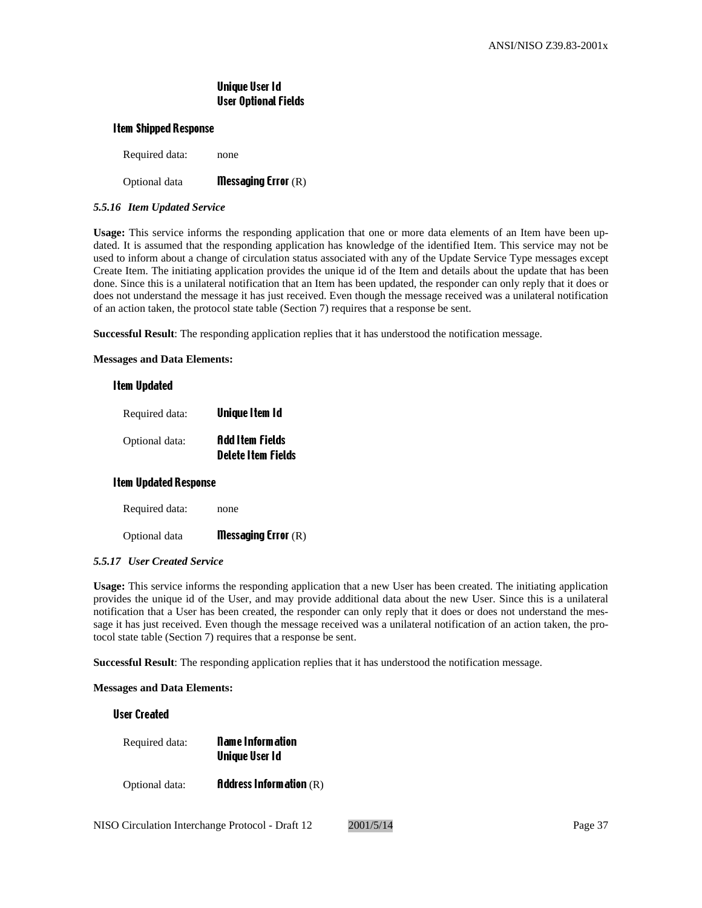**Unique User Id**
**User Optional Fields**

**Item Shipped Response**

Required data: none

Optional data **Messaging Error** (R)

#### *5.5.16 Item Updated Service*

**Usage:** This service informs the responding application that one or more data elements of an Item have been updated. It is assumed that the responding application has knowledge of the identified Item. This service may not be used to inform about a change of circulation status associated with any of the Update Service Type messages except Create Item. The initiating application provides the unique id of the Item and details about the update that has been done. Since this is a unilateral notification that an Item has been updated, the responder can only reply that it does or does not understand the message it has just received. Even though the message received was a unilateral notification of an action taken, the protocol state table (Section 7) requires that a response be sent.

**Successful Result**: The responding application replies that it has understood the notification message.

**Messages and Data Elements:**

**Item Updated**

Required data: **Unique Item Id**

Optional data: **Add Item Fields**
**Delete Item Fields**

**Item Updated Response**

Required data: none

Optional data **Messaging Error** (R)

#### *5.5.17 User Created Service*

**Usage:** This service informs the responding application that a new User has been created. The initiating application provides the unique id of the User, and may provide additional data about the new User. Since this is a unilateral notification that a User has been created, the responder can only reply that it does or does not understand the message it has just received. Even though the message received was a unilateral notification of an action taken, the protocol state table (Section 7) requires that a response be sent.

**Successful Result**: The responding application replies that it has understood the notification message.

**Messages and Data Elements:**

**User Created**

Required data: **Name Information**
**Unique User Id**

Optional data: **Address Information** (R)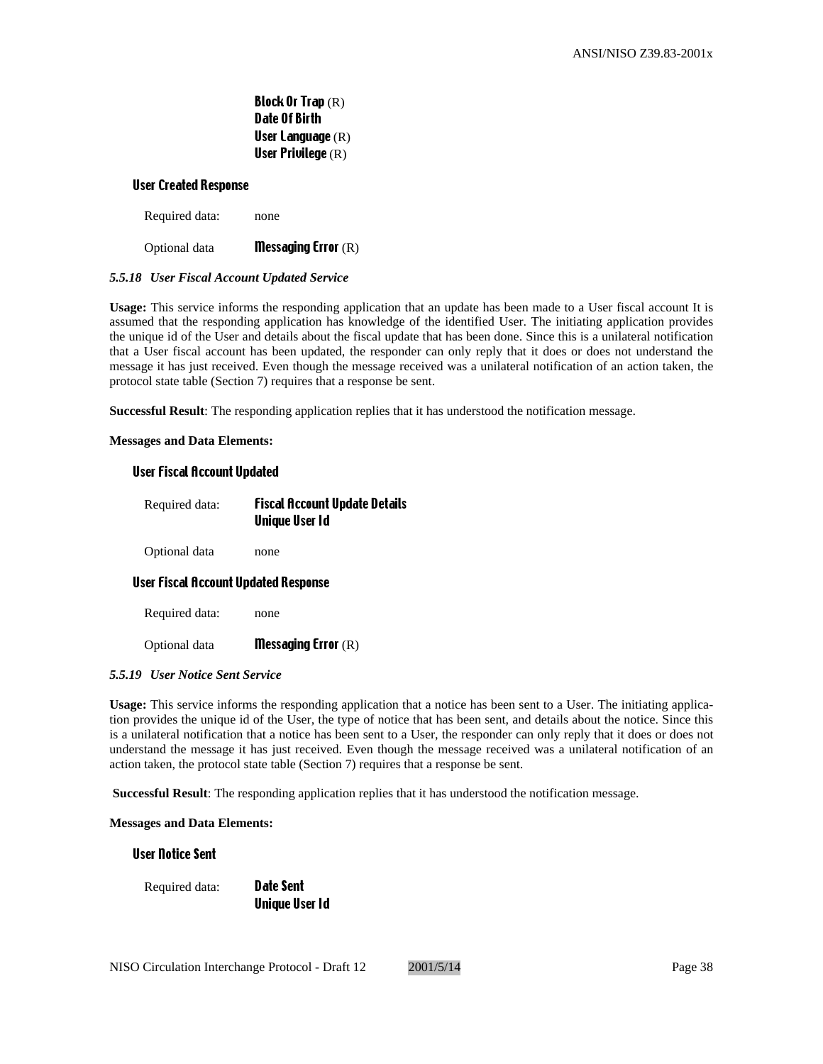**Block Or Trap** (R)
**Date Of Birth**
**User Language** (R)
**User Privilege** (R)

**User Created Response**

Required data: none

Optional data **Messaging Error** (R)

### *5.5.18 User Fiscal Account Updated Service*

**Usage:** This service informs the responding application that an update has been made to a User fiscal account It is assumed that the responding application has knowledge of the identified User. The initiating application provides the unique id of the User and details about the fiscal update that has been done. Since this is a unilateral notification that a User fiscal account has been updated, the responder can only reply that it does or does not understand the message it has just received. Even though the message received was a unilateral notification of an action taken, the protocol state table (Section 7) requires that a response be sent.

**Successful Result**: The responding application replies that it has understood the notification message.

**Messages and Data Elements:**

**User Fiscal Account Updated**

Required data: **Fiscal Account Update Details**
**Unique User Id**

Optional data none

**User Fiscal Account Updated Response**

Required data: none

Optional data **Messaging Error** (R)

### *5.5.19 User Notice Sent Service*

**Usage:** This service informs the responding application that a notice has been sent to a User. The initiating application provides the unique id of the User, the type of notice that has been sent, and details about the notice. Since this is a unilateral notification that a notice has been sent to a User, the responder can only reply that it does or does not understand the message it has just received. Even though the message received was a unilateral notification of an action taken, the protocol state table (Section 7) requires that a response be sent.

**Successful Result**: The responding application replies that it has understood the notification message.

**Messages and Data Elements:**

**User Notice Sent**

Required data: **Date Sent**
**Unique User Id**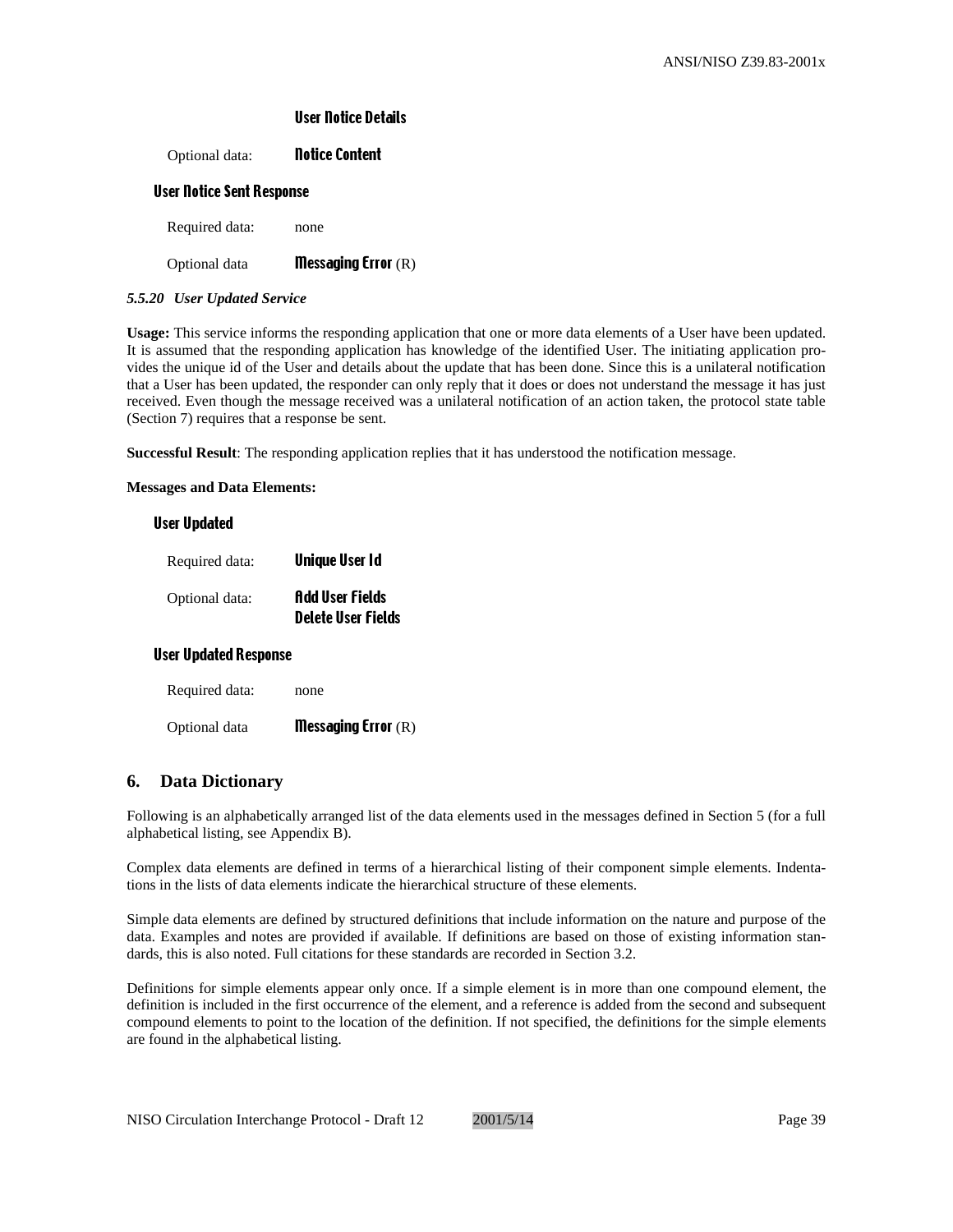**User Notice Details**

Optional data: **Notice Content**

**User Notice Sent Response**

Required data: none

Optional data **Messaging Error** (R)

### *5.5.20 User Updated Service*

**Usage:** This service informs the responding application that one or more data elements of a User have been updated. It is assumed that the responding application has knowledge of the identified User. The initiating application provides the unique id of the User and details about the update that has been done. Since this is a unilateral notification that a User has been updated, the responder can only reply that it does or does not understand the message it has just received. Even though the message received was a unilateral notification of an action taken, the protocol state table (Section 7) requires that a response be sent.

**Successful Result**: The responding application replies that it has understood the notification message.

**Messages and Data Elements:**

**User Updated**

Required data: **Unique User Id**

Optional data: **Add User Fields**
**Delete User Fields**

**User Updated Response**

Required data: none

Optional data **Messaging Error** (R)

## 6. Data Dictionary

Following is an alphabetically arranged list of the data elements used in the messages defined in Section 5 (for a full alphabetical listing, see Appendix B).

Complex data elements are defined in terms of a hierarchical listing of their component simple elements. Indentations in the lists of data elements indicate the hierarchical structure of these elements.

Simple data elements are defined by structured definitions that include information on the nature and purpose of the data. Examples and notes are provided if available. If definitions are based on those of existing information standards, this is also noted. Full citations for these standards are recorded in Section 3.2.

Definitions for simple elements appear only once. If a simple element is in more than one compound element, the definition is included in the first occurrence of the element, and a reference is added from the second and subsequent compound elements to point to the location of the definition. If not specified, the definitions for the simple elements are found in the alphabetical listing.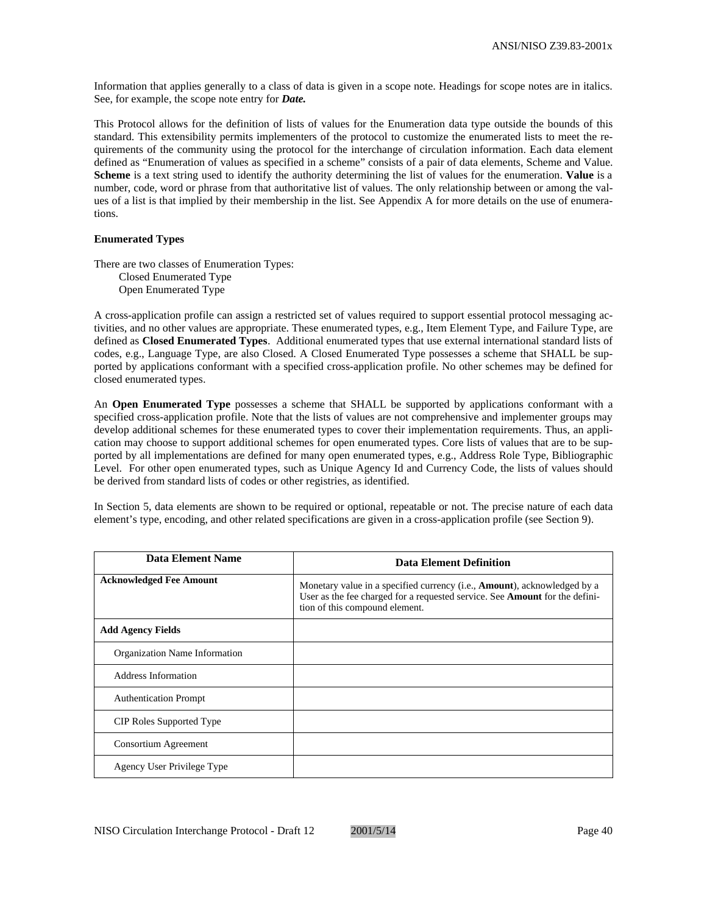Information that applies generally to a class of data is given in a scope note. Headings for scope notes are in italics. See, for example, the scope note entry for ***Date.***

This Protocol allows for the definition of lists of values for the Enumeration data type outside the bounds of this standard. This extensibility permits implementers of the protocol to customize the enumerated lists to meet the requirements of the community using the protocol for the interchange of circulation information. Each data element defined as "Enumeration of values as specified in a scheme" consists of a pair of data elements, Scheme and Value. **Scheme** is a text string used to identify the authority determining the list of values for the enumeration. **Value** is a number, code, word or phrase from that authoritative list of values. The only relationship between or among the values of a list is that implied by their membership in the list. See Appendix A for more details on the use of enumerations.

**Enumerated Types**

There are two classes of Enumeration Types:
- Closed Enumerated Type
- Open Enumerated Type

A cross-application profile can assign a restricted set of values required to support essential protocol messaging activities, and no other values are appropriate. These enumerated types, e.g., Item Element Type, and Failure Type, are defined as **Closed Enumerated Types**. Additional enumerated types that use external international standard lists of codes, e.g., Language Type, are also Closed. A Closed Enumerated Type possesses a scheme that SHALL be supported by applications conformant with a specified cross-application profile. No other schemes may be defined for closed enumerated types.

An **Open Enumerated Type** possesses a scheme that SHALL be supported by applications conformant with a specified cross-application profile. Note that the lists of values are not comprehensive and implementer groups may develop additional schemes for these enumerated types to cover their implementation requirements. Thus, an application may choose to support additional schemes for open enumerated types. Core lists of values that are to be supported by all implementations are defined for many open enumerated types, e.g., Address Role Type, Bibliographic Level. For other open enumerated types, such as Unique Agency Id and Currency Code, the lists of values should be derived from standard lists of codes or other registries, as identified.

In Section 5, data elements are shown to be required or optional, repeatable or not. The precise nature of each data element's type, encoding, and other related specifications are given in a cross-application profile (see Section 9).

| Data Element Name | Data Element Definition |
|---|---|
| **Acknowledged Fee Amount** | Monetary value in a specified currency (i.e., **Amount**), acknowledged by a User as the fee charged for a requested service. See **Amount** for the definition of this compound element. |
| **Add Agency Fields** | |
| Organization Name Information | |
| Address Information | |
| Authentication Prompt | |
| CIP Roles Supported Type | |
| Consortium Agreement | |
| Agency User Privilege Type | |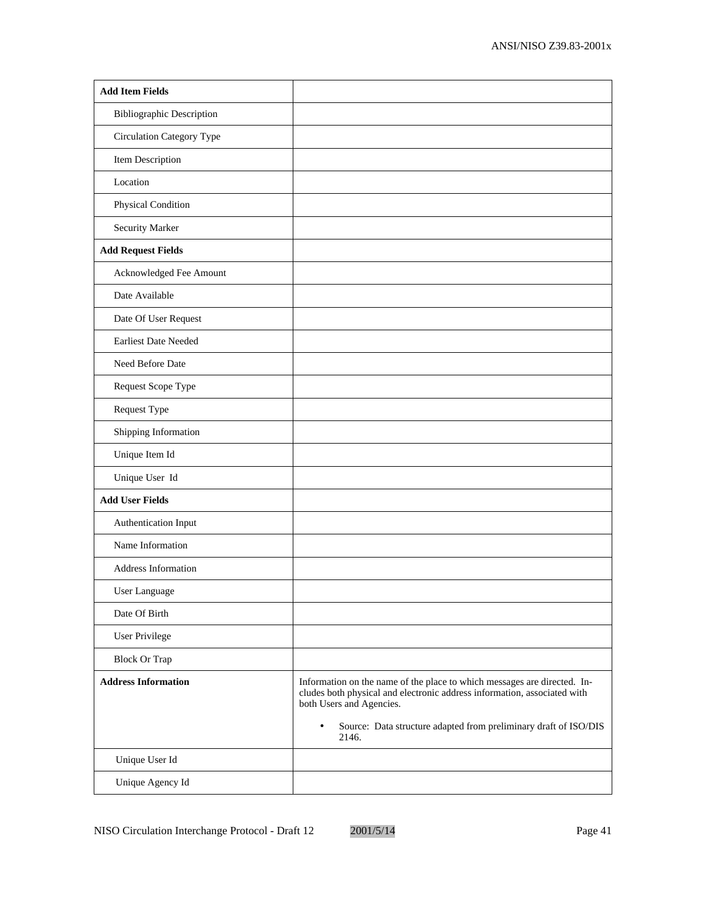| | |
|---|---|
| **Add Item Fields** | |
| Bibliographic Description | |
| Circulation Category Type | |
| Item Description | |
| Location | |
| Physical Condition | |
| Security Marker | |
| **Add Request Fields** | |
| Acknowledged Fee Amount | |
| Date Available | |
| Date Of User Request | |
| Earliest Date Needed | |
| Need Before Date | |
| Request Scope Type | |
| Request Type | |
| Shipping Information | |
| Unique Item Id | |
| Unique User Id | |
| **Add User Fields** | |
| Authentication Input | |
| Name Information | |
| Address Information | |
| User Language | |
| Date Of Birth | |
| User Privilege | |
| Block Or Trap | |
| **Address Information** | Information on the name of the place to which messages are directed. Includes both physical and electronic address information, associated with both Users and Agencies.<br>• Source: Data structure adapted from preliminary draft of ISO/DIS 2146. |
| Unique User Id | |
| Unique Agency Id | |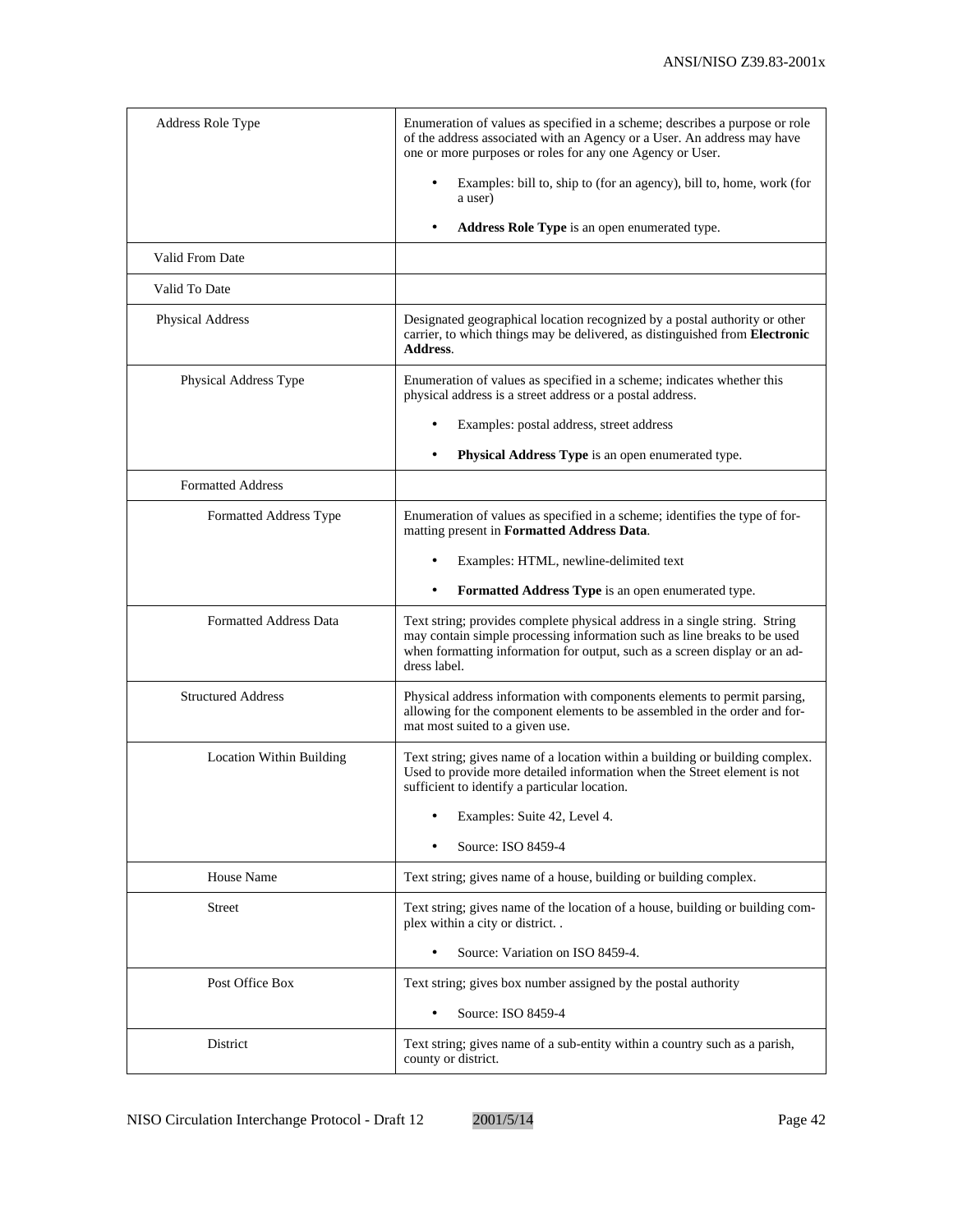| | |
|---|---|
| Address Role Type | Enumeration of values as specified in a scheme; describes a purpose or role of the address associated with an Agency or a User. An address may have one or more purposes or roles for any one Agency or User.<br>• Examples: bill to, ship to (for an agency), bill to, home, work (for a user)<br>• **Address Role Type** is an open enumerated type. |
| Valid From Date | |
| Valid To Date | |
| Physical Address | Designated geographical location recognized by a postal authority or other carrier, to which things may be delivered, as distinguished from **Electronic Address**. |
| Physical Address Type | Enumeration of values as specified in a scheme; indicates whether this physical address is a street address or a postal address.<br>• Examples: postal address, street address<br>• **Physical Address Type** is an open enumerated type. |
| Formatted Address | |
| Formatted Address Type | Enumeration of values as specified in a scheme; identifies the type of formatting present in **Formatted Address Data**.<br>• Examples: HTML, newline-delimited text<br>• **Formatted Address Type** is an open enumerated type. |
| Formatted Address Data | Text string; provides complete physical address in a single string. String may contain simple processing information such as line breaks to be used when formatting information for output, such as a screen display or an address label. |
| Structured Address | Physical address information with components elements to permit parsing, allowing for the component elements to be assembled in the order and format most suited to a given use. |
| Location Within Building | Text string; gives name of a location within a building or building complex. Used to provide more detailed information when the Street element is not sufficient to identify a particular location.<br>• Examples: Suite 42, Level 4.<br>• Source: ISO 8459-4 |
| House Name | Text string; gives name of a house, building or building complex. |
| Street | Text string; gives name of the location of a house, building or building complex within a city or district. .<br>• Source: Variation on ISO 8459-4. |
| Post Office Box | Text string; gives box number assigned by the postal authority<br>• Source: ISO 8459-4 |
| District | Text string; gives name of a sub-entity within a country such as a parish, county or district. |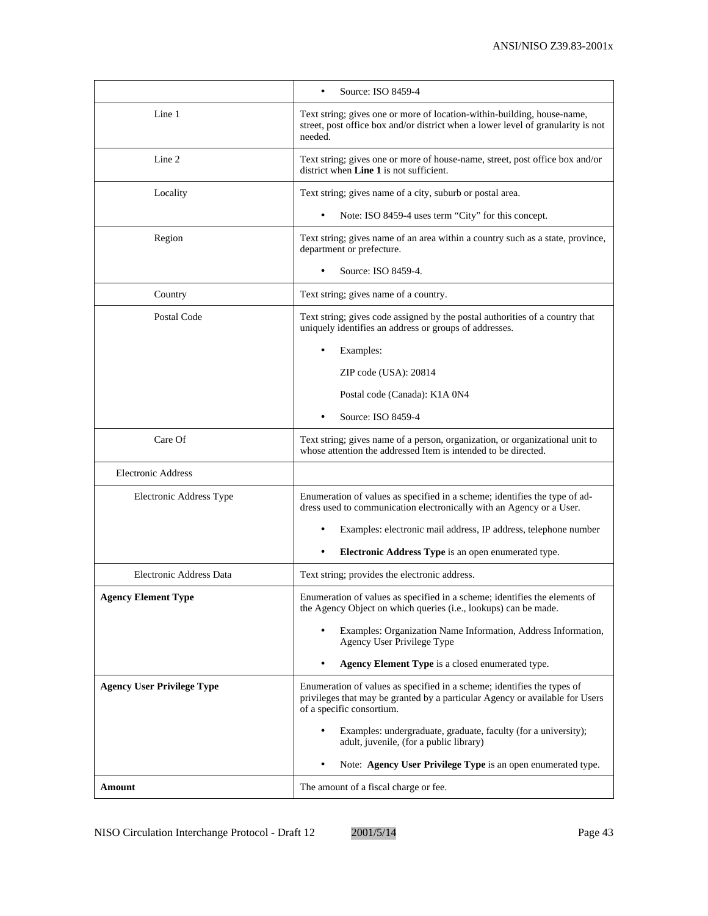| | |
|---|---|
| | • Source: ISO 8459-4 |
| Line 1 | Text string; gives one or more of location-within-building, house-name, street, post office box and/or district when a lower level of granularity is not needed. |
| Line 2 | Text string; gives one or more of house-name, street, post office box and/or district when **Line 1** is not sufficient. |
| Locality | Text string; gives name of a city, suburb or postal area.<br><br>• Note: ISO 8459-4 uses term “City” for this concept. |
| Region | Text string; gives name of an area within a country such as a state, province, department or prefecture.<br><br>• Source: ISO 8459-4. |
| Country | Text string; gives name of a country. |
| Postal Code | Text string; gives code assigned by the postal authorities of a country that uniquely identifies an address or groups of addresses.<br><br>• Examples:<br><br>ZIP code (USA): 20814<br><br>Postal code (Canada): K1A 0N4<br><br>• Source: ISO 8459-4 |
| Care Of | Text string; gives name of a person, organization, or organizational unit to whose attention the addressed Item is intended to be directed. |
| Electronic Address | |
| Electronic Address Type | Enumeration of values as specified in a scheme; identifies the type of address used to communication electronically with an Agency or a User.<br><br>• Examples: electronic mail address, IP address, telephone number<br><br>• **Electronic Address Type** is an open enumerated type. |
| Electronic Address Data | Text string; provides the electronic address. |
| **Agency Element Type** | Enumeration of values as specified in a scheme; identifies the elements of the Agency Object on which queries (i.e., lookups) can be made.<br><br>• Examples: Organization Name Information, Address Information, Agency User Privilege Type<br><br>• **Agency Element Type** is a closed enumerated type. |
| **Agency User Privilege Type** | Enumeration of values as specified in a scheme; identifies the types of privileges that may be granted by a particular Agency or available for Users of a specific consortium.<br><br>• Examples: undergraduate, graduate, faculty (for a university); adult, juvenile, (for a public library)<br><br>• Note: **Agency User Privilege Type** is an open enumerated type. |
| **Amount** | The amount of a fiscal charge or fee. |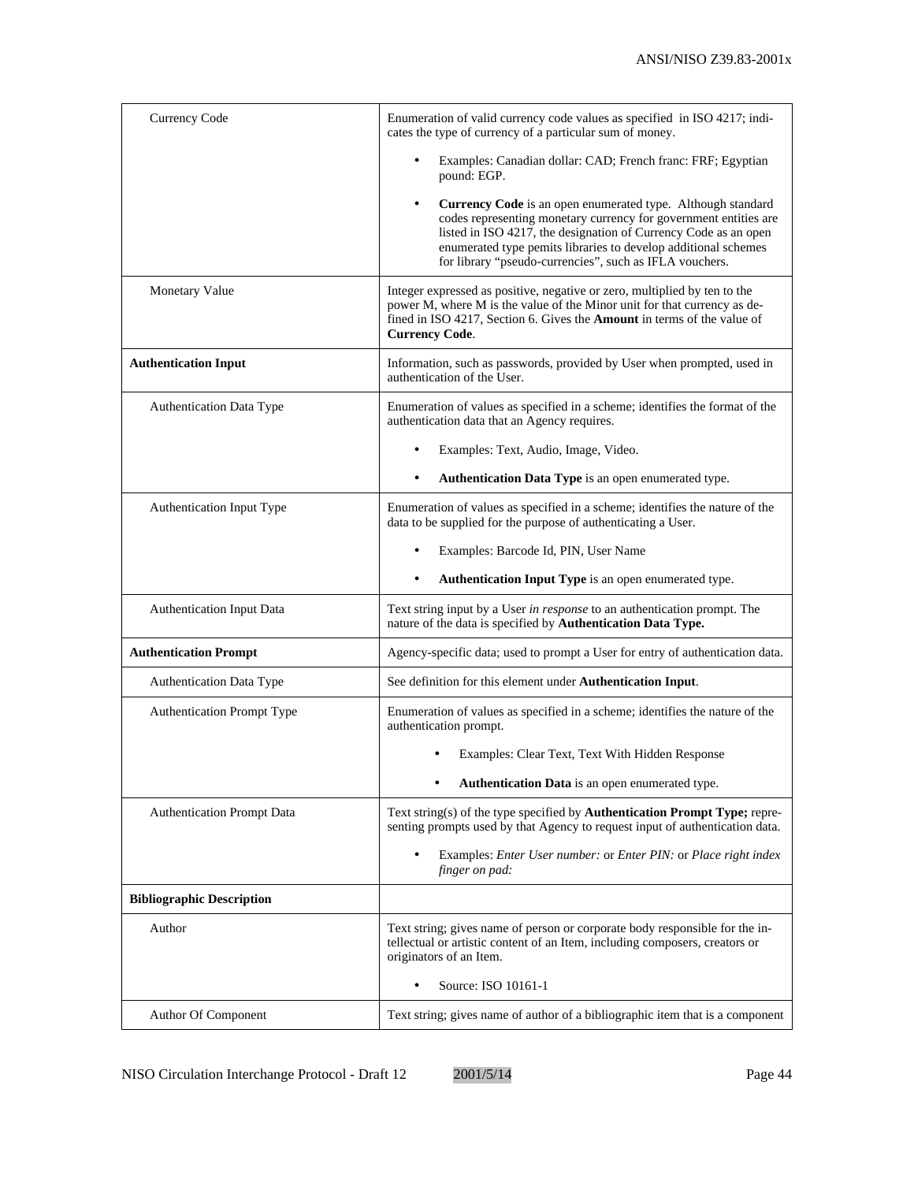| | |
|---|---|
| Currency Code | Enumeration of valid currency code values as specified in ISO 4217; indicates the type of currency of a particular sum of money.<br>• Examples: Canadian dollar: CAD; French franc: FRF; Egyptian pound: EGP.<br>• **Currency Code** is an open enumerated type. Although standard codes representing monetary currency for government entities are listed in ISO 4217, the designation of Currency Code as an open enumerated type pemits libraries to develop additional schemes for library "pseudo-currencies", such as IFLA vouchers. |
| Monetary Value | Integer expressed as positive, negative or zero, multiplied by ten to the power M, where M is the value of the Minor unit for that currency as defined in ISO 4217, Section 6. Gives the **Amount** in terms of the value of **Currency Code**. |
| **Authentication Input** | Information, such as passwords, provided by User when prompted, used in authentication of the User. |
| Authentication Data Type | Enumeration of values as specified in a scheme; identifies the format of the authentication data that an Agency requires.<br>• Examples: Text, Audio, Image, Video.<br>• **Authentication Data Type** is an open enumerated type. |
| Authentication Input Type | Enumeration of values as specified in a scheme; identifies the nature of the data to be supplied for the purpose of authenticating a User.<br>• Examples: Barcode Id, PIN, User Name<br>• **Authentication Input Type** is an open enumerated type. |
| Authentication Input Data | Text string input by a User *in response* to an authentication prompt. The nature of the data is specified by **Authentication Data Type.** |
| **Authentication Prompt** | Agency-specific data; used to prompt a User for entry of authentication data. |
| Authentication Data Type | See definition for this element under **Authentication Input**. |
| Authentication Prompt Type | Enumeration of values as specified in a scheme; identifies the nature of the authentication prompt.<br>• Examples: Clear Text, Text With Hidden Response<br>• **Authentication Data** is an open enumerated type. |
| Authentication Prompt Data | Text string(s) of the type specified by **Authentication Prompt Type;** representing prompts used by that Agency to request input of authentication data.<br>• Examples: *Enter User number:* or *Enter PIN:* or *Place right index finger on pad:* |
| **Bibliographic Description** | |
| Author | Text string; gives name of person or corporate body responsible for the intellectual or artistic content of an Item, including composers, creators or originators of an Item.<br>• Source: ISO 10161-1 |
| Author Of Component | Text string; gives name of author of a bibliographic item that is a component |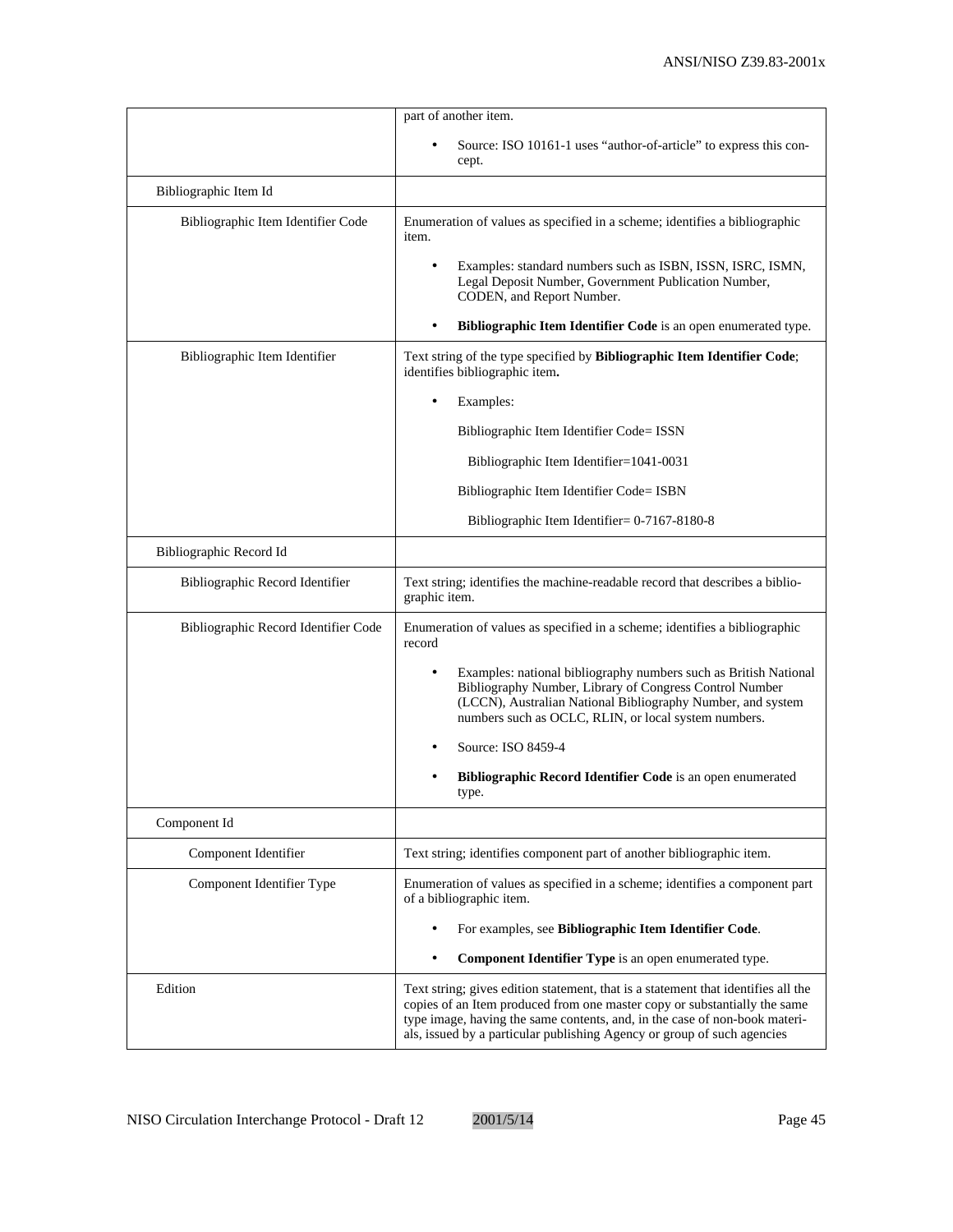| | |
|---|---|
| | part of another item.<br><br>• Source: ISO 10161-1 uses "author-of-article" to express this concept. |
| Bibliographic Item Id | |
| Bibliographic Item Identifier Code | Enumeration of values as specified in a scheme; identifies a bibliographic item.<br><br>• Examples: standard numbers such as ISBN, ISSN, ISRC, ISMN, Legal Deposit Number, Government Publication Number, CODEN, and Report Number.<br><br>• **Bibliographic Item Identifier Code** is an open enumerated type. |
| Bibliographic Item Identifier | Text string of the type specified by **Bibliographic Item Identifier Code**; identifies bibliographic item**.**<br><br>• Examples:<br><br>Bibliographic Item Identifier Code= ISSN<br><br>Bibliographic Item Identifier=1041-0031<br><br>Bibliographic Item Identifier Code= ISBN<br><br>Bibliographic Item Identifier= 0-7167-8180-8 |
| Bibliographic Record Id | |
| Bibliographic Record Identifier | Text string; identifies the machine-readable record that describes a bibliographic item. |
| Bibliographic Record Identifier Code | Enumeration of values as specified in a scheme; identifies a bibliographic record<br><br>• Examples: national bibliography numbers such as British National Bibliography Number, Library of Congress Control Number (LCCN), Australian National Bibliography Number, and system numbers such as OCLC, RLIN, or local system numbers.<br><br>• Source: ISO 8459-4<br><br>• **Bibliographic Record Identifier Code** is an open enumerated type. |
| Component Id | |
| Component Identifier | Text string; identifies component part of another bibliographic item. |
| Component Identifier Type | Enumeration of values as specified in a scheme; identifies a component part of a bibliographic item.<br><br>• For examples, see **Bibliographic Item Identifier Code**.<br><br>• **Component Identifier Type** is an open enumerated type. |
| Edition | Text string; gives edition statement, that is a statement that identifies all the copies of an Item produced from one master copy or substantially the same type image, having the same contents, and, in the case of non-book materials, issued by a particular publishing Agency or group of such agencies |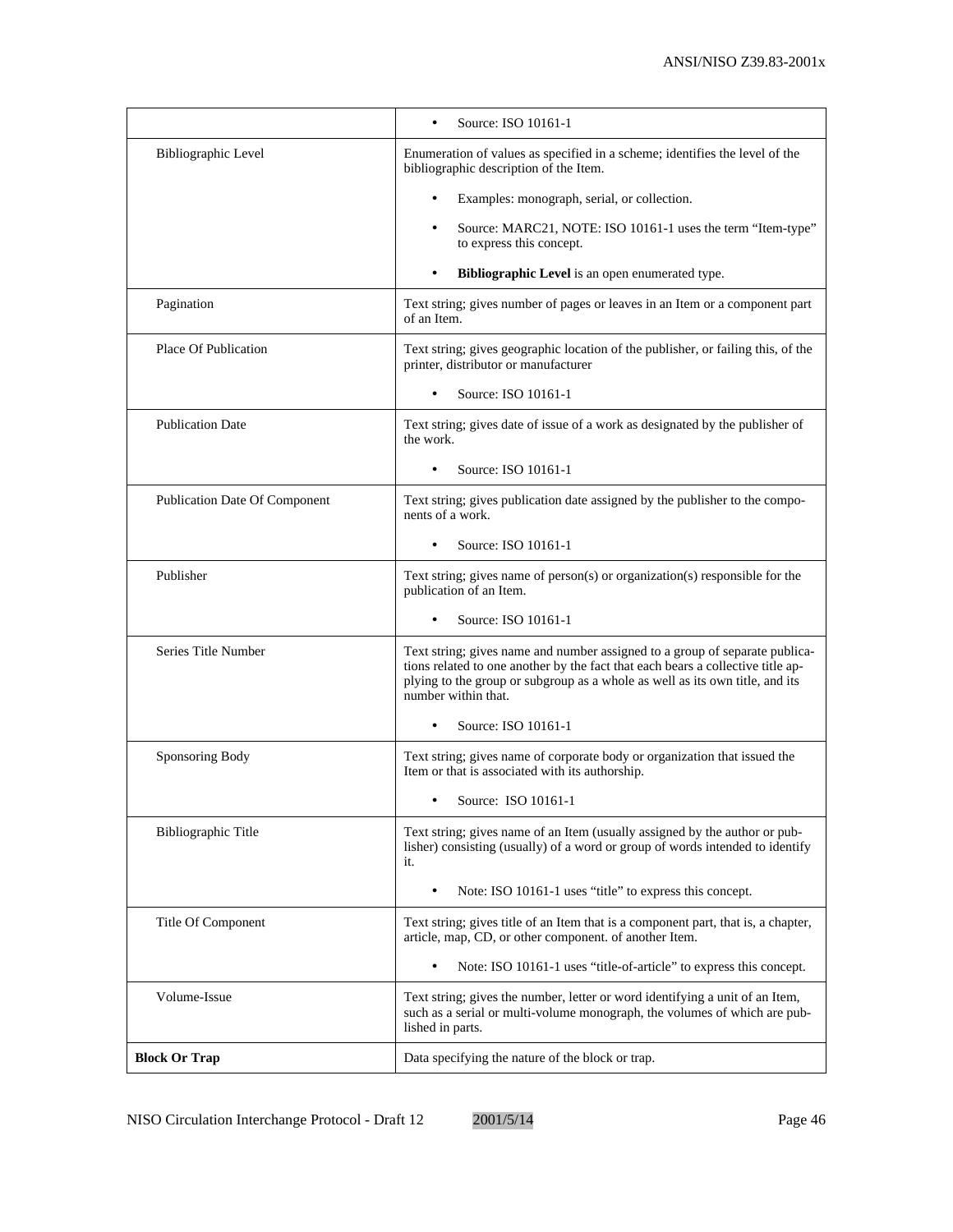| | |
|---|---|
| | • Source: ISO 10161-1 |
| Bibliographic Level | Enumeration of values as specified in a scheme; identifies the level of the bibliographic description of the Item.<br><br>• Examples: monograph, serial, or collection.<br><br>• Source: MARC21, NOTE: ISO 10161-1 uses the term "Item-type" to express this concept.<br><br>• **Bibliographic Level** is an open enumerated type. |
| Pagination | Text string; gives number of pages or leaves in an Item or a component part of an Item. |
| Place Of Publication | Text string; gives geographic location of the publisher, or failing this, of the printer, distributor or manufacturer<br><br>• Source: ISO 10161-1 |
| Publication Date | Text string; gives date of issue of a work as designated by the publisher of the work.<br><br>• Source: ISO 10161-1 |
| Publication Date Of Component | Text string; gives publication date assigned by the publisher to the components of a work.<br><br>• Source: ISO 10161-1 |
| Publisher | Text string; gives name of person(s) or organization(s) responsible for the publication of an Item.<br><br>• Source: ISO 10161-1 |
| Series Title Number | Text string; gives name and number assigned to a group of separate publications related to one another by the fact that each bears a collective title applying to the group or subgroup as a whole as well as its own title, and its number within that.<br><br>• Source: ISO 10161-1 |
| Sponsoring Body | Text string; gives name of corporate body or organization that issued the Item or that is associated with its authorship.<br><br>• Source: ISO 10161-1 |
| Bibliographic Title | Text string; gives name of an Item (usually assigned by the author or publisher) consisting (usually) of a word or group of words intended to identify it.<br><br>• Note: ISO 10161-1 uses "title" to express this concept. |
| Title Of Component | Text string; gives title of an Item that is a component part, that is, a chapter, article, map, CD, or other component. of another Item.<br><br>• Note: ISO 10161-1 uses "title-of-article" to express this concept. |
| Volume-Issue | Text string; gives the number, letter or word identifying a unit of an Item, such as a serial or multi-volume monograph, the volumes of which are published in parts. |
| **Block Or Trap** | Data specifying the nature of the block or trap. |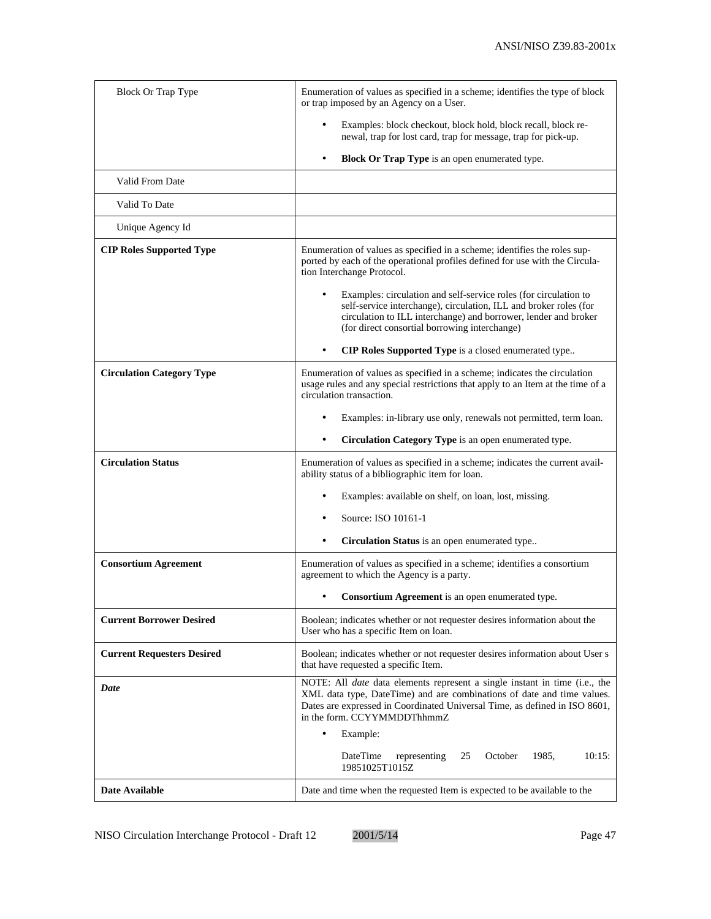| | |
|---|---|
| Block Or Trap Type | Enumeration of values as specified in a scheme; identifies the type of block or trap imposed by an Agency on a User.<br>• Examples: block checkout, block hold, block recall, block renewal, trap for lost card, trap for message, trap for pick-up.<br>• **Block Or Trap Type** is an open enumerated type. |
| Valid From Date | |
| Valid To Date | |
| Unique Agency Id | |
| **CIP Roles Supported Type** | Enumeration of values as specified in a scheme; identifies the roles supported by each of the operational profiles defined for use with the Circulation Interchange Protocol.<br>• Examples: circulation and self-service roles (for circulation to self-service interchange), circulation, ILL and broker roles (for circulation to ILL interchange) and borrower, lender and broker (for direct consortial borrowing interchange)<br>• **CIP Roles Supported Type** is a closed enumerated type.. |
| **Circulation Category Type** | Enumeration of values as specified in a scheme; indicates the circulation usage rules and any special restrictions that apply to an Item at the time of a circulation transaction.<br>• Examples: in-library use only, renewals not permitted, term loan.<br>• **Circulation Category Type** is an open enumerated type. |
| **Circulation Status** | Enumeration of values as specified in a scheme; indicates the current availability status of a bibliographic item for loan.<br>• Examples: available on shelf, on loan, lost, missing.<br>• Source: ISO 10161-1<br>• **Circulation Status** is an open enumerated type.. |
| **Consortium Agreement** | Enumeration of values as specified in a scheme; identifies a consortium agreement to which the Agency is a party.<br>• **Consortium Agreement** is an open enumerated type. |
| **Current Borrower Desired** | Boolean; indicates whether or not requester desires information about the User who has a specific Item on loan. |
| **Current Requesters Desired** | Boolean; indicates whether or not requester desires information about User s that have requested a specific Item. |
| ***Date*** | NOTE: All *date* data elements represent a single instant in time (i.e., the XML data type, DateTime) and are combinations of date and time values. Dates are expressed in Coordinated Universal Time, as defined in ISO 8601, in the form. CCYYMMDDThhmmZ<br>• Example:<br>DateTime representing 25 October 1985, 10:15: 19851025T1015Z |
| **Date Available** | Date and time when the requested Item is expected to be available to the |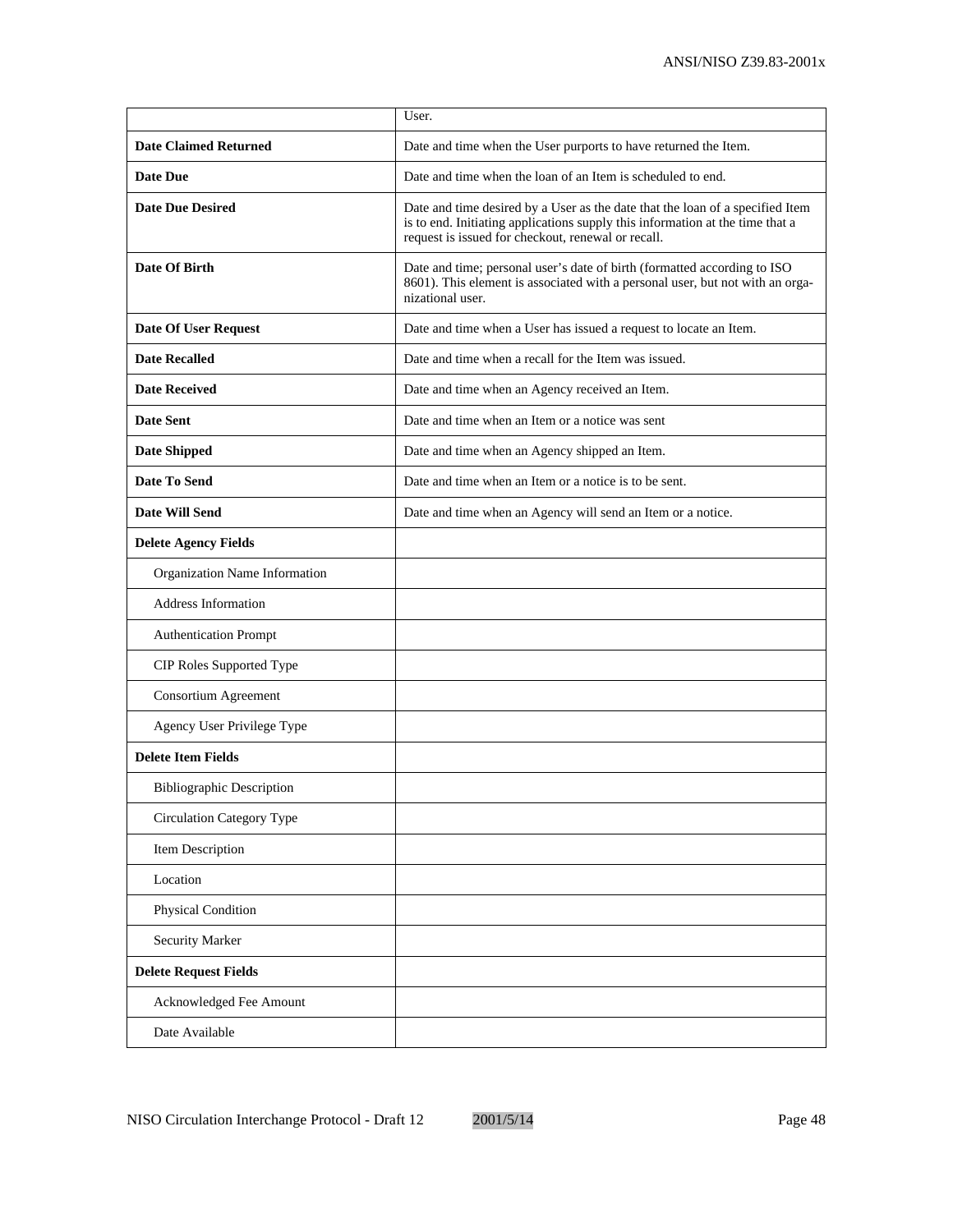| | |
|---|---|
| | User. |
| **Date Claimed Returned** | Date and time when the User purports to have returned the Item. |
| **Date Due** | Date and time when the loan of an Item is scheduled to end. |
| **Date Due Desired** | Date and time desired by a User as the date that the loan of a specified Item is to end. Initiating applications supply this information at the time that a request is issued for checkout, renewal or recall. |
| **Date Of Birth** | Date and time; personal user's date of birth (formatted according to ISO 8601). This element is associated with a personal user, but not with an organizational user. |
| **Date Of User Request** | Date and time when a User has issued a request to locate an Item. |
| **Date Recalled** | Date and time when a recall for the Item was issued. |
| **Date Received** | Date and time when an Agency received an Item. |
| **Date Sent** | Date and time when an Item or a notice was sent |
| **Date Shipped** | Date and time when an Agency shipped an Item. |
| **Date To Send** | Date and time when an Item or a notice is to be sent. |
| **Date Will Send** | Date and time when an Agency will send an Item or a notice. |
| **Delete Agency Fields** | |
| Organization Name Information | |
| Address Information | |
| Authentication Prompt | |
| CIP Roles Supported Type | |
| Consortium Agreement | |
| Agency User Privilege Type | |
| **Delete Item Fields** | |
| Bibliographic Description | |
| Circulation Category Type | |
| Item Description | |
| Location | |
| Physical Condition | |
| Security Marker | |
| **Delete Request Fields** | |
| Acknowledged Fee Amount | |
| Date Available | |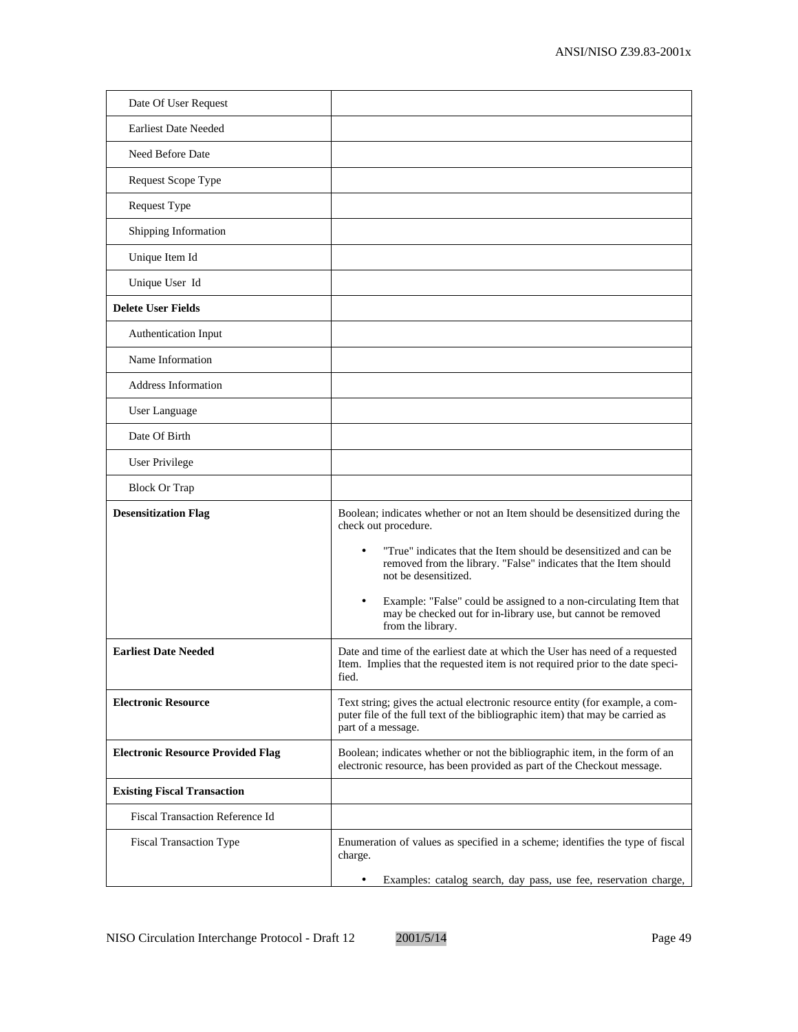| | |
|---|---|
| Date Of User Request | |
| Earliest Date Needed | |
| Need Before Date | |
| Request Scope Type | |
| Request Type | |
| Shipping Information | |
| Unique Item Id | |
| Unique User Id | |
| **Delete User Fields** | |
| Authentication Input | |
| Name Information | |
| Address Information | |
| User Language | |
| Date Of Birth | |
| User Privilege | |
| Block Or Trap | |
| **Desensitization Flag** | Boolean; indicates whether or not an Item should be desensitized during the check out procedure.<br><br>• "True" indicates that the Item should be desensitized and can be removed from the library. "False" indicates that the Item should not be desensitized.<br><br>• Example: "False" could be assigned to a non-circulating Item that may be checked out for in-library use, but cannot be removed from the library. |
| **Earliest Date Needed** | Date and time of the earliest date at which the User has need of a requested Item. Implies that the requested item is not required prior to the date specified. |
| **Electronic Resource** | Text string; gives the actual electronic resource entity (for example, a computer file of the full text of the bibliographic item) that may be carried as part of a message. |
| **Electronic Resource Provided Flag** | Boolean; indicates whether or not the bibliographic item, in the form of an electronic resource, has been provided as part of the Checkout message. |
| **Existing Fiscal Transaction** | |
| Fiscal Transaction Reference Id | |
| Fiscal Transaction Type | Enumeration of values as specified in a scheme; identifies the type of fiscal charge.<br><br>• Examples: catalog search, day pass, use fee, reservation charge, |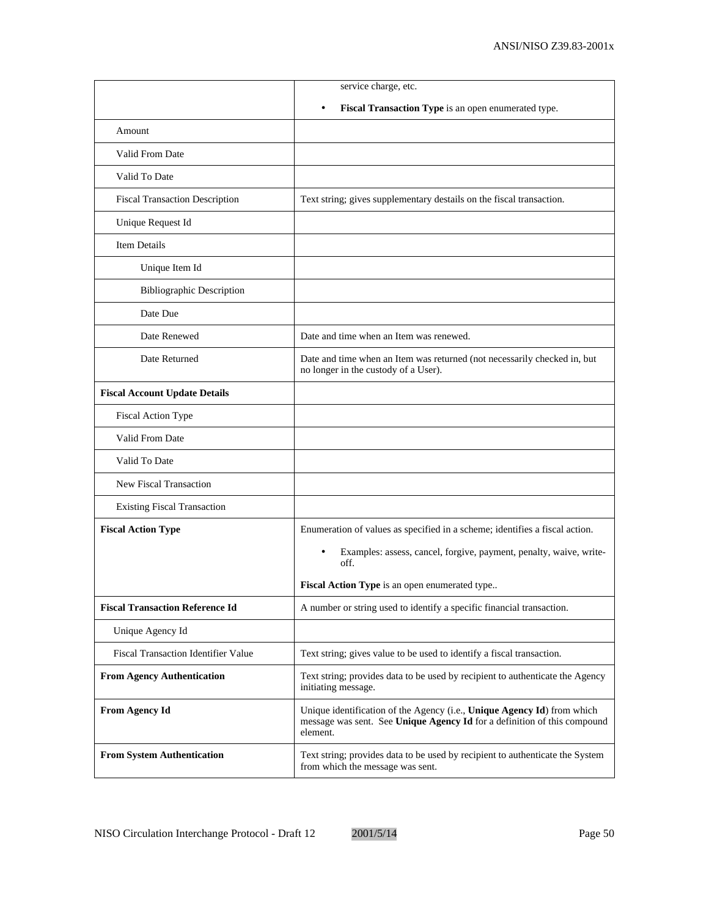| | |
|---|---|
| | service charge, etc.<br>• **Fiscal Transaction Type** is an open enumerated type. |
| Amount | |
| Valid From Date | |
| Valid To Date | |
| Fiscal Transaction Description | Text string; gives supplementary destails on the fiscal transaction. |
| Unique Request Id | |
| Item Details | |
| Unique Item Id | |
| Bibliographic Description | |
| Date Due | |
| Date Renewed | Date and time when an Item was renewed. |
| Date Returned | Date and time when an Item was returned (not necessarily checked in, but no longer in the custody of a User). |
| **Fiscal Account Update Details** | |
| Fiscal Action Type | |
| Valid From Date | |
| Valid To Date | |
| New Fiscal Transaction | |
| Existing Fiscal Transaction | |
| **Fiscal Action Type** | Enumeration of values as specified in a scheme; identifies a fiscal action.<br>• Examples: assess, cancel, forgive, payment, penalty, waive, write-off.<br>**Fiscal Action Type** is an open enumerated type.. |
| **Fiscal Transaction Reference Id** | A number or string used to identify a specific financial transaction. |
| Unique Agency Id | |
| Fiscal Transaction Identifier Value | Text string; gives value to be used to identify a fiscal transaction. |
| **From Agency Authentication** | Text string; provides data to be used by recipient to authenticate the Agency initiating message. |
| **From Agency Id** | Unique identification of the Agency (i.e., **Unique Agency Id**) from which message was sent. See **Unique Agency Id** for a definition of this compound element. |
| **From System Authentication** | Text string; provides data to be used by recipient to authenticate the System from which the message was sent. |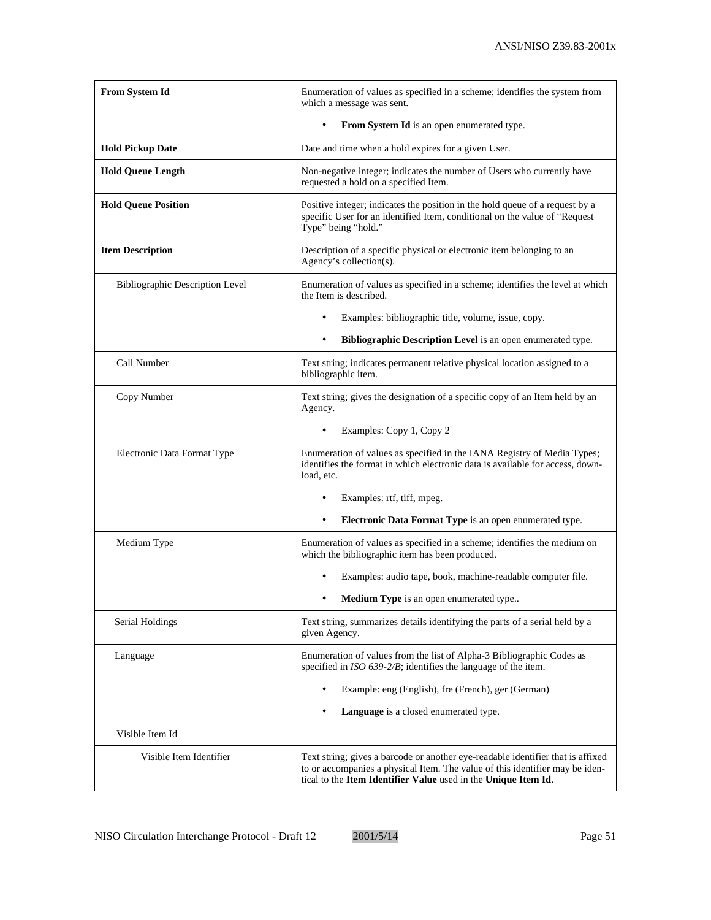| | |
|---|---|
| **From System Id** | Enumeration of values as specified in a scheme; identifies the system from which a message was sent.<br>• **From System Id** is an open enumerated type. |
| **Hold Pickup Date** | Date and time when a hold expires for a given User. |
| **Hold Queue Length** | Non-negative integer; indicates the number of Users who currently have requested a hold on a specified Item. |
| **Hold Queue Position** | Positive integer; indicates the position in the hold queue of a request by a specific User for an identified Item, conditional on the value of "Request Type" being "hold." |
| **Item Description** | Description of a specific physical or electronic item belonging to an Agency's collection(s). |
| Bibliographic Description Level | Enumeration of values as specified in a scheme; identifies the level at which the Item is described.<br>• Examples: bibliographic title, volume, issue, copy.<br>• **Bibliographic Description Level** is an open enumerated type. |
| Call Number | Text string; indicates permanent relative physical location assigned to a bibliographic item. |
| Copy Number | Text string; gives the designation of a specific copy of an Item held by an Agency.<br>• Examples: Copy 1, Copy 2 |
| Electronic Data Format Type | Enumeration of values as specified in the IANA Registry of Media Types; identifies the format in which electronic data is available for access, download, etc.<br>• Examples: rtf, tiff, mpeg.<br>• **Electronic Data Format Type** is an open enumerated type. |
| Medium Type | Enumeration of values as specified in a scheme; identifies the medium on which the bibliographic item has been produced.<br>• Examples: audio tape, book, machine-readable computer file.<br>• **Medium Type** is an open enumerated type.. |
| Serial Holdings | Text string, summarizes details identifying the parts of a serial held by a given Agency. |
| Language | Enumeration of values from the list of Alpha-3 Bibliographic Codes as specified in *ISO 639-2/B*; identifies the language of the item.<br>• Example: eng (English), fre (French), ger (German)<br>• **Language** is a closed enumerated type. |
| Visible Item Id | |
| Visible Item Identifier | Text string; gives a barcode or another eye-readable identifier that is affixed to or accompanies a physical Item. The value of this identifier may be identical to the **Item Identifier Value** used in the **Unique Item Id**. |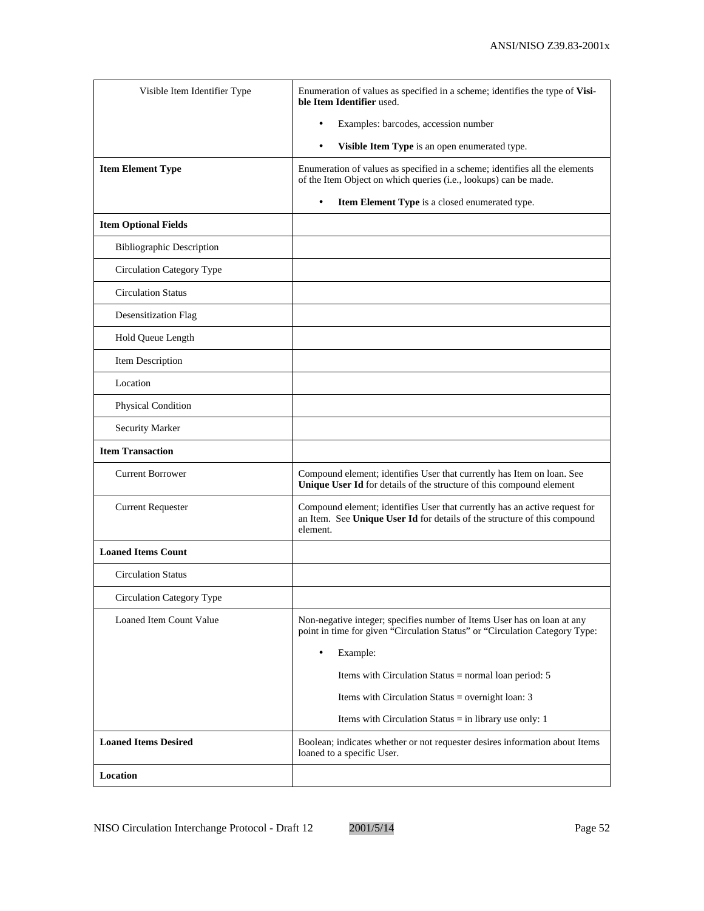| | |
|---|---|
| Visible Item Identifier Type | Enumeration of values as specified in a scheme; identifies the type of **Visible Item Identifier** used.<br><br>• Examples: barcodes, accession number<br><br>• **Visible Item Type** is an open enumerated type. |
| **Item Element Type** | Enumeration of values as specified in a scheme; identifies all the elements of the Item Object on which queries (i.e., lookups) can be made.<br><br>• **Item Element Type** is a closed enumerated type. |
| **Item Optional Fields** | |
| Bibliographic Description | |
| Circulation Category Type | |
| Circulation Status | |
| Desensitization Flag | |
| Hold Queue Length | |
| Item Description | |
| Location | |
| Physical Condition | |
| Security Marker | |
| **Item Transaction** | |
| Current Borrower | Compound element; identifies User that currently has Item on loan. See **Unique User Id** for details of the structure of this compound element |
| Current Requester | Compound element; identifies User that currently has an active request for an Item. See **Unique User Id** for details of the structure of this compound element. |
| **Loaned Items Count** | |
| Circulation Status | |
| Circulation Category Type | |
| Loaned Item Count Value | Non-negative integer; specifies number of Items User has on loan at any point in time for given "Circulation Status" or "Circulation Category Type:<br><br>• Example:<br><br>Items with Circulation Status = normal loan period: 5<br><br>Items with Circulation Status = overnight loan: 3<br><br>Items with Circulation Status = in library use only: 1 |
| **Loaned Items Desired** | Boolean; indicates whether or not requester desires information about Items loaned to a specific User. |
| **Location** | |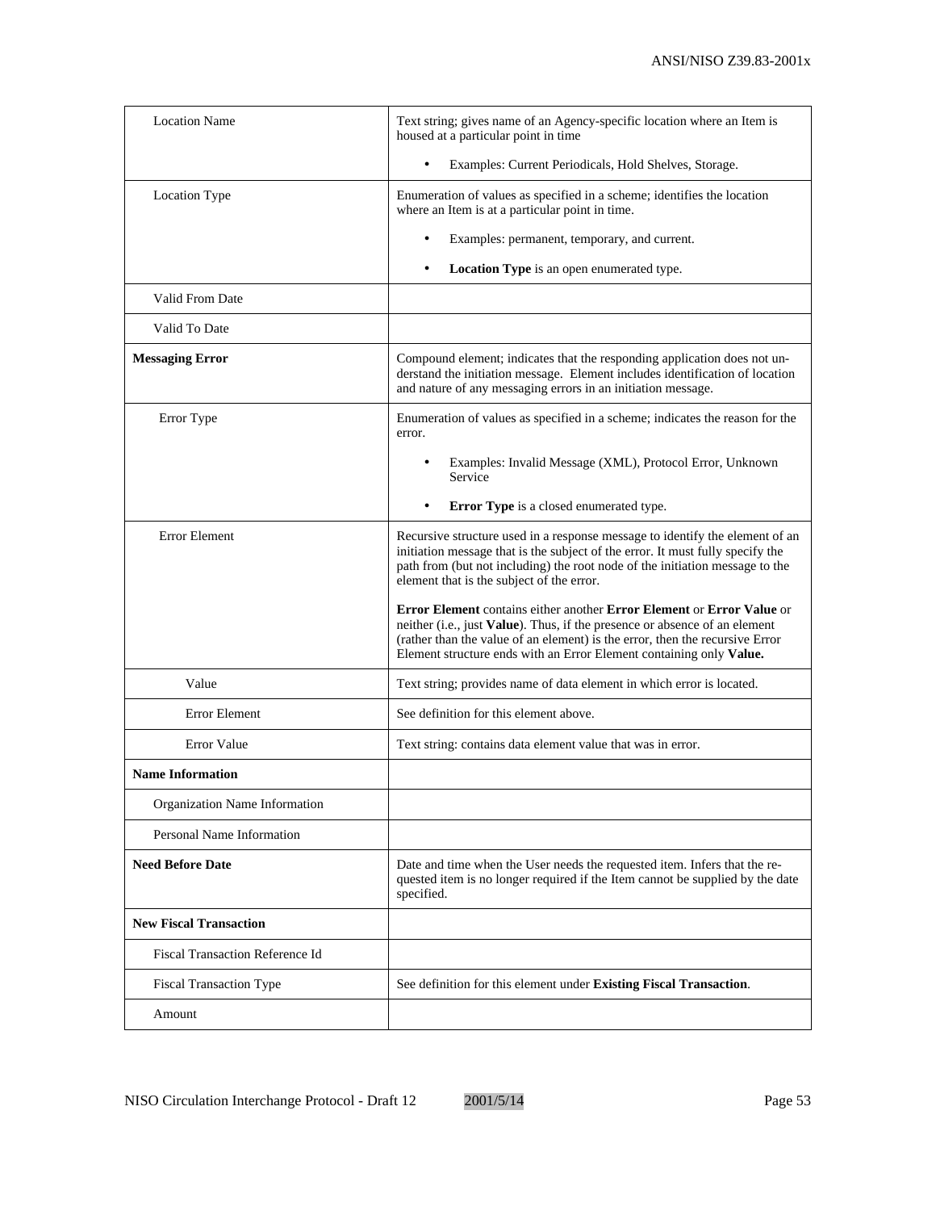| | |
|---|---|
| Location Name | Text string; gives name of an Agency-specific location where an Item is housed at a particular point in time<br>• Examples: Current Periodicals, Hold Shelves, Storage. |
| Location Type | Enumeration of values as specified in a scheme; identifies the location where an Item is at a particular point in time.<br>• Examples: permanent, temporary, and current.<br>• **Location Type** is an open enumerated type. |
| Valid From Date | |
| Valid To Date | |
| **Messaging Error** | Compound element; indicates that the responding application does not understand the initiation message. Element includes identification of location and nature of any messaging errors in an initiation message. |
| Error Type | Enumeration of values as specified in a scheme; indicates the reason for the error.<br>• Examples: Invalid Message (XML), Protocol Error, Unknown Service<br>• **Error Type** is a closed enumerated type. |
| Error Element | Recursive structure used in a response message to identify the element of an initiation message that is the subject of the error. It must fully specify the path from (but not including) the root node of the initiation message to the element that is the subject of the error.<br><br>**Error Element** contains either another **Error Element** or **Error Value** or neither (i.e., just **Value**). Thus, if the presence or absence of an element (rather than the value of an element) is the error, then the recursive Error Element structure ends with an Error Element containing only **Value.** |
| Value | Text string; provides name of data element in which error is located. |
| Error Element | See definition for this element above. |
| Error Value | Text string: contains data element value that was in error. |
| **Name Information** | |
| Organization Name Information | |
| Personal Name Information | |
| **Need Before Date** | Date and time when the User needs the requested item. Infers that the requested item is no longer required if the Item cannot be supplied by the date specified. |
| **New Fiscal Transaction** | |
| Fiscal Transaction Reference Id | |
| Fiscal Transaction Type | See definition for this element under **Existing Fiscal Transaction**. |
| Amount | |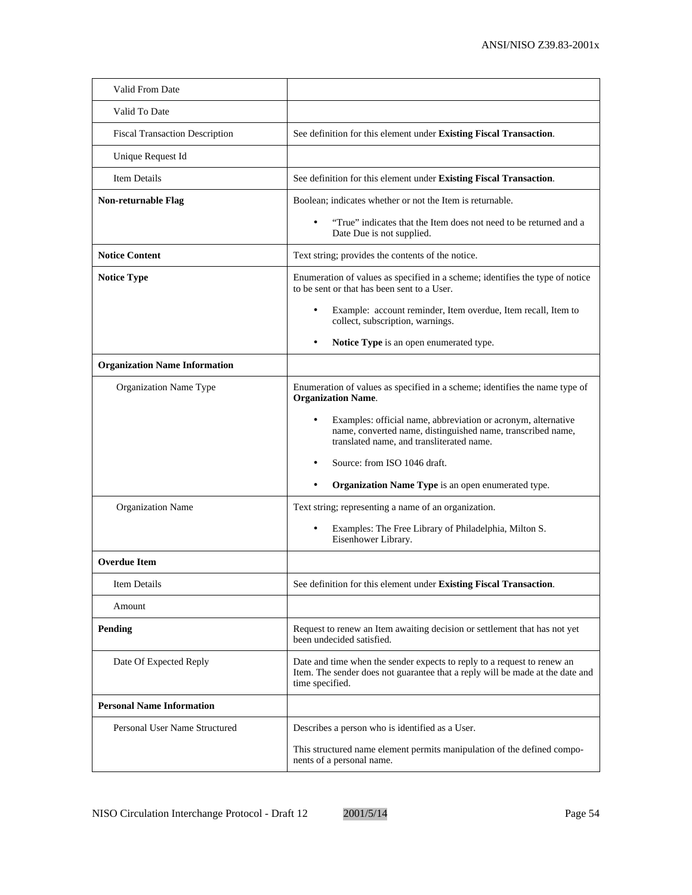| | |
|---|---|
| Valid From Date | |
| Valid To Date | |
| Fiscal Transaction Description | See definition for this element under **Existing Fiscal Transaction**. |
| Unique Request Id | |
| Item Details | See definition for this element under **Existing Fiscal Transaction**. |
| **Non-returnable Flag** | Boolean; indicates whether or not the Item is returnable.<br>• "True" indicates that the Item does not need to be returned and a Date Due is not supplied. |
| **Notice Content** | Text string; provides the contents of the notice. |
| **Notice Type** | Enumeration of values as specified in a scheme; identifies the type of notice to be sent or that has been sent to a User.<br>• Example: account reminder, Item overdue, Item recall, Item to collect, subscription, warnings.<br>• **Notice Type** is an open enumerated type. |
| **Organization Name Information** | |
| Organization Name Type | Enumeration of values as specified in a scheme; identifies the name type of **Organization Name**.<br>• Examples: official name, abbreviation or acronym, alternative name, converted name, distinguished name, transcribed name, translated name, and transliterated name.<br>• Source: from ISO 1046 draft.<br>• **Organization Name Type** is an open enumerated type. |
| Organization Name | Text string; representing a name of an organization.<br>• Examples: The Free Library of Philadelphia, Milton S. Eisenhower Library. |
| **Overdue Item** | |
| Item Details | See definition for this element under **Existing Fiscal Transaction**. |
| Amount | |
| **Pending** | Request to renew an Item awaiting decision or settlement that has not yet been undecided satisfied. |
| Date Of Expected Reply | Date and time when the sender expects to reply to a request to renew an Item. The sender does not guarantee that a reply will be made at the date and time specified. |
| **Personal Name Information** | |
| Personal User Name Structured | Describes a person who is identified as a User.<br><br>This structured name element permits manipulation of the defined components of a personal name. |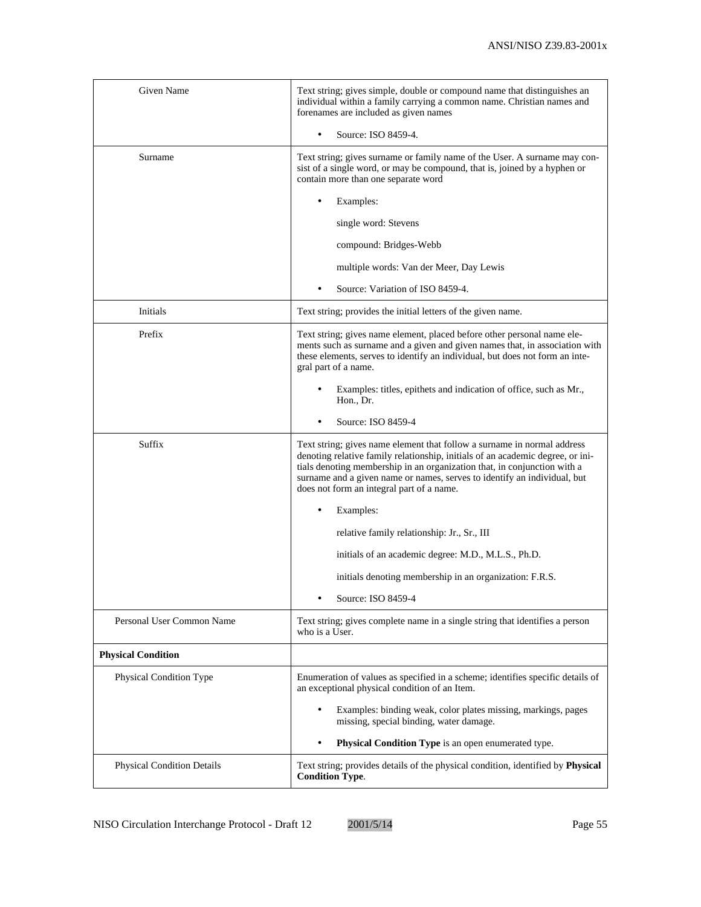| | |
|---|---|
| Given Name | Text string; gives simple, double or compound name that distinguishes an individual within a family carrying a common name. Christian names and forenames are included as given names<br><br>• Source: ISO 8459-4. |
| Surname | Text string; gives surname or family name of the User. A surname may consist of a single word, or may be compound, that is, joined by a hyphen or contain more than one separate word<br><br>• Examples:<br><br>single word: Stevens<br><br>compound: Bridges-Webb<br><br>multiple words: Van der Meer, Day Lewis<br><br>• Source: Variation of ISO 8459-4. |
| Initials | Text string; provides the initial letters of the given name. |
| Prefix | Text string; gives name element, placed before other personal name elements such as surname and a given and given names that, in association with these elements, serves to identify an individual, but does not form an integral part of a name.<br><br>• Examples: titles, epithets and indication of office, such as Mr., Hon., Dr.<br><br>• Source: ISO 8459-4 |
| Suffix | Text string; gives name element that follow a surname in normal address denoting relative family relationship, initials of an academic degree, or initials denoting membership in an organization that, in conjunction with a surname and a given name or names, serves to identify an individual, but does not form an integral part of a name.<br><br>• Examples:<br><br>relative family relationship: Jr., Sr., III<br><br>initials of an academic degree: M.D., M.L.S., Ph.D.<br><br>initials denoting membership in an organization: F.R.S.<br><br>• Source: ISO 8459-4 |
| Personal User Common Name | Text string; gives complete name in a single string that identifies a person who is a User. |
| **Physical Condition** | |
| Physical Condition Type | Enumeration of values as specified in a scheme; identifies specific details of an exceptional physical condition of an Item.<br><br>• Examples: binding weak, color plates missing, markings, pages missing, special binding, water damage.<br><br>• **Physical Condition Type** is an open enumerated type. |
| Physical Condition Details | Text string; provides details of the physical condition, identified by **Physical Condition Type**. |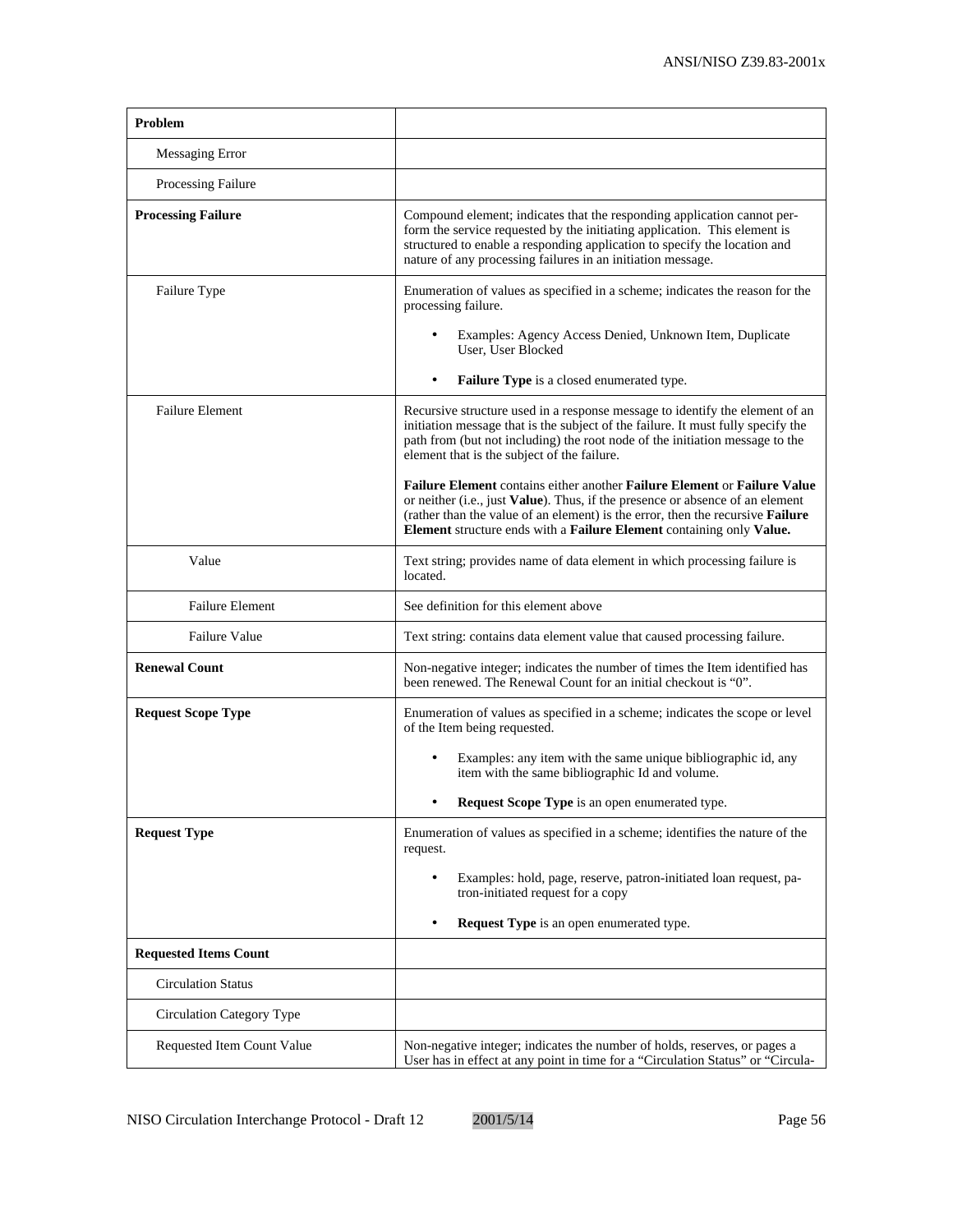| | |
|---|---|
| **Problem** | |
| Messaging Error | |
| Processing Failure | |
| **Processing Failure** | Compound element; indicates that the responding application cannot perform the service requested by the initiating application. This element is structured to enable a responding application to specify the location and nature of any processing failures in an initiation message. |
| Failure Type | Enumeration of values as specified in a scheme; indicates the reason for the processing failure.<br>• Examples: Agency Access Denied, Unknown Item, Duplicate User, User Blocked<br>• **Failure Type** is a closed enumerated type. |
| Failure Element | Recursive structure used in a response message to identify the element of an initiation message that is the subject of the failure. It must fully specify the path from (but not including) the root node of the initiation message to the element that is the subject of the failure.<br><br>**Failure Element** contains either another **Failure Element** or **Failure Value** or neither (i.e., just **Value**). Thus, if the presence or absence of an element (rather than the value of an element) is the error, then the recursive **Failure Element** structure ends with a **Failure Element** containing only **Value.** |
| Value | Text string; provides name of data element in which processing failure is located. |
| Failure Element | See definition for this element above |
| Failure Value | Text string: contains data element value that caused processing failure. |
| **Renewal Count** | Non-negative integer; indicates the number of times the Item identified has been renewed. The Renewal Count for an initial checkout is "0". |
| **Request Scope Type** | Enumeration of values as specified in a scheme; indicates the scope or level of the Item being requested.<br>• Examples: any item with the same unique bibliographic id, any item with the same bibliographic Id and volume.<br>• **Request Scope Type** is an open enumerated type. |
| **Request Type** | Enumeration of values as specified in a scheme; identifies the nature of the request.<br>• Examples: hold, page, reserve, patron-initiated loan request, patron-initiated request for a copy<br>• **Request Type** is an open enumerated type. |
| **Requested Items Count** | |
| Circulation Status | |
| Circulation Category Type | |
| Requested Item Count Value | Non-negative integer; indicates the number of holds, reserves, or pages a User has in effect at any point in time for a "Circulation Status" or "Circula- |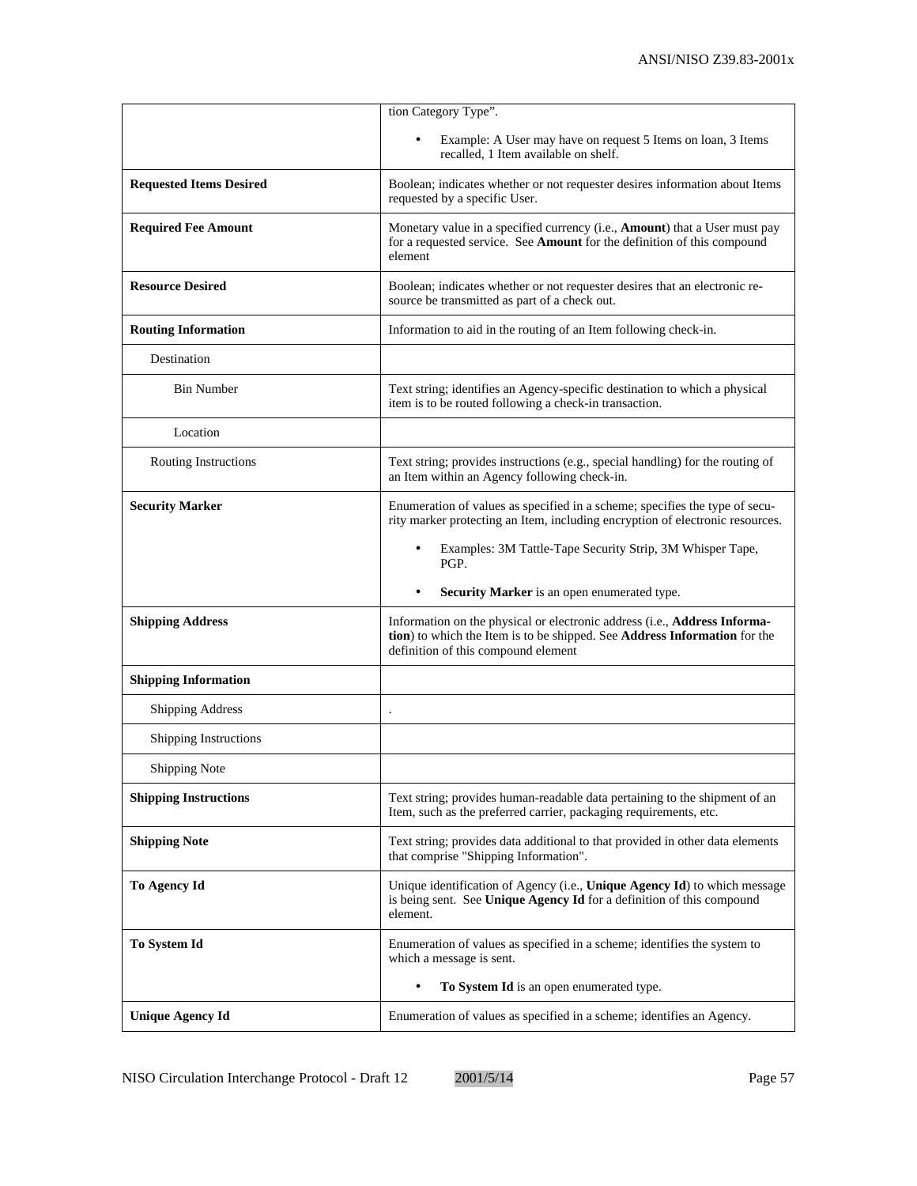| | |
|---|---|
| | tion Category Type". <br> • Example: A User may have on request 5 Items on loan, 3 Items recalled, 1 Item available on shelf. |
| **Requested Items Desired** | Boolean; indicates whether or not requester desires information about Items requested by a specific User. |
| **Required Fee Amount** | Monetary value in a specified currency (i.e., **Amount**) that a User must pay for a requested service. See **Amount** for the definition of this compound element |
| **Resource Desired** | Boolean; indicates whether or not requester desires that an electronic resource be transmitted as part of a check out. |
| **Routing Information** | Information to aid in the routing of an Item following check-in. |
| Destination | |
| Bin Number | Text string; identifies an Agency-specific destination to which a physical item is to be routed following a check-in transaction. |
| Location | |
| Routing Instructions | Text string; provides instructions (e.g., special handling) for the routing of an Item within an Agency following check-in. |
| **Security Marker** | Enumeration of values as specified in a scheme; specifies the type of security marker protecting an Item, including encryption of electronic resources. <br> • Examples: 3M Tattle-Tape Security Strip, 3M Whisper Tape, PGP. <br> • **Security Marker** is an open enumerated type. |
| **Shipping Address** | Information on the physical or electronic address (i.e., **Address Information**) to which the Item is to be shipped. See **Address Information** for the definition of this compound element |
| **Shipping Information** | |
| Shipping Address | . |
| Shipping Instructions | |
| Shipping Note | |
| **Shipping Instructions** | Text string; provides human-readable data pertaining to the shipment of an Item, such as the preferred carrier, packaging requirements, etc. |
| **Shipping Note** | Text string; provides data additional to that provided in other data elements that comprise "Shipping Information". |
| **To Agency Id** | Unique identification of Agency (i.e., **Unique Agency Id**) to which message is being sent. See **Unique Agency Id** for a definition of this compound element. |
| **To System Id** | Enumeration of values as specified in a scheme; identifies the system to which a message is sent. <br> • **To System Id** is an open enumerated type. |
| **Unique Agency Id** | Enumeration of values as specified in a scheme; identifies an Agency. |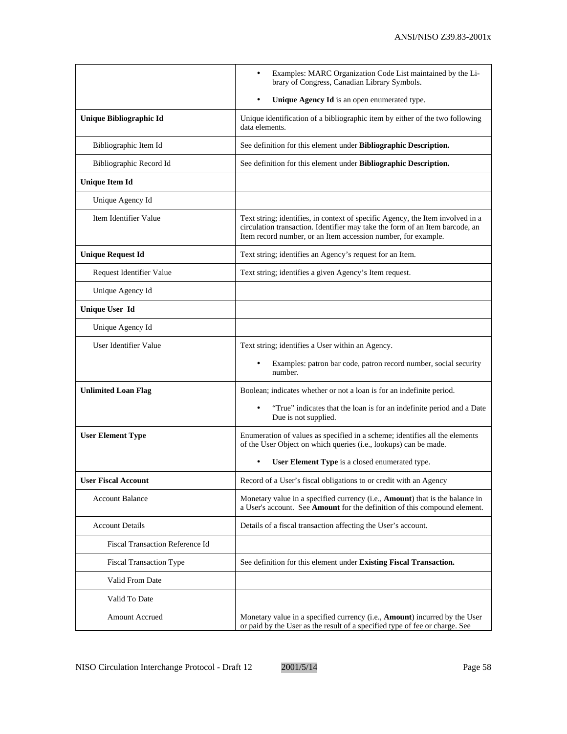| | |
|---|---|
| | • Examples: MARC Organization Code List maintained by the Library of Congress, Canadian Library Symbols. <br> • **Unique Agency Id** is an open enumerated type. |
| **Unique Bibliographic Id** | Unique identification of a bibliographic item by either of the two following data elements. |
| Bibliographic Item Id | See definition for this element under **Bibliographic Description.** |
| Bibliographic Record Id | See definition for this element under **Bibliographic Description.** |
| **Unique Item Id** | |
| Unique Agency Id | |
| Item Identifier Value | Text string; identifies, in context of specific Agency, the Item involved in a circulation transaction. Identifier may take the form of an Item barcode, an Item record number, or an Item accession number, for example. |
| **Unique Request Id** | Text string; identifies an Agency's request for an Item. |
| Request Identifier Value | Text string; identifies a given Agency's Item request. |
| Unique Agency Id | |
| **Unique User Id** | |
| Unique Agency Id | |
| User Identifier Value | Text string; identifies a User within an Agency. <br> • Examples: patron bar code, patron record number, social security number. |
| **Unlimited Loan Flag** | Boolean; indicates whether or not a loan is for an indefinite period. <br> • "True" indicates that the loan is for an indefinite period and a Date Due is not supplied. |
| **User Element Type** | Enumeration of values as specified in a scheme; identifies all the elements of the User Object on which queries (i.e., lookups) can be made. <br> • **User Element Type** is a closed enumerated type. |
| **User Fiscal Account** | Record of a User's fiscal obligations to or credit with an Agency |
| Account Balance | Monetary value in a specified currency (i.e., **Amount**) that is the balance in a User's account. See **Amount** for the definition of this compound element. |
| Account Details | Details of a fiscal transaction affecting the User's account. |
| Fiscal Transaction Reference Id | |
| Fiscal Transaction Type | See definition for this element under **Existing Fiscal Transaction.** |
| Valid From Date | |
| Valid To Date | |
| Amount Accrued | Monetary value in a specified currency (i.e., **Amount**) incurred by the User or paid by the User as the result of a specified type of fee or charge. See |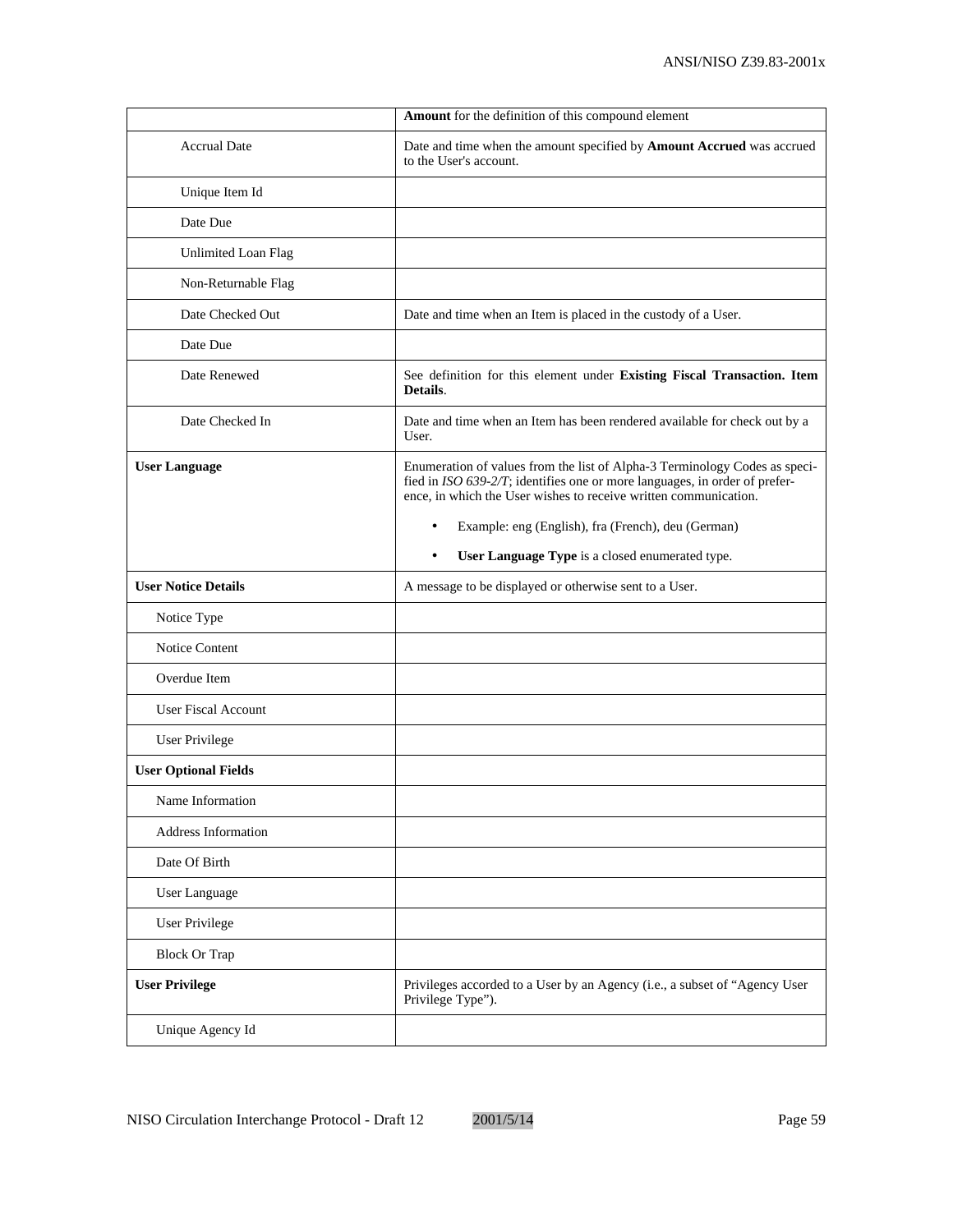| | |
|---|---|
| | **Amount** for the definition of this compound element |
| Accrual Date | Date and time when the amount specified by **Amount Accrued** was accrued to the User's account. |
| Unique Item Id | |
| Date Due | |
| Unlimited Loan Flag | |
| Non-Returnable Flag | |
| Date Checked Out | Date and time when an Item is placed in the custody of a User. |
| Date Due | |
| Date Renewed | See definition for this element under **Existing Fiscal Transaction. Item Details**. |
| Date Checked In | Date and time when an Item has been rendered available for check out by a User. |
| **User Language** | Enumeration of values from the list of Alpha-3 Terminology Codes as specified in *ISO 639-2/T*; identifies one or more languages, in order of preference, in which the User wishes to receive written communication. <br>• Example: eng (English), fra (French), deu (German) <br>• **User Language Type** is a closed enumerated type. |
| **User Notice Details** | A message to be displayed or otherwise sent to a User. |
| Notice Type | |
| Notice Content | |
| Overdue Item | |
| User Fiscal Account | |
| User Privilege | |
| **User Optional Fields** | |
| Name Information | |
| Address Information | |
| Date Of Birth | |
| User Language | |
| User Privilege | |
| Block Or Trap | |
| **User Privilege** | Privileges accorded to a User by an Agency (i.e., a subset of "Agency User Privilege Type"). |
| Unique Agency Id | |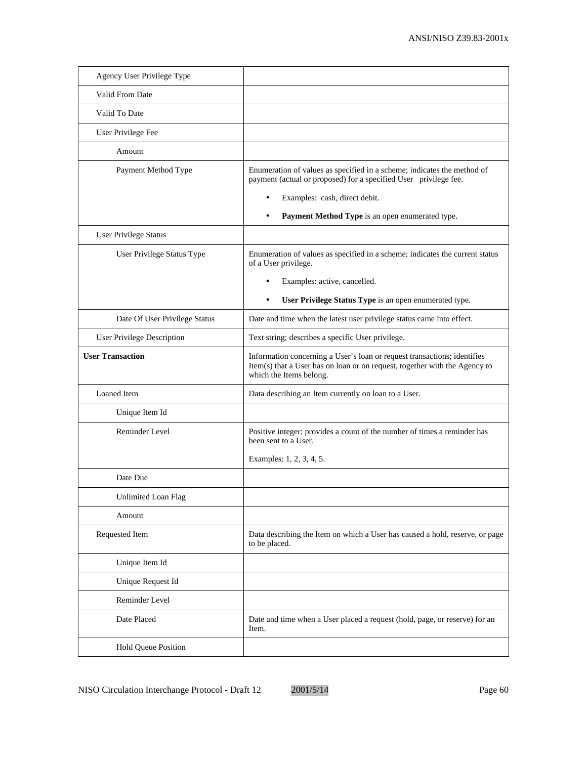| | |
|---|---|
| Agency User Privilege Type | |
| Valid From Date | |
| Valid To Date | |
| User Privilege Fee | |
| Amount | |
| Payment Method Type | Enumeration of values as specified in a scheme; indicates the method of payment (actual or proposed) for a specified User privilege fee.<br>• Examples: cash, direct debit.<br>• **Payment Method Type** is an open enumerated type. |
| User Privilege Status | |
| User Privilege Status Type | Enumeration of values as specified in a scheme; indicates the current status of a User privilege.<br>• Examples: active, cancelled.<br>• **User Privilege Status Type** is an open enumerated type. |
| Date Of User Privilege Status | Date and time when the latest user privilege status came into effect. |
| User Privilege Description | Text string; describes a specific User privilege. |
| **User Transaction** | Information concerning a User's loan or request transactions; identifies Item(s) that a User has on loan or on request, together with the Agency to which the Items belong. |
| Loaned Item | Data describing an Item currently on loan to a User. |
| Unique Item Id | |
| Reminder Level | Positive integer; provides a count of the number of times a reminder has been sent to a User.<br>Examples: 1, 2, 3, 4, 5. |
| Date Due | |
| Unlimited Loan Flag | |
| Amount | |
| Requested Item | Data describing the Item on which a User has caused a hold, reserve, or page to be placed. |
| Unique Item Id | |
| Unique Request Id | |
| Reminder Level | |
| Date Placed | Date and time when a User placed a request (hold, page, or reserve) for an Item. |
| Hold Queue Position | |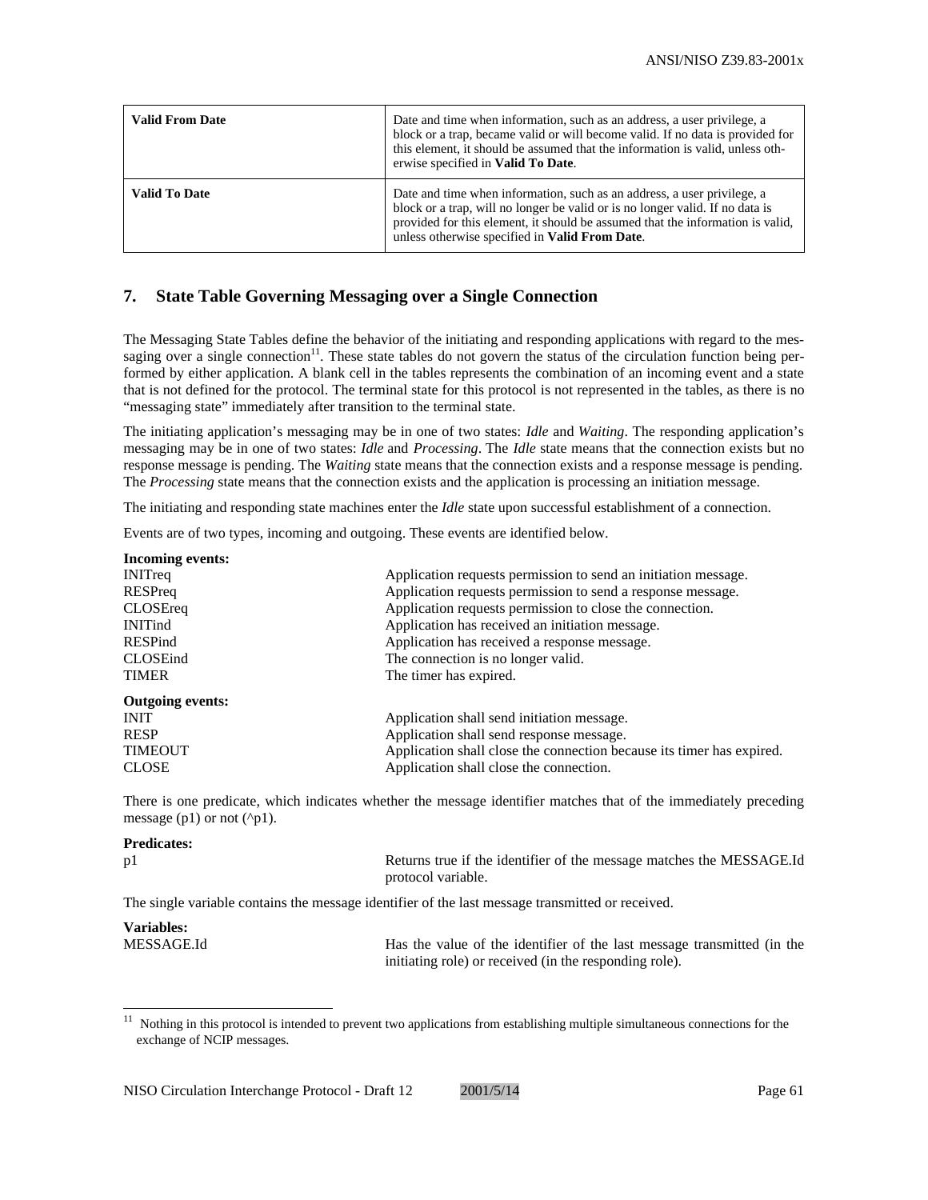| Valid From Date | Date and time when information, such as an address, a user privilege, a block or a trap, became valid or will become valid. If no data is provided for this element, it should be assumed that the information is valid, unless otherwise specified in **Valid To Date**. |
|---|---|
| **Valid To Date** | Date and time when information, such as an address, a user privilege, a block or a trap, will no longer be valid or is no longer valid. If no data is provided for this element, it should be assumed that the information is valid, unless otherwise specified in **Valid From Date**. |

## 7. State Table Governing Messaging over a Single Connection

The Messaging State Tables define the behavior of the initiating and responding applications with regard to the messaging over a single connection[11]. These state tables do not govern the status of the circulation function being performed by either application. A blank cell in the tables represents the combination of an incoming event and a state that is not defined for the protocol. The terminal state for this protocol is not represented in the tables, as there is no "messaging state" immediately after transition to the terminal state.

The initiating application's messaging may be in one of two states: *Idle* and *Waiting*. The responding application's messaging may be in one of two states: *Idle* and *Processing*. The *Idle* state means that the connection exists but no response message is pending. The *Waiting* state means that the connection exists and a response message is pending. The *Processing* state means that the connection exists and the application is processing an initiation message.

The initiating and responding state machines enter the *Idle* state upon successful establishment of a connection.

Events are of two types, incoming and outgoing. These events are identified below.

**Incoming events:**

| | |
|---|---|
| INITreq | Application requests permission to send an initiation message. |
| RESPreq | Application requests permission to send a response message. |
| CLOSEreq | Application requests permission to close the connection. |
| INITind | Application has received an initiation message. |
| RESPind | Application has received a response message. |
| CLOSEind | The connection is no longer valid. |
| TIMER | The timer has expired. |

**Outgoing events:**

| | |
|---|---|
| INIT | Application shall send initiation message. |
| RESP | Application shall send response message. |
| TIMEOUT | Application shall close the connection because its timer has expired. |
| CLOSE | Application shall close the connection. |

There is one predicate, which indicates whether the message identifier matches that of the immediately preceding message (p1) or not (^p1).

**Predicates:**

| | |
|---|---|
| p1 | Returns true if the identifier of the message matches the MESSAGE.Id protocol variable. |

The single variable contains the message identifier of the last message transmitted or received.

**Variables:**

| | |
|---|---|
| MESSAGE.Id | Has the value of the identifier of the last message transmitted (in the initiating role) or received (in the responding role). |

[11] Nothing in this protocol is intended to prevent two applications from establishing multiple simultaneous connections for the exchange of NCIP messages.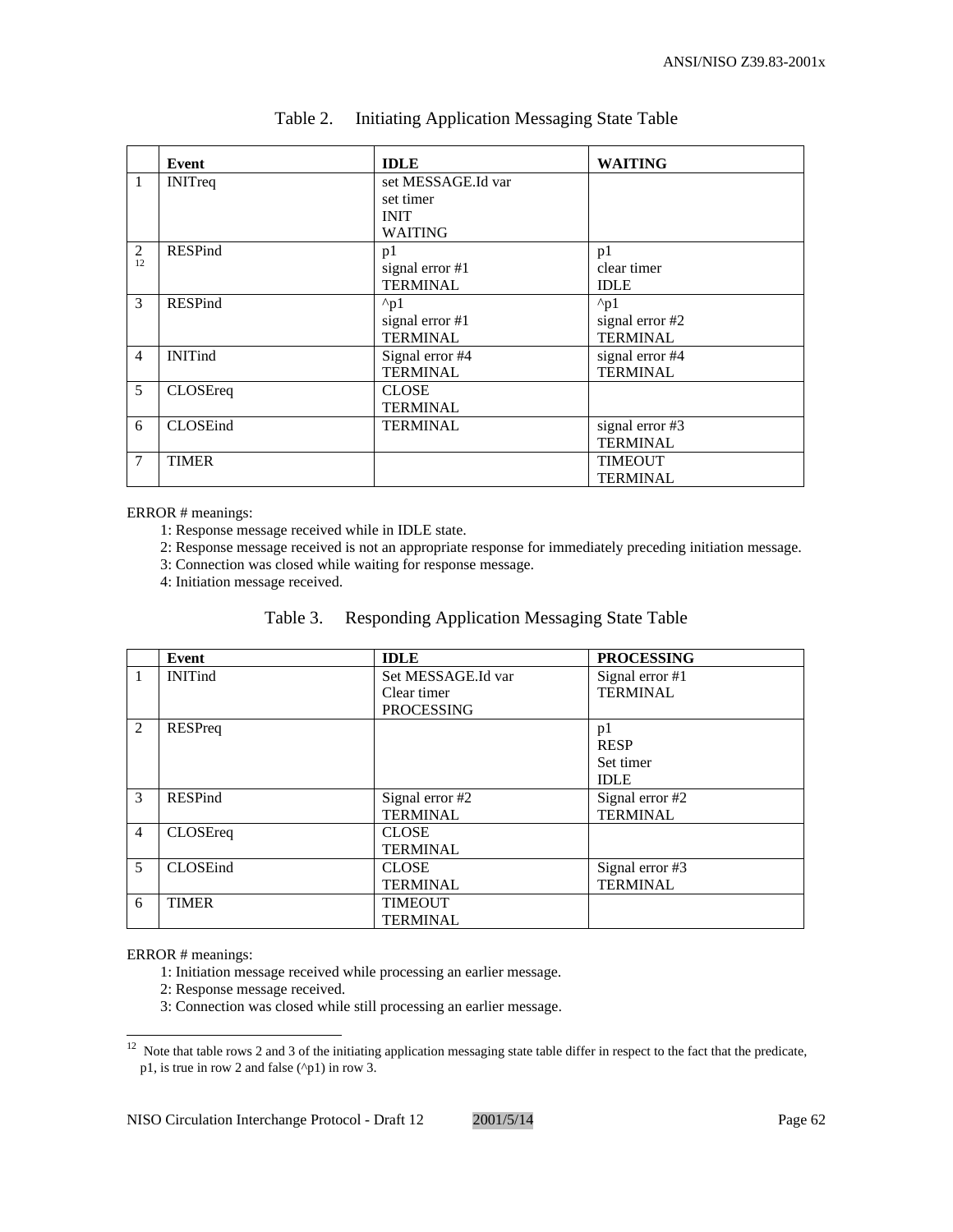Table 2. Initiating Application Messaging State Table

| | Event | IDLE | WAITING |
|---|---|---|---|
| 1 | INITreq | set MESSAGE.Id var<br>set timer<br>INIT<br>WAITING | |
| 2[12] | RESPind | p1<br>signal error #1<br>TERMINAL | p1<br>clear timer<br>IDLE |
| 3 | RESPind | ^p1<br>signal error #1<br>TERMINAL | ^p1<br>signal error #2<br>TERMINAL |
| 4 | INITind | Signal error #4<br>TERMINAL | signal error #4<br>TERMINAL |
| 5 | CLOSEreq | CLOSE<br>TERMINAL | |
| 6 | CLOSEind | TERMINAL | signal error #3<br>TERMINAL |
| 7 | TIMER | | TIMEOUT<br>TERMINAL |

ERROR # meanings:

- 1: Response message received while in IDLE state.
- 2: Response message received is not an appropriate response for immediately preceding initiation message.
- 3: Connection was closed while waiting for response message.
- 4: Initiation message received.

Table 3. Responding Application Messaging State Table

| | Event | IDLE | PROCESSING |
|---|---|---|---|
| 1 | INITind | Set MESSAGE.Id var<br>Clear timer<br>PROCESSING | Signal error #1<br>TERMINAL |
| 2 | RESPreq | | p1<br>RESP<br>Set timer<br>IDLE |
| 3 | RESPind | Signal error #2<br>TERMINAL | Signal error #2<br>TERMINAL |
| 4 | CLOSEreq | CLOSE<br>TERMINAL | |
| 5 | CLOSEind | CLOSE<br>TERMINAL | Signal error #3<br>TERMINAL |
| 6 | TIMER | TIMEOUT<br>TERMINAL | |

ERROR # meanings:

- 1: Initiation message received while processing an earlier message.
- 2: Response message received.
- 3: Connection was closed while still processing an earlier message.

[12] Note that table rows 2 and 3 of the initiating application messaging state table differ in respect to the fact that the predicate, p1, is true in row 2 and false (^p1) in row 3.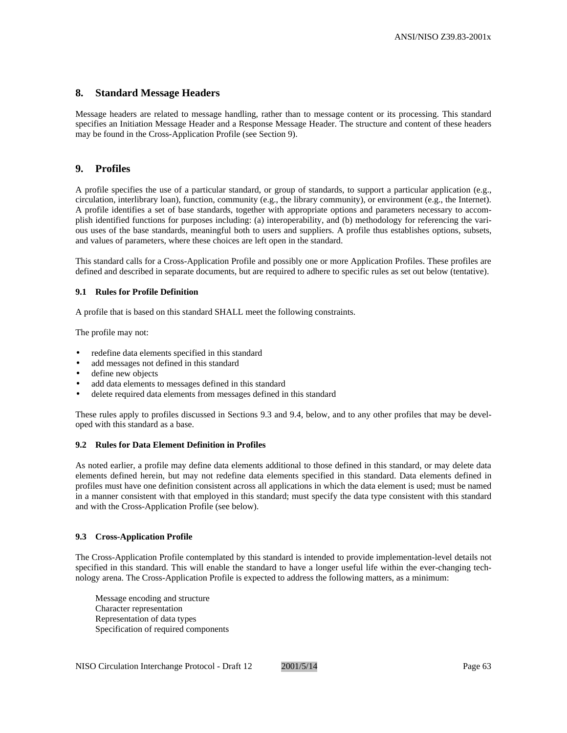## 8. Standard Message Headers

Message headers are related to message handling, rather than to message content or its processing. This standard specifies an Initiation Message Header and a Response Message Header. The structure and content of these headers may be found in the Cross-Application Profile (see Section 9).

## 9. Profiles

A profile specifies the use of a particular standard, or group of standards, to support a particular application (e.g., circulation, interlibrary loan), function, community (e.g., the library community), or environment (e.g., the Internet). A profile identifies a set of base standards, together with appropriate options and parameters necessary to accomplish identified functions for purposes including: (a) interoperability, and (b) methodology for referencing the various uses of the base standards, meaningful both to users and suppliers. A profile thus establishes options, subsets, and values of parameters, where these choices are left open in the standard.

This standard calls for a Cross-Application Profile and possibly one or more Application Profiles. These profiles are defined and described in separate documents, but are required to adhere to specific rules as set out below (tentative).

### 9.1 Rules for Profile Definition

A profile that is based on this standard SHALL meet the following constraints.

The profile may not:

- redefine data elements specified in this standard
- add messages not defined in this standard
- define new objects
- add data elements to messages defined in this standard
- delete required data elements from messages defined in this standard

These rules apply to profiles discussed in Sections 9.3 and 9.4, below, and to any other profiles that may be developed with this standard as a base.

### 9.2 Rules for Data Element Definition in Profiles

As noted earlier, a profile may define data elements additional to those defined in this standard, or may delete data elements defined herein, but may not redefine data elements specified in this standard. Data elements defined in profiles must have one definition consistent across all applications in which the data element is used; must be named in a manner consistent with that employed in this standard; must specify the data type consistent with this standard and with the Cross-Application Profile (see below).

### 9.3 Cross-Application Profile

The Cross-Application Profile contemplated by this standard is intended to provide implementation-level details not specified in this standard. This will enable the standard to have a longer useful life within the ever-changing technology arena. The Cross-Application Profile is expected to address the following matters, as a minimum:

Message encoding and structure
Character representation
Representation of data types
Specification of required components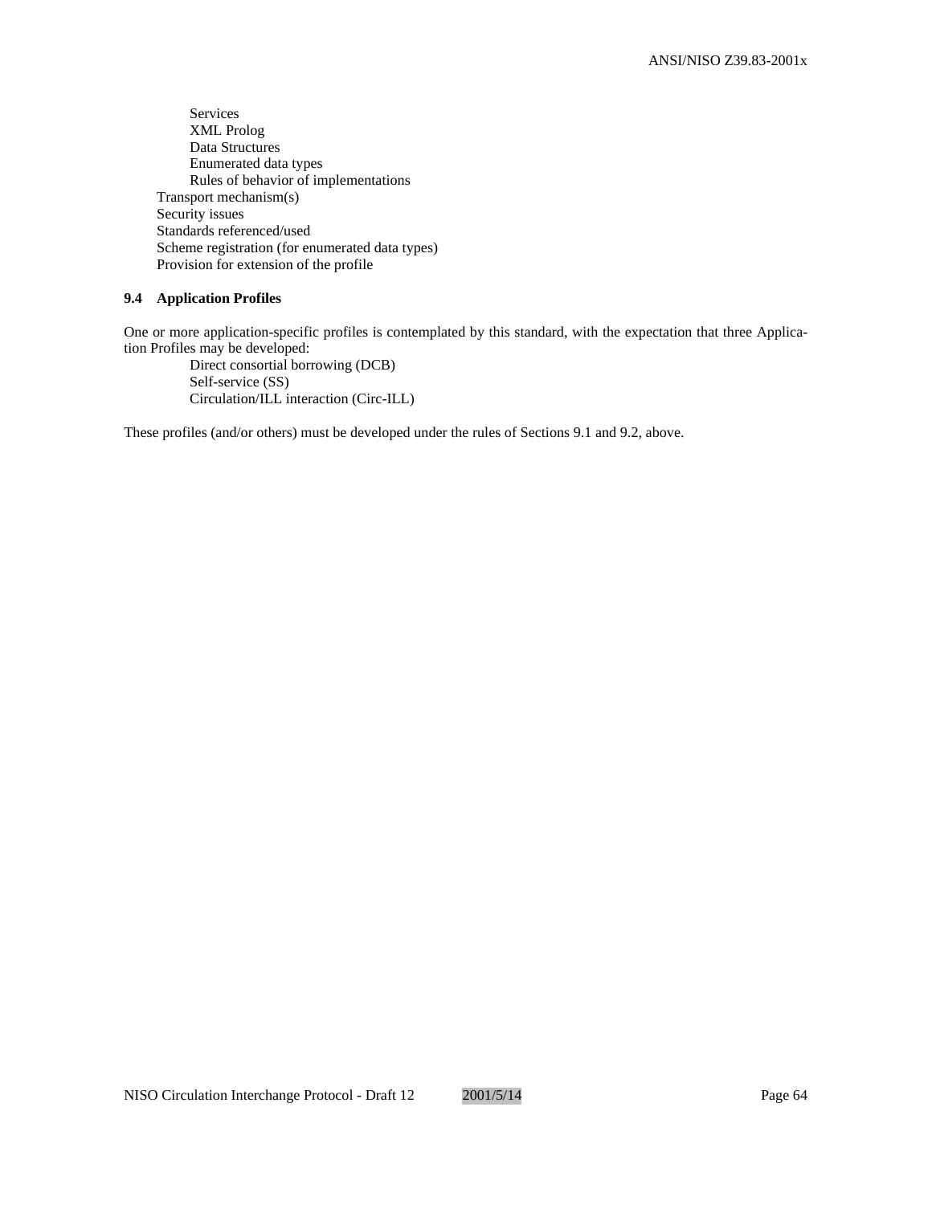- Services
- XML Prolog
- Data Structures
- Enumerated data types
- Rules of behavior of implementations

Transport mechanism(s)
Security issues
Standards referenced/used
Scheme registration (for enumerated data types)
Provision for extension of the profile

### 9.4 Application Profiles

One or more application-specific profiles is contemplated by this standard, with the expectation that three Application Profiles may be developed:

- Direct consortial borrowing (DCB)
- Self-service (SS)
- Circulation/ILL interaction (Circ-ILL)

These profiles (and/or others) must be developed under the rules of Sections 9.1 and 9.2, above.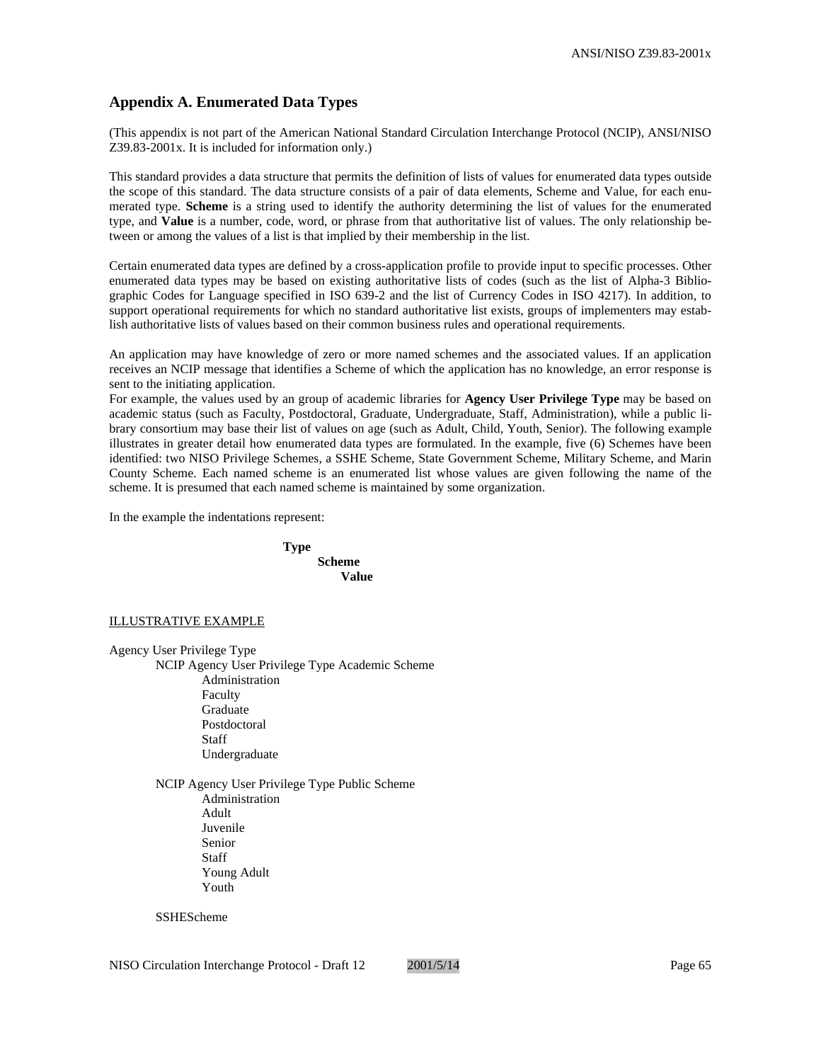## Appendix A. Enumerated Data Types

(This appendix is not part of the American National Standard Circulation Interchange Protocol (NCIP), ANSI/NISO Z39.83-2001x. It is included for information only.)

This standard provides a data structure that permits the definition of lists of values for enumerated data types outside the scope of this standard. The data structure consists of a pair of data elements, Scheme and Value, for each enumerated type. **Scheme** is a string used to identify the authority determining the list of values for the enumerated type, and **Value** is a number, code, word, or phrase from that authoritative list of values. The only relationship between or among the values of a list is that implied by their membership in the list.

Certain enumerated data types are defined by a cross-application profile to provide input to specific processes. Other enumerated data types may be based on existing authoritative lists of codes (such as the list of Alpha-3 Bibliographic Codes for Language specified in ISO 639-2 and the list of Currency Codes in ISO 4217). In addition, to support operational requirements for which no standard authoritative list exists, groups of implementers may establish authoritative lists of values based on their common business rules and operational requirements.

An application may have knowledge of zero or more named schemes and the associated values. If an application receives an NCIP message that identifies a Scheme of which the application has no knowledge, an error response is sent to the initiating application.
For example, the values used by an group of academic libraries for **Agency User Privilege Type** may be based on academic status (such as Faculty, Postdoctoral, Graduate, Undergraduate, Staff, Administration), while a public library consortium may base their list of values on age (such as Adult, Child, Youth, Senior). The following example illustrates in greater detail how enumerated data types are formulated. In the example, five (6) Schemes have been identified: two NISO Privilege Schemes, a SSHE Scheme, State Government Scheme, Military Scheme, and Marin County Scheme. Each named scheme is an enumerated list whose values are given following the name of the scheme. It is presumed that each named scheme is maintained by some organization.

In the example the indentations represent:

- **Type**
    - **Scheme**
        - **Value**

<u>ILLUSTRATIVE EXAMPLE</u>

- Agency User Privilege Type
    - NCIP Agency User Privilege Type Academic Scheme
        - Administration
        - Faculty
        - Graduate
        - Postdoctoral
        - Staff
        - Undergraduate
    - NCIP Agency User Privilege Type Public Scheme
        - Administration
        - Adult
        - Juvenile
        - Senior
        - Staff
        - Young Adult
        - Youth
    - SSHEScheme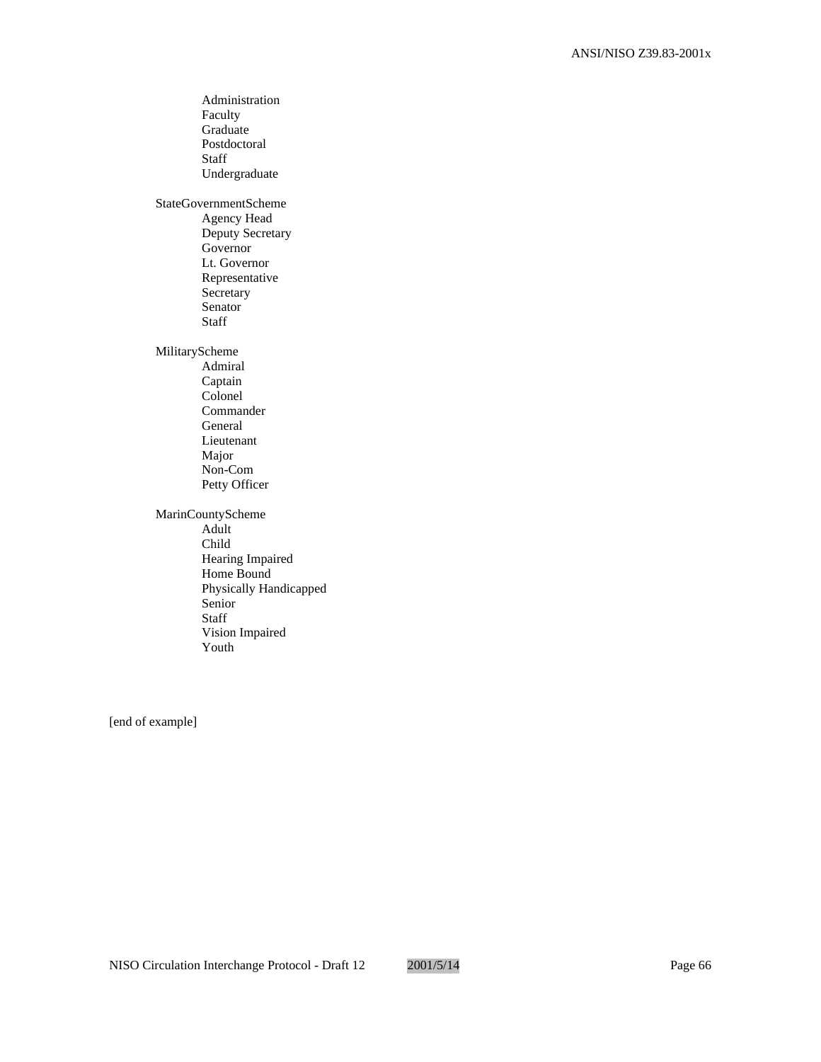Administration
Faculty
Graduate
Postdoctoral
Staff
Undergraduate

StateGovernmentScheme
- Agency Head
- Deputy Secretary
- Governor
- Lt. Governor
- Representative
- Secretary
- Senator
- Staff

MilitaryScheme
- Admiral
- Captain
- Colonel
- Commander
- General
- Lieutenant
- Major
- Non-Com
- Petty Officer

MarinCountyScheme
- Adult
- Child
- Hearing Impaired
- Home Bound
- Physically Handicapped
- Senior
- Staff
- Vision Impaired
- Youth

[end of example]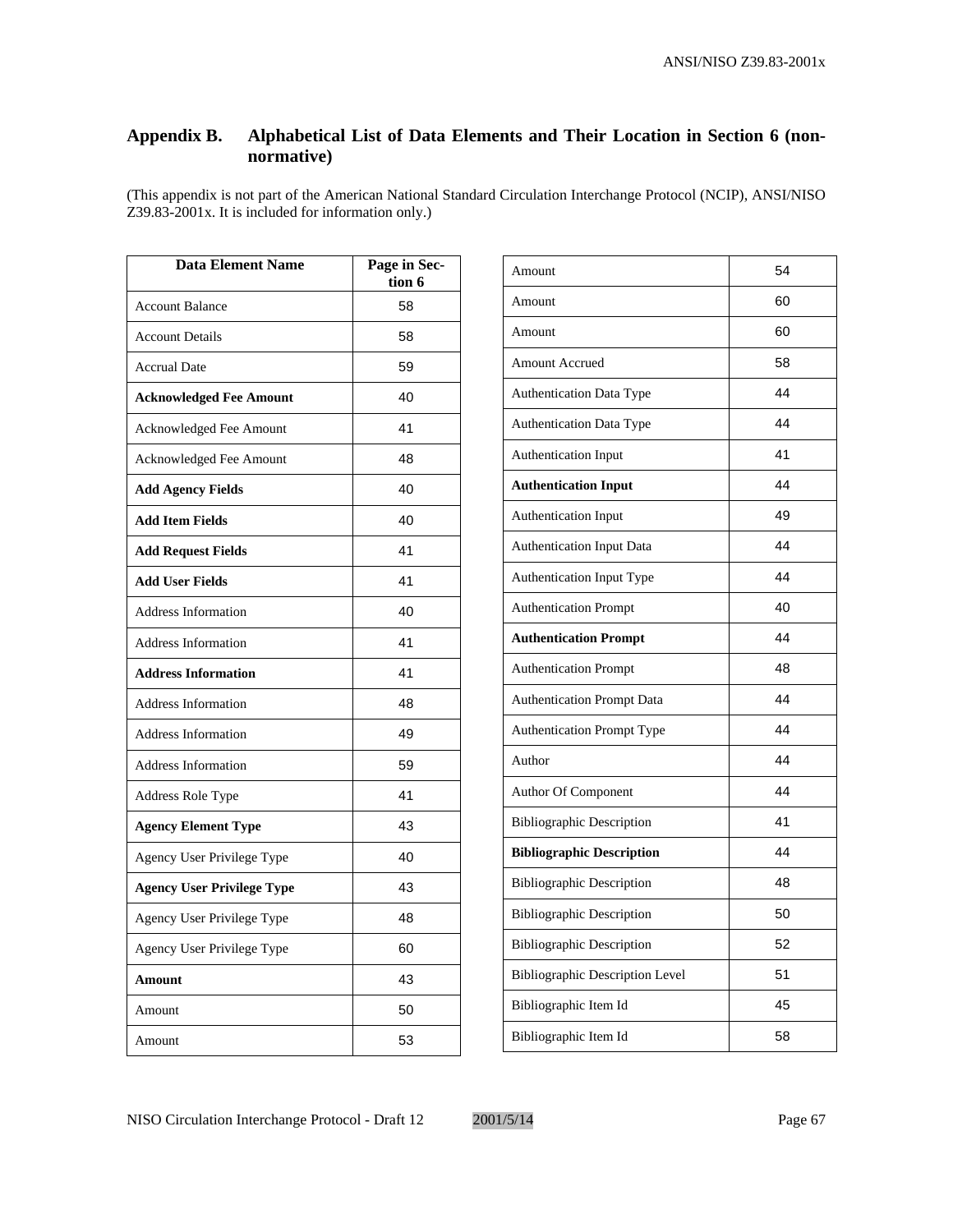## Appendix B. Alphabetical List of Data Elements and Their Location in Section 6 (non-normative)

(This appendix is not part of the American National Standard Circulation Interchange Protocol (NCIP), ANSI/NISO Z39.83-2001x. It is included for information only.)

| Data Element Name | Page in Section 6 |
|---|---|
| Account Balance | 58 |
| Account Details | 58 |
| Accrual Date | 59 |
| **Acknowledged Fee Amount** | 40 |
| Acknowledged Fee Amount | 41 |
| Acknowledged Fee Amount | 48 |
| **Add Agency Fields** | 40 |
| **Add Item Fields** | 40 |
| **Add Request Fields** | 41 |
| **Add User Fields** | 41 |
| Address Information | 40 |
| Address Information | 41 |
| **Address Information** | 41 |
| Address Information | 48 |
| Address Information | 49 |
| Address Information | 59 |
| Address Role Type | 41 |
| **Agency Element Type** | 43 |
| Agency User Privilege Type | 40 |
| **Agency User Privilege Type** | 43 |
| Agency User Privilege Type | 48 |
| Agency User Privilege Type | 60 |
| **Amount** | 43 |
| Amount | 50 |
| Amount | 53 |
| Amount | 54 |
| Amount | 60 |
| Amount | 60 |
| Amount Accrued | 58 |
| Authentication Data Type | 44 |
| Authentication Data Type | 44 |
| Authentication Input | 41 |
| **Authentication Input** | 44 |
| Authentication Input | 49 |
| Authentication Input Data | 44 |
| Authentication Input Type | 44 |
| Authentication Prompt | 40 |
| **Authentication Prompt** | 44 |
| Authentication Prompt | 48 |
| Authentication Prompt Data | 44 |
| Authentication Prompt Type | 44 |
| Author | 44 |
| Author Of Component | 44 |
| Bibliographic Description | 41 |
| **Bibliographic Description** | 44 |
| Bibliographic Description | 48 |
| Bibliographic Description | 50 |
| Bibliographic Description | 52 |
| Bibliographic Description Level | 51 |
| Bibliographic Item Id | 45 |
| Bibliographic Item Id | 58 |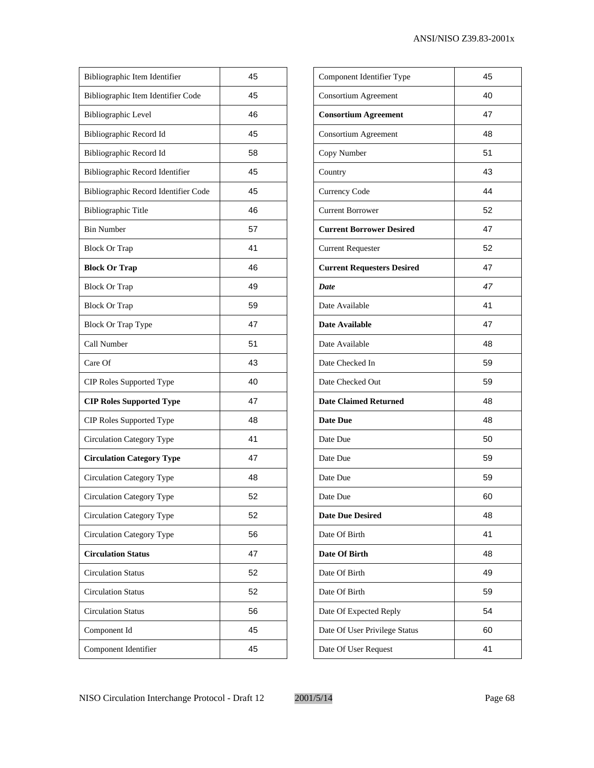| | |
|---|---|
| Bibliographic Item Identifier | 45 |
| Bibliographic Item Identifier Code | 45 |
| Bibliographic Level | 46 |
| Bibliographic Record Id | 45 |
| Bibliographic Record Id | 58 |
| Bibliographic Record Identifier | 45 |
| Bibliographic Record Identifier Code | 45 |
| Bibliographic Title | 46 |
| Bin Number | 57 |
| Block Or Trap | 41 |
| **Block Or Trap** | 46 |
| Block Or Trap | 49 |
| Block Or Trap | 59 |
| Block Or Trap Type | 47 |
| Call Number | 51 |
| Care Of | 43 |
| CIP Roles Supported Type | 40 |
| **CIP Roles Supported Type** | 47 |
| CIP Roles Supported Type | 48 |
| Circulation Category Type | 41 |
| **Circulation Category Type** | 47 |
| Circulation Category Type | 48 |
| Circulation Category Type | 52 |
| Circulation Category Type | 52 |
| Circulation Category Type | 56 |
| **Circulation Status** | 47 |
| Circulation Status | 52 |
| Circulation Status | 52 |
| Circulation Status | 56 |
| Component Id | 45 |
| Component Identifier | 45 |
| Component Identifier Type | 45 |
| Consortium Agreement | 40 |
| **Consortium Agreement** | 47 |
| Consortium Agreement | 48 |
| Copy Number | 51 |
| Country | 43 |
| Currency Code | 44 |
| Current Borrower | 52 |
| **Current Borrower Desired** | 47 |
| Current Requester | 52 |
| **Current Requesters Desired** | 47 |
| ***Date*** | *47* |
| Date Available | 41 |
| **Date Available** | 47 |
| Date Available | 48 |
| Date Checked In | 59 |
| Date Checked Out | 59 |
| **Date Claimed Returned** | 48 |
| **Date Due** | 48 |
| Date Due | 50 |
| Date Due | 59 |
| Date Due | 59 |
| Date Due | 60 |
| **Date Due Desired** | 48 |
| Date Of Birth | 41 |
| **Date Of Birth** | 48 |
| Date Of Birth | 49 |
| Date Of Birth | 59 |
| Date Of Expected Reply | 54 |
| Date Of User Privilege Status | 60 |
| Date Of User Request | 41 |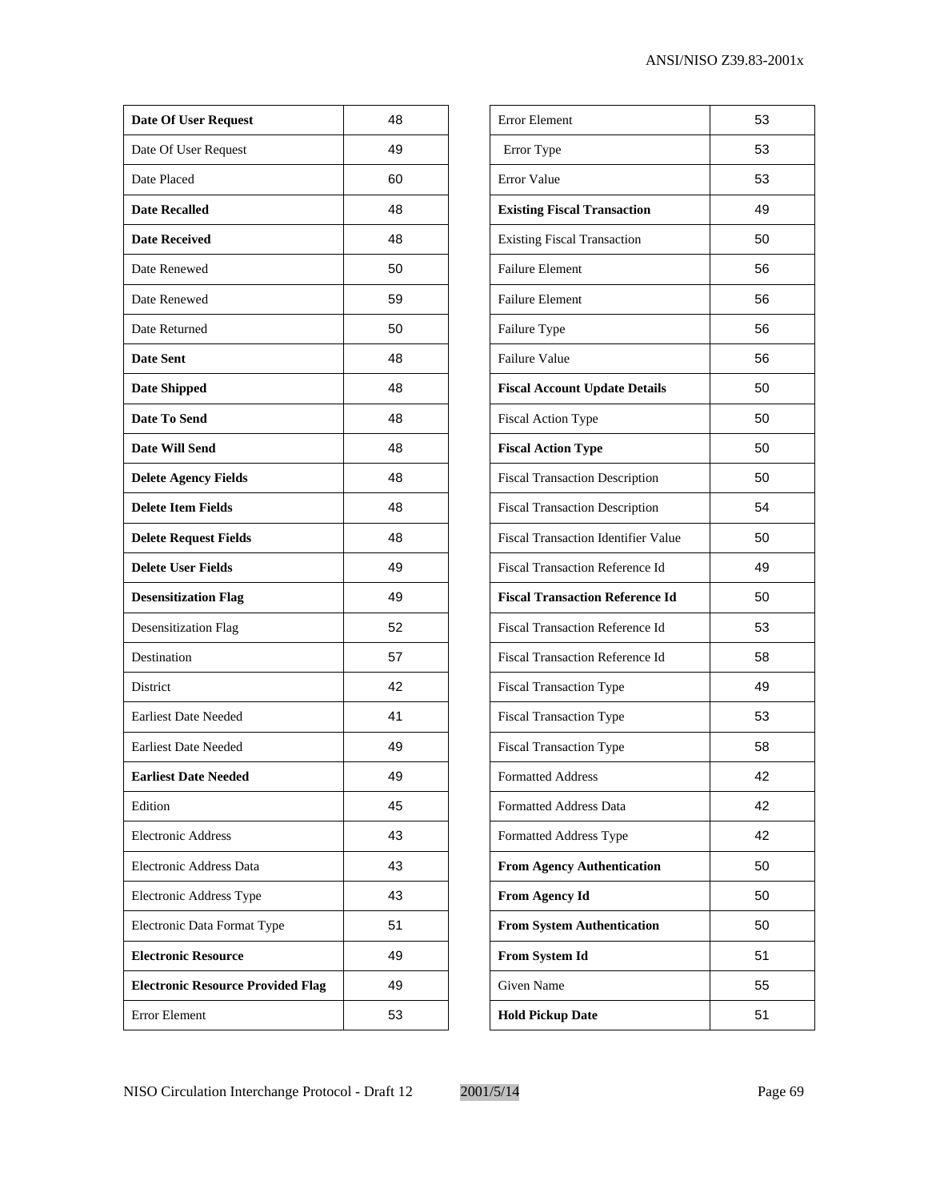| | |
|---|---|
| **Date Of User Request** | 48 |
| Date Of User Request | 49 |
| Date Placed | 60 |
| **Date Recalled** | 48 |
| **Date Received** | 48 |
| Date Renewed | 50 |
| Date Renewed | 59 |
| Date Returned | 50 |
| **Date Sent** | 48 |
| **Date Shipped** | 48 |
| **Date To Send** | 48 |
| **Date Will Send** | 48 |
| **Delete Agency Fields** | 48 |
| **Delete Item Fields** | 48 |
| **Delete Request Fields** | 48 |
| **Delete User Fields** | 49 |
| **Desensitization Flag** | 49 |
| Desensitization Flag | 52 |
| Destination | 57 |
| District | 42 |
| Earliest Date Needed | 41 |
| Earliest Date Needed | 49 |
| **Earliest Date Needed** | 49 |
| Edition | 45 |
| Electronic Address | 43 |
| Electronic Address Data | 43 |
| Electronic Address Type | 43 |
| Electronic Data Format Type | 51 |
| **Electronic Resource** | 49 |
| **Electronic Resource Provided Flag** | 49 |
| Error Element | 53 |
| Error Element | 53 |
| Error Type | 53 |
| Error Value | 53 |
| **Existing Fiscal Transaction** | 49 |
| Existing Fiscal Transaction | 50 |
| Failure Element | 56 |
| Failure Element | 56 |
| Failure Type | 56 |
| Failure Value | 56 |
| **Fiscal Account Update Details** | 50 |
| Fiscal Action Type | 50 |
| **Fiscal Action Type** | 50 |
| Fiscal Transaction Description | 50 |
| Fiscal Transaction Description | 54 |
| Fiscal Transaction Identifier Value | 50 |
| Fiscal Transaction Reference Id | 49 |
| **Fiscal Transaction Reference Id** | 50 |
| Fiscal Transaction Reference Id | 53 |
| Fiscal Transaction Reference Id | 58 |
| Fiscal Transaction Type | 49 |
| Fiscal Transaction Type | 53 |
| Fiscal Transaction Type | 58 |
| Formatted Address | 42 |
| Formatted Address Data | 42 |
| Formatted Address Type | 42 |
| **From Agency Authentication** | 50 |
| **From Agency Id** | 50 |
| **From System Authentication** | 50 |
| **From System Id** | 51 |
| Given Name | 55 |
| **Hold Pickup Date** | 51 |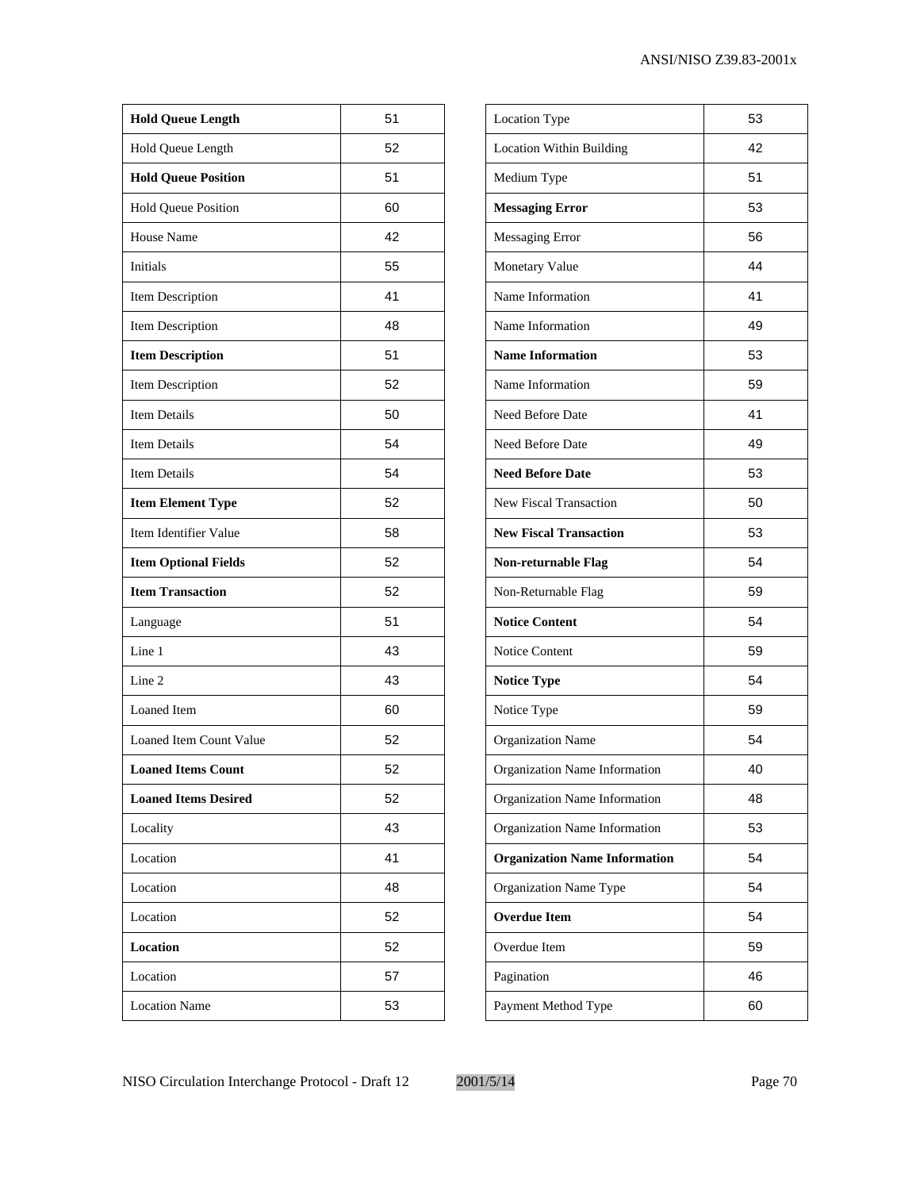| | |
|---|---|
| **Hold Queue Length** | 51 |
| Hold Queue Length | 52 |
| **Hold Queue Position** | 51 |
| Hold Queue Position | 60 |
| House Name | 42 |
| Initials | 55 |
| Item Description | 41 |
| Item Description | 48 |
| **Item Description** | 51 |
| Item Description | 52 |
| Item Details | 50 |
| Item Details | 54 |
| Item Details | 54 |
| **Item Element Type** | 52 |
| Item Identifier Value | 58 |
| **Item Optional Fields** | 52 |
| **Item Transaction** | 52 |
| Language | 51 |
| Line 1 | 43 |
| Line 2 | 43 |
| Loaned Item | 60 |
| Loaned Item Count Value | 52 |
| **Loaned Items Count** | 52 |
| **Loaned Items Desired** | 52 |
| Locality | 43 |
| Location | 41 |
| Location | 48 |
| Location | 52 |
| **Location** | 52 |
| Location | 57 |
| Location Name | 53 |

| | |
|---|---|
| Location Type | 53 |
| Location Within Building | 42 |
| Medium Type | 51 |
| **Messaging Error** | 53 |
| Messaging Error | 56 |
| Monetary Value | 44 |
| Name Information | 41 |
| Name Information | 49 |
| **Name Information** | 53 |
| Name Information | 59 |
| Need Before Date | 41 |
| Need Before Date | 49 |
| **Need Before Date** | 53 |
| New Fiscal Transaction | 50 |
| **New Fiscal Transaction** | 53 |
| **Non-returnable Flag** | 54 |
| Non-Returnable Flag | 59 |
| **Notice Content** | 54 |
| Notice Content | 59 |
| **Notice Type** | 54 |
| Notice Type | 59 |
| Organization Name | 54 |
| Organization Name Information | 40 |
| Organization Name Information | 48 |
| Organization Name Information | 53 |
| **Organization Name Information** | 54 |
| Organization Name Type | 54 |
| **Overdue Item** | 54 |
| Overdue Item | 59 |
| Pagination | 46 |
| Payment Method Type | 60 |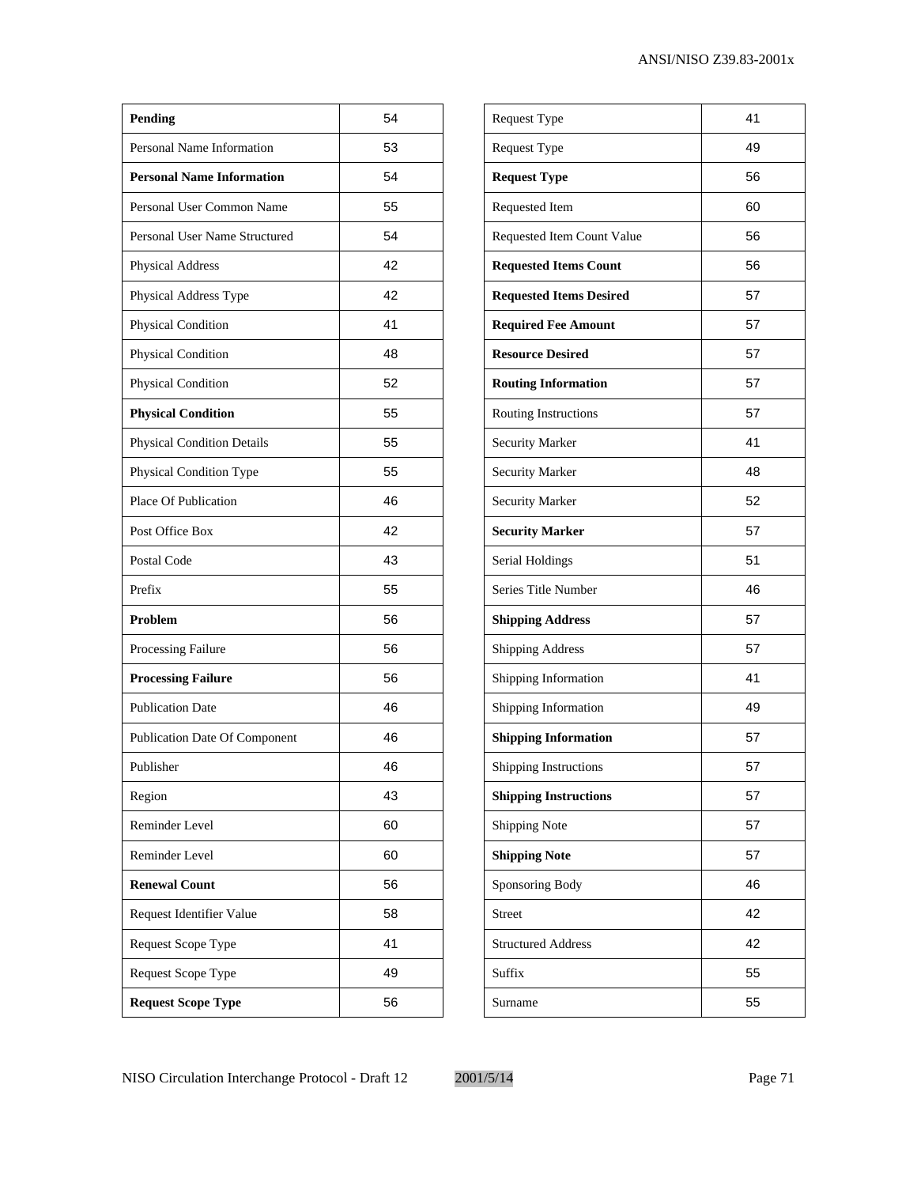| **Pending** | 54 |
|---|---|
| Personal Name Information | 53 |
| **Personal Name Information** | 54 |
| Personal User Common Name | 55 |
| Personal User Name Structured | 54 |
| Physical Address | 42 |
| Physical Address Type | 42 |
| Physical Condition | 41 |
| Physical Condition | 48 |
| Physical Condition | 52 |
| **Physical Condition** | 55 |
| Physical Condition Details | 55 |
| Physical Condition Type | 55 |
| Place Of Publication | 46 |
| Post Office Box | 42 |
| Postal Code | 43 |
| Prefix | 55 |
| **Problem** | 56 |
| Processing Failure | 56 |
| **Processing Failure** | 56 |
| Publication Date | 46 |
| Publication Date Of Component | 46 |
| Publisher | 46 |
| Region | 43 |
| Reminder Level | 60 |
| Reminder Level | 60 |
| **Renewal Count** | 56 |
| Request Identifier Value | 58 |
| Request Scope Type | 41 |
| Request Scope Type | 49 |
| **Request Scope Type** | 56 |

| Request Type | 41 |
|---|---|
| Request Type | 49 |
| **Request Type** | 56 |
| Requested Item | 60 |
| Requested Item Count Value | 56 |
| **Requested Items Count** | 56 |
| **Requested Items Desired** | 57 |
| **Required Fee Amount** | 57 |
| **Resource Desired** | 57 |
| **Routing Information** | 57 |
| Routing Instructions | 57 |
| Security Marker | 41 |
| Security Marker | 48 |
| Security Marker | 52 |
| **Security Marker** | 57 |
| Serial Holdings | 51 |
| Series Title Number | 46 |
| **Shipping Address** | 57 |
| Shipping Address | 57 |
| Shipping Information | 41 |
| Shipping Information | 49 |
| **Shipping Information** | 57 |
| Shipping Instructions | 57 |
| **Shipping Instructions** | 57 |
| Shipping Note | 57 |
| **Shipping Note** | 57 |
| Sponsoring Body | 46 |
| Street | 42 |
| Structured Address | 42 |
| Suffix | 55 |
| Surname | 55 |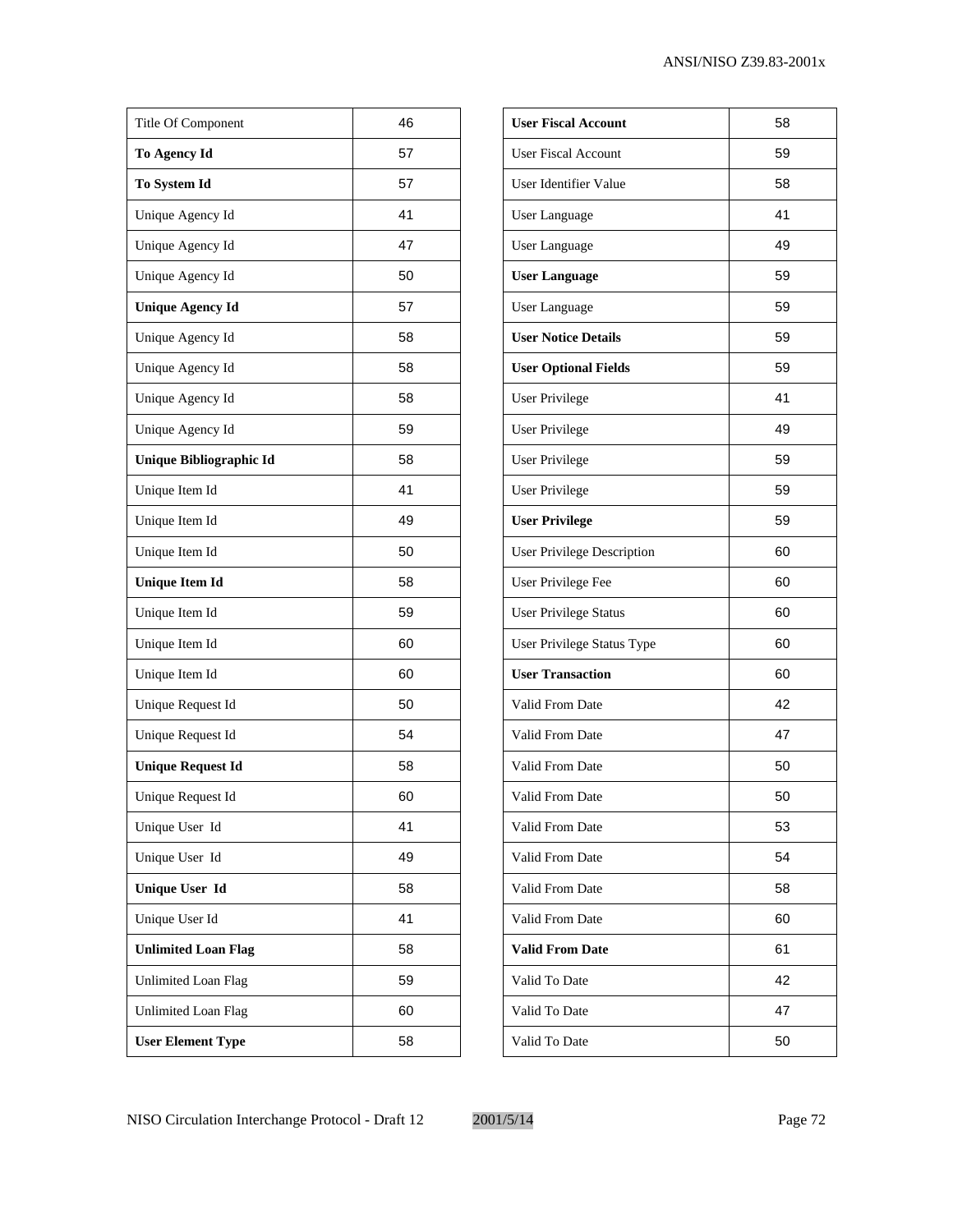| | |
|---|---|
| Title Of Component | 46 |
| **To Agency Id** | 57 |
| **To System Id** | 57 |
| Unique Agency Id | 41 |
| Unique Agency Id | 47 |
| Unique Agency Id | 50 |
| **Unique Agency Id** | 57 |
| Unique Agency Id | 58 |
| Unique Agency Id | 58 |
| Unique Agency Id | 58 |
| Unique Agency Id | 59 |
| **Unique Bibliographic Id** | 58 |
| Unique Item Id | 41 |
| Unique Item Id | 49 |
| Unique Item Id | 50 |
| **Unique Item Id** | 58 |
| Unique Item Id | 59 |
| Unique Item Id | 60 |
| Unique Item Id | 60 |
| Unique Request Id | 50 |
| Unique Request Id | 54 |
| **Unique Request Id** | 58 |
| Unique Request Id | 60 |
| Unique User Id | 41 |
| Unique User Id | 49 |
| **Unique User Id** | 58 |
| Unique User Id | 41 |
| **Unlimited Loan Flag** | 58 |
| Unlimited Loan Flag | 59 |
| Unlimited Loan Flag | 60 |
| **User Element Type** | 58 |

| | |
|---|---|
| **User Fiscal Account** | 58 |
| User Fiscal Account | 59 |
| User Identifier Value | 58 |
| User Language | 41 |
| User Language | 49 |
| **User Language** | 59 |
| User Language | 59 |
| **User Notice Details** | 59 |
| **User Optional Fields** | 59 |
| User Privilege | 41 |
| User Privilege | 49 |
| User Privilege | 59 |
| User Privilege | 59 |
| **User Privilege** | 59 |
| User Privilege Description | 60 |
| User Privilege Fee | 60 |
| User Privilege Status | 60 |
| User Privilege Status Type | 60 |
| **User Transaction** | 60 |
| Valid From Date | 42 |
| Valid From Date | 47 |
| Valid From Date | 50 |
| Valid From Date | 50 |
| Valid From Date | 53 |
| Valid From Date | 54 |
| Valid From Date | 58 |
| Valid From Date | 60 |
| **Valid From Date** | 61 |
| Valid To Date | 42 |
| Valid To Date | 47 |
| Valid To Date | 50 |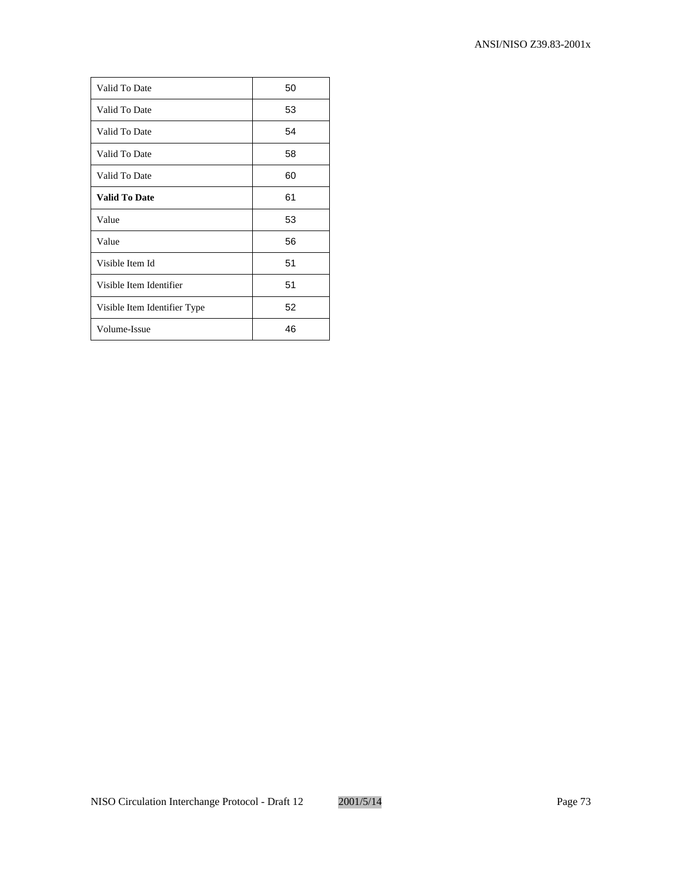| | |
|---|---|
| Valid To Date | 50 |
| Valid To Date | 53 |
| Valid To Date | 54 |
| Valid To Date | 58 |
| Valid To Date | 60 |
| **Valid To Date** | 61 |
| Value | 53 |
| Value | 56 |
| Visible Item Id | 51 |
| Visible Item Identifier | 51 |
| Visible Item Identifier Type | 52 |
| Volume-Issue | 46 |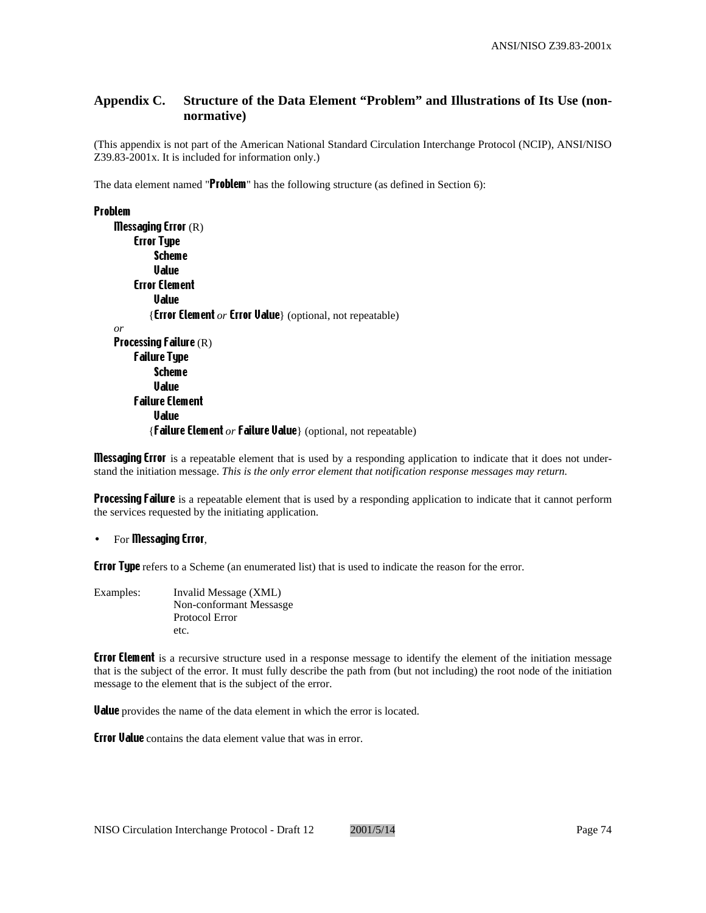## Appendix C. Structure of the Data Element "Problem" and Illustrations of Its Use (non-normative)

(This appendix is not part of the American National Standard Circulation Interchange Protocol (NCIP), ANSI/NISO Z39.83-2001x. It is included for information only.)

The data element named "**Problem**" has the following structure (as defined in Section 6):

**Problem**
- **Messaging Error** (R)
  - **Error Type**
    - **Scheme**
    - **Value**
  - **Error Element**
    - **Value**
    - {**Error Element** *or* **Error Value**} (optional, not repeatable)

*or*

- **Processing Failure** (R)
  - **Failure Type**
    - **Scheme**
    - **Value**
  - **Failure Element**
    - **Value**
    - {**Failure Element** *or* **Failure Value**} (optional, not repeatable)

**Messaging Error** is a repeatable element that is used by a responding application to indicate that it does not understand the initiation message. *This is the only error element that notification response messages may return.*

**Processing Failure** is a repeatable element that is used by a responding application to indicate that it cannot perform the services requested by the initiating application.

- For **Messaging Error**,

**Error Type** refers to a Scheme (an enumerated list) that is used to indicate the reason for the error.

Examples: Invalid Message (XML)
Non-conformant Messasge
Protocol Error
etc.

**Error Element** is a recursive structure used in a response message to identify the element of the initiation message that is the subject of the error. It must fully describe the path from (but not including) the root node of the initiation message to the element that is the subject of the error.

**Value** provides the name of the data element in which the error is located.

**Error Value** contains the data element value that was in error.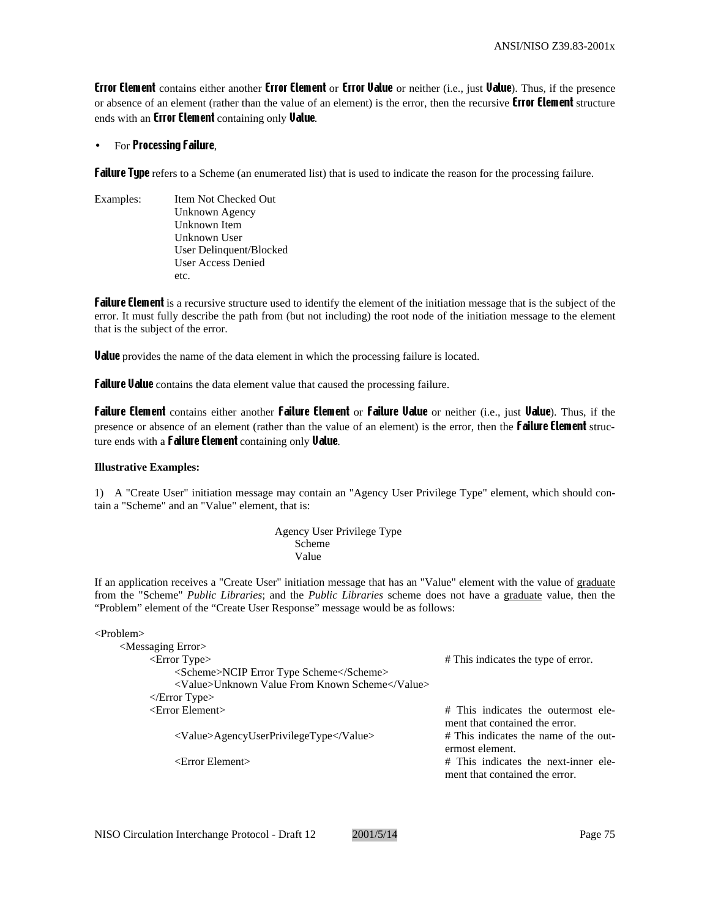**Error Element** contains either another **Error Element** or **Error Value** or neither (i.e., just **Value**). Thus, if the presence or absence of an element (rather than the value of an element) is the error, then the recursive **Error Element** structure ends with an **Error Element** containing only **Value**.

- For **Processing Failure**,

**Failure Type** refers to a Scheme (an enumerated list) that is used to indicate the reason for the processing failure.

Examples:
- Item Not Checked Out
- Unknown Agency
- Unknown Item
- Unknown User
- User Delinquent/Blocked
- User Access Denied
- etc.

**Failure Element** is a recursive structure used to identify the element of the initiation message that is the subject of the error. It must fully describe the path from (but not including) the root node of the initiation message to the element that is the subject of the error.

**Value** provides the name of the data element in which the processing failure is located.

**Failure Value** contains the data element value that caused the processing failure.

**Failure Element** contains either another **Failure Element** or **Failure Value** or neither (i.e., just **Value**). Thus, if the presence or absence of an element (rather than the value of an element) is the error, then the **Failure Element** structure ends with a **Failure Element** containing only **Value**.

**Illustrative Examples:**

1) A "Create User" initiation message may contain an "Agency User Privilege Type" element, which should contain a "Scheme" and an "Value" element, that is:

```
Agency User Privilege Type
    Scheme
    Value
```

If an application receives a "Create User" initiation message that has an "Value" element with the value of <u>graduate</u> from the "Scheme" *Public Libraries*; and the *Public Libraries* scheme does not have a <u>graduate</u> value, then the "Problem" element of the "Create User Response" message would be as follows:

```
<Problem>
    <Messaging Error>
        <Error Type>                                        # This indicates the type of error.
            <Scheme>NCIP Error Type Scheme</Scheme>
            <Value>Unknown Value From Known Scheme</Value>
        </Error Type>
        <Error Element>                                     # This indicates the outermost element that contained the error.
            <Value>AgencyUserPrivilegeType</Value>          # This indicates the name of the outermost element.
            <Error Element>                                 # This indicates the next-inner element that contained the error.
```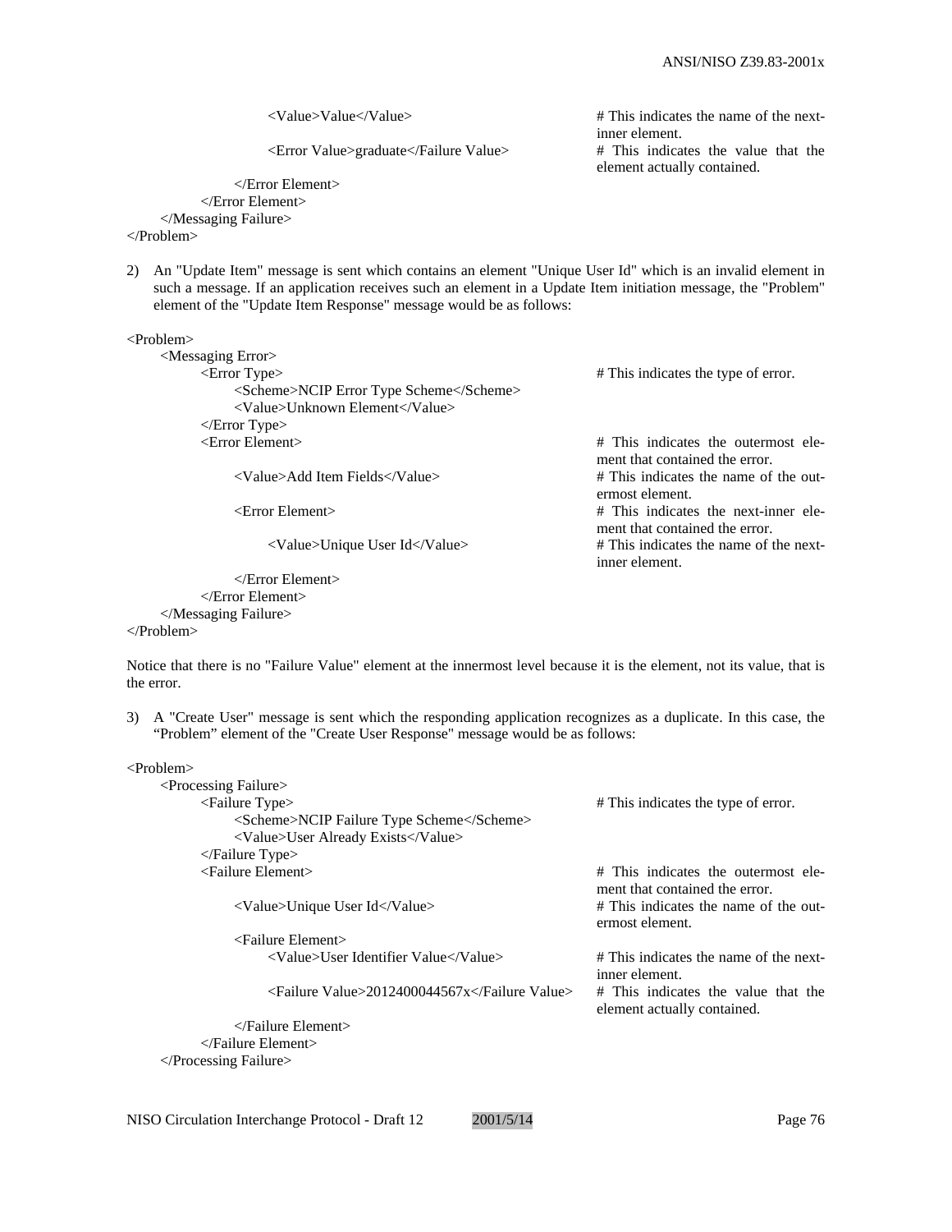```
            <Value>Value</Value>                          # This indicates the name of the next-
                                                          inner element.
            <Error Value>graduate</Failure Value>         # This indicates the value that the
                                                          element actually contained.
         </Error Element>
      </Error Element>
   </Messaging Failure>
</Problem>
```

2) An "Update Item" message is sent which contains an element "Unique User Id" which is an invalid element in such a message. If an application receives such an element in a Update Item initiation message, the "Problem" element of the "Update Item Response" message would be as follows:

```
<Problem>
   <Messaging Error>
      <Error Type>                                        # This indicates the type of error.
         <Scheme>NCIP Error Type Scheme</Scheme>
         <Value>Unknown Element</Value>
      </Error Type>
      <Error Element>                                     # This indicates the outermost ele-
                                                          ment that contained the error.
         <Value>Add Item Fields</Value>                   # This indicates the name of the out-
                                                          ermost element.
         <Error Element>                                  # This indicates the next-inner ele-
                                                          ment that contained the error.
            <Value>Unique User Id</Value>                 # This indicates the name of the next-
                                                          inner element.
         </Error Element>
      </Error Element>
   </Messaging Failure>
</Problem>
```

Notice that there is no "Failure Value" element at the innermost level because it is the element, not its value, that is the error.

3) A "Create User" message is sent which the responding application recognizes as a duplicate. In this case, the "Problem" element of the "Create User Response" message would be as follows:

```
<Problem>
   <Processing Failure>
      <Failure Type>                                      # This indicates the type of error.
         <Scheme>NCIP Failure Type Scheme</Scheme>
         <Value>User Already Exists</Value>
      </Failure Type>
      <Failure Element>                                   # This indicates the outermost ele-
                                                          ment that contained the error.
         <Value>Unique User Id</Value>                    # This indicates the name of the out-
                                                          ermost element.
         <Failure Element>
            <Value>User Identifier Value</Value>          # This indicates the name of the next-
                                                          inner element.
            <Failure Value>2012400044567x</Failure Value> # This indicates the value that the
                                                          element actually contained.
         </Failure Element>
      </Failure Element>
   </Processing Failure>
```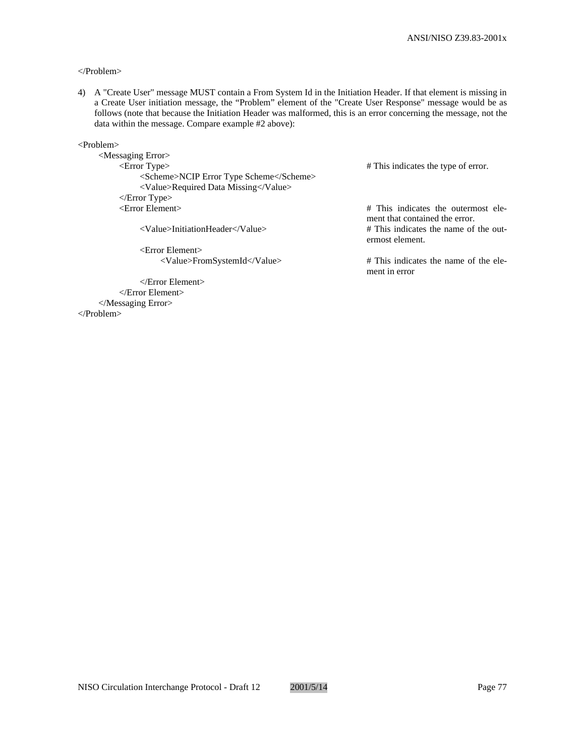```
</Problem>
```

4) A "Create User" message MUST contain a From System Id in the Initiation Header. If that element is missing in a Create User initiation message, the “Problem” element of the "Create User Response" message would be as follows (note that because the Initiation Header was malformed, this is an error concerning the message, not the data within the message. Compare example #2 above):

```
<Problem>
    <Messaging Error>
        <Error Type>                                   # This indicates the type of error.
            <Scheme>NCIP Error Type Scheme</Scheme>
            <Value>Required Data Missing</Value>
        </Error Type>
        <Error Element>                                # This indicates the outermost element that contained the error.

            <Value>InitiationHeader</Value>            # This indicates the name of the outermost element.

            <Error Element>
                <Value>FromSystemId</Value>            # This indicates the name of the element in error

            </Error Element>
        </Error Element>
    </Messaging Error>
</Problem>
```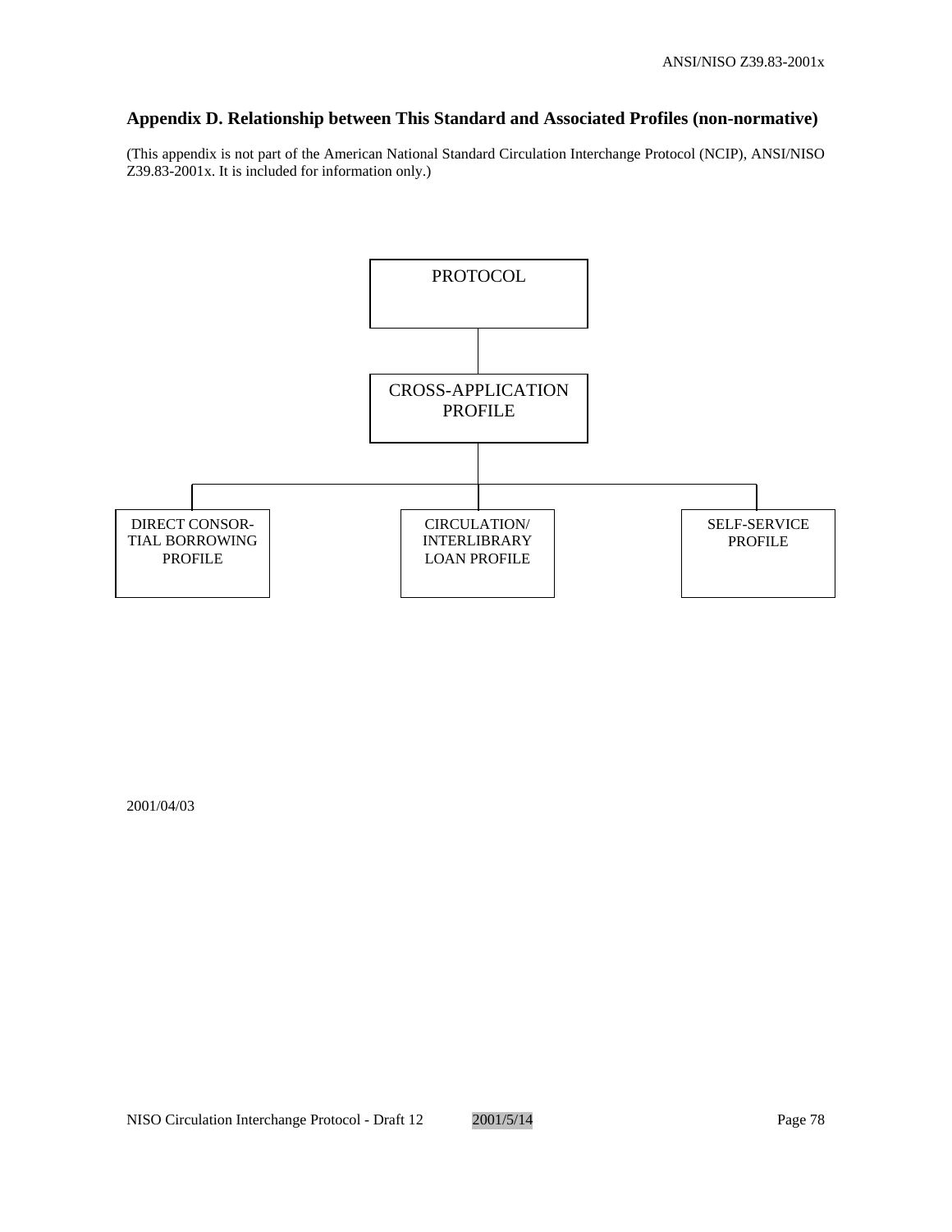## Appendix D. Relationship between This Standard and Associated Profiles (non-normative)

(This appendix is not part of the American National Standard Circulation Interchange Protocol (NCIP), ANSI/NISO Z39.83-2001x. It is included for information only.)

PROTOCOL

CROSS-APPLICATION PROFILE

DIRECT CONSOR-TIAL BORROWING PROFILE

CIRCULATION/ INTERLIBRARY LOAN PROFILE

SELF-SERVICE PROFILE

2001/04/03